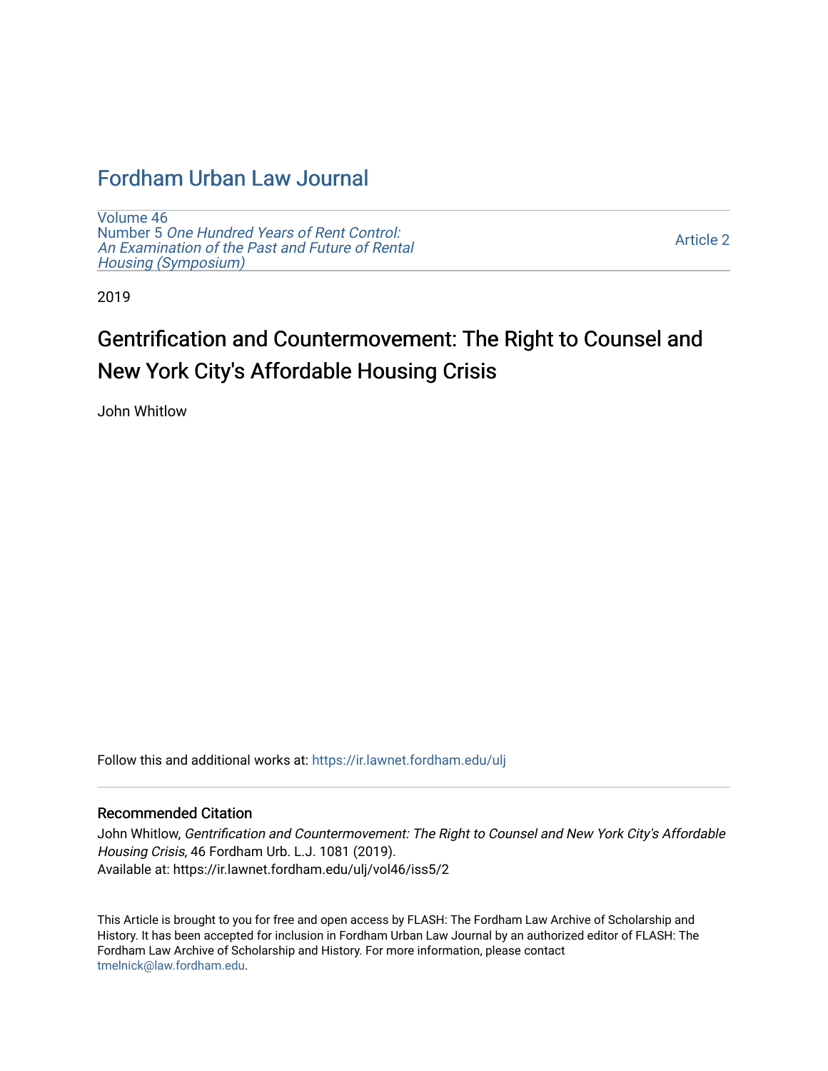# Fordham Urban Law Journal

Volume 46
Number 5 *One Hundred Years of Rent Control: An Examination of the Past and Future of Rental Housing (Symposium)*

Article 2

2019

## Gentrification and Countermovement: The Right to Counsel and New York City's Affordable Housing Crisis

John Whitlow

Follow this and additional works at: https://ir.lawnet.fordham.edu/ulj

### Recommended Citation

John Whitlow, *Gentrification and Countermovement: The Right to Counsel and New York City's Affordable Housing Crisis*, 46 Fordham Urb. L.J. 1081 (2019).
Available at: https://ir.lawnet.fordham.edu/ulj/vol46/iss5/2

This Article is brought to you for free and open access by FLASH: The Fordham Law Archive of Scholarship and History. It has been accepted for inclusion in Fordham Urban Law Journal by an authorized editor of FLASH: The Fordham Law Archive of Scholarship and History. For more information, please contact tmelnick@law.fordham.edu.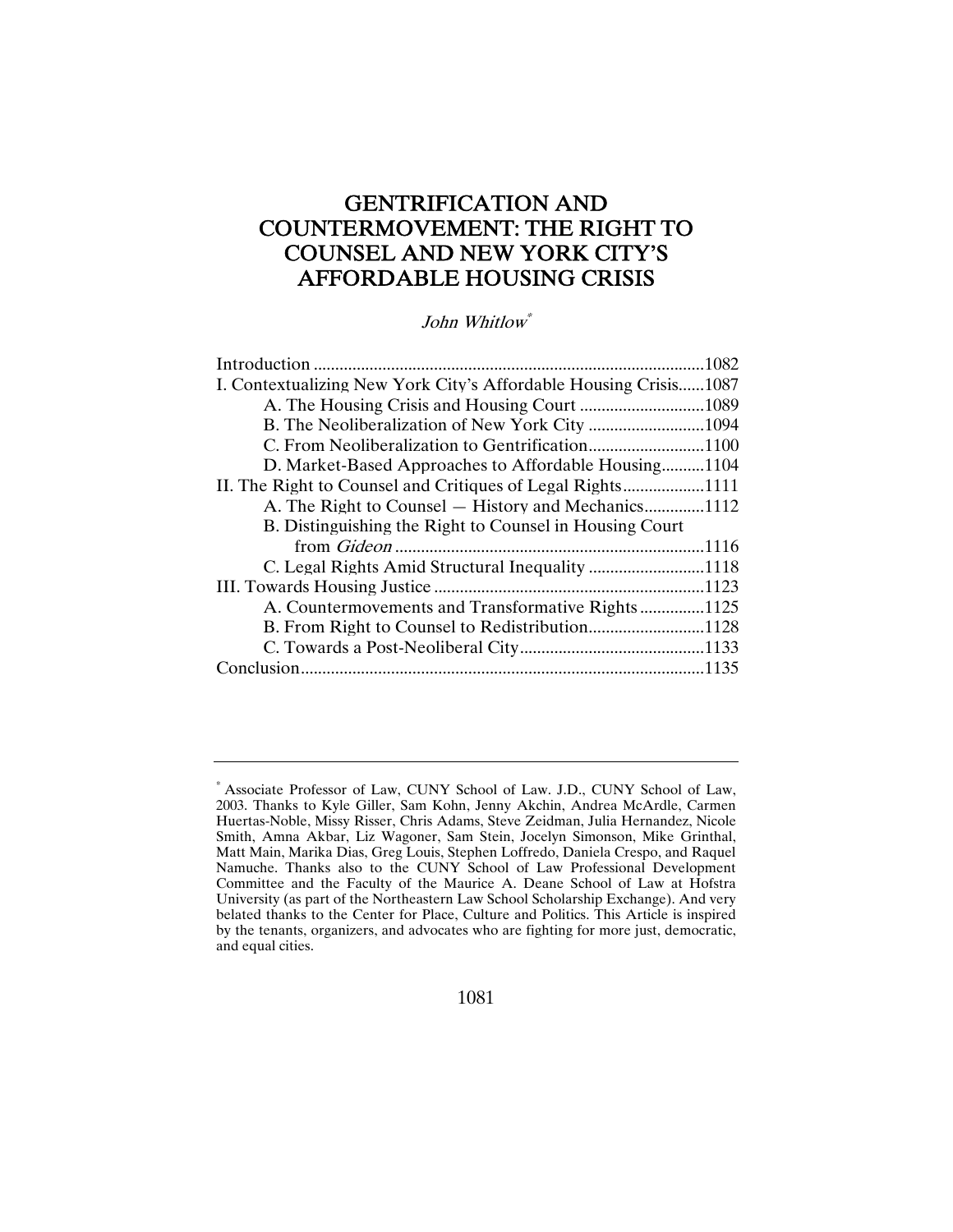# GENTRIFICATION AND COUNTERMOVEMENT: THE RIGHT TO COUNSEL AND NEW YORK CITY'S AFFORDABLE HOUSING CRISIS

*John Whitlow*[*]

| | |
|---|---|
| Introduction | 1082 |
| I. Contextualizing New York City's Affordable Housing Crisis | 1087 |
| A. The Housing Crisis and Housing Court | 1089 |
| B. The Neoliberalization of New York City | 1094 |
| C. From Neoliberalization to Gentrification | 1100 |
| D. Market-Based Approaches to Affordable Housing | 1104 |
| II. The Right to Counsel and Critiques of Legal Rights | 1111 |
| A. The Right to Counsel — History and Mechanics | 1112 |
| B. Distinguishing the Right to Counsel in Housing Court from *Gideon* | 1116 |
| C. Legal Rights Amid Structural Inequality | 1118 |
| III. Towards Housing Justice | 1123 |
| A. Countermovements and Transformative Rights | 1125 |
| B. From Right to Counsel to Redistribution | 1128 |
| C. Towards a Post-Neoliberal City | 1133 |
| Conclusion | 1135 |

---

[*] Associate Professor of Law, CUNY School of Law. J.D., CUNY School of Law, 2003. Thanks to Kyle Giller, Sam Kohn, Jenny Akchin, Andrea McArdle, Carmen Huertas-Noble, Missy Risser, Chris Adams, Steve Zeidman, Julia Hernandez, Nicole Smith, Amna Akbar, Liz Wagoner, Sam Stein, Jocelyn Simonson, Mike Grinthal, Matt Main, Marika Dias, Greg Louis, Stephen Loffredo, Daniela Crespo, and Raquel Namuche. Thanks also to the CUNY School of Law Professional Development Committee and the Faculty of the Maurice A. Deane School of Law at Hofstra University (as part of the Northeastern Law School Scholarship Exchange). And very belated thanks to the Center for Place, Culture and Politics. This Article is inspired by the tenants, organizers, and advocates who are fighting for more just, democratic, and equal cities.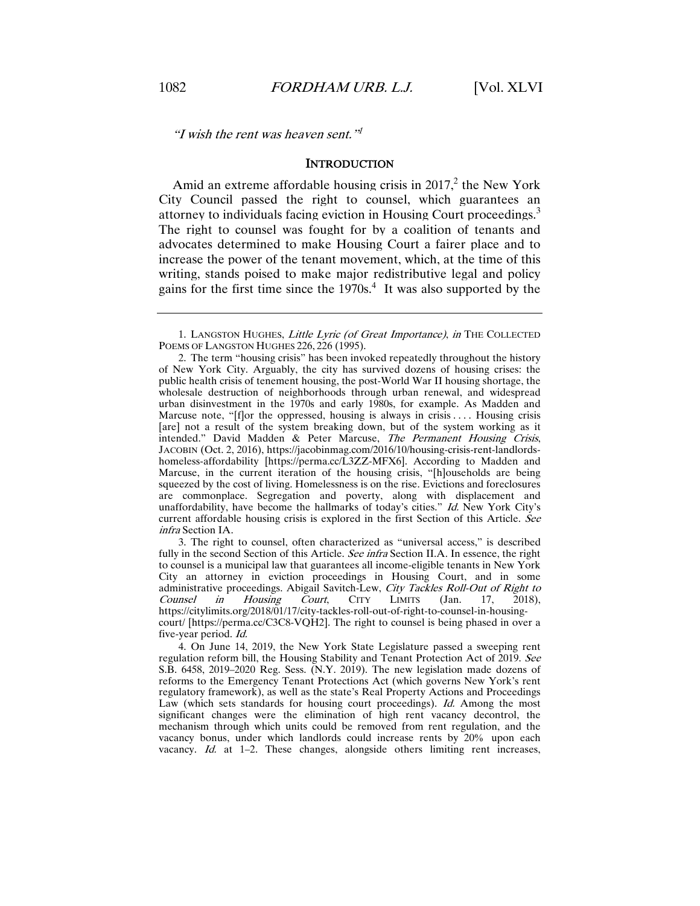*"I wish the rent was heaven sent."*[1]

## INTRODUCTION

Amid an extreme affordable housing crisis in 2017,[2] the New York City Council passed the right to counsel, which guarantees an attorney to individuals facing eviction in Housing Court proceedings.[3] The right to counsel was fought for by a coalition of tenants and advocates determined to make Housing Court a fairer place and to increase the power of the tenant movement, which, at the time of this writing, stands poised to make major redistributive legal and policy gains for the first time since the 1970s.[4] It was also supported by the

---

1. LANGSTON HUGHES, *Little Lyric (of Great Importance)*, *in* THE COLLECTED POEMS OF LANGSTON HUGHES 226, 226 (1995).

2. The term "housing crisis" has been invoked repeatedly throughout the history of New York City. Arguably, the city has survived dozens of housing crises: the public health crisis of tenement housing, the post-World War II housing shortage, the wholesale destruction of neighborhoods through urban renewal, and widespread urban disinvestment in the 1970s and early 1980s, for example. As Madden and Marcuse note, "[f]or the oppressed, housing is always in crisis . . . . Housing crisis [are] not a result of the system breaking down, but of the system working as it intended." David Madden & Peter Marcuse, *The Permanent Housing Crisis*, JACOBIN (Oct. 2, 2016), https://jacobinmag.com/2016/10/housing-crisis-rent-landlords-homeless-affordability [https://perma.cc/L3ZZ-MFX6]. According to Madden and Marcuse, in the current iteration of the housing crisis, "[h]ouseholds are being squeezed by the cost of living. Homelessness is on the rise. Evictions and foreclosures are commonplace. Segregation and poverty, along with displacement and unaffordability, have become the hallmarks of today's cities." *Id.* New York City's current affordable housing crisis is explored in the first Section of this Article. *See infra* Section IA.

3. The right to counsel, often characterized as "universal access," is described fully in the second Section of this Article. *See infra* Section II.A. In essence, the right to counsel is a municipal law that guarantees all income-eligible tenants in New York City an attorney in eviction proceedings in Housing Court, and in some administrative proceedings. Abigail Savitch-Lew, *City Tackles Roll-Out of Right to Counsel in Housing Court*, CITY LIMITS (Jan. 17, 2018), https://citylimits.org/2018/01/17/city-tackles-roll-out-of-right-to-counsel-in-housing-court/ [https://perma.cc/C3C8-VQH2]. The right to counsel is being phased in over a five-year period. *Id.*

4. On June 14, 2019, the New York State Legislature passed a sweeping rent regulation reform bill, the Housing Stability and Tenant Protection Act of 2019. *See* S.B. 6458, 2019–2020 Reg. Sess. (N.Y. 2019). The new legislation made dozens of reforms to the Emergency Tenant Protections Act (which governs New York's rent regulatory framework), as well as the state's Real Property Actions and Proceedings Law (which sets standards for housing court proceedings). *Id.* Among the most significant changes were the elimination of high rent vacancy decontrol, the mechanism through which units could be removed from rent regulation, and the vacancy bonus, under which landlords could increase rents by 20% upon each vacancy. *Id.* at 1–2. These changes, alongside others limiting rent increases,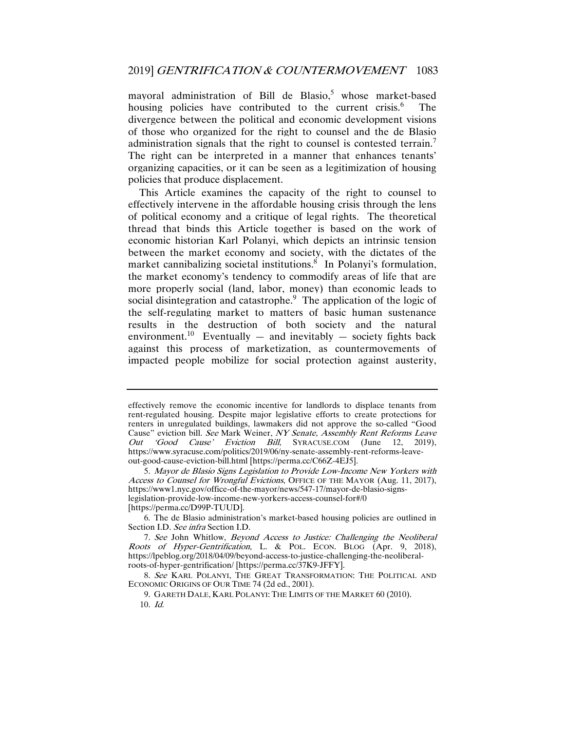mayoral administration of Bill de Blasio,[5] whose market-based housing policies have contributed to the current crisis.[6] The divergence between the political and economic development visions of those who organized for the right to counsel and the de Blasio administration signals that the right to counsel is contested terrain.[7] The right can be interpreted in a manner that enhances tenants' organizing capacities, or it can be seen as a legitimization of housing policies that produce displacement.

This Article examines the capacity of the right to counsel to effectively intervene in the affordable housing crisis through the lens of political economy and a critique of legal rights. The theoretical thread that binds this Article together is based on the work of economic historian Karl Polanyi, which depicts an intrinsic tension between the market economy and society, with the dictates of the market cannibalizing societal institutions.[8] In Polanyi's formulation, the market economy's tendency to commodify areas of life that are more properly social (land, labor, money) than economic leads to social disintegration and catastrophe.[9] The application of the logic of the self-regulating market to matters of basic human sustenance results in the destruction of both society and the natural environment.[10] Eventually — and inevitably — society fights back against this process of marketization, as countermovements of impacted people mobilize for social protection against austerity,

---

effectively remove the economic incentive for landlords to displace tenants from rent-regulated housing. Despite major legislative efforts to create protections for renters in unregulated buildings, lawmakers did not approve the so-called "Good Cause" eviction bill. *See* Mark Weiner, *NY Senate, Assembly Rent Reforms Leave Out 'Good Cause' Eviction Bill*, SYRACUSE.COM (June 12, 2019), https://www.syracuse.com/politics/2019/06/ny-senate-assembly-rent-reforms-leave-out-good-cause-eviction-bill.html [https://perma.cc/C66Z-4EJ5].

5. *Mayor de Blasio Signs Legislation to Provide Low-Income New Yorkers with Access to Counsel for Wrongful Evictions*, OFFICE OF THE MAYOR (Aug. 11, 2017), https://www1.nyc.gov/office-of-the-mayor/news/547-17/mayor-de-blasio-signs-legislation-provide-low-income-new-yorkers-access-counsel-for#/0 [https://perma.cc/D99P-TUUD].

6. The de Blasio administration's market-based housing policies are outlined in Section I.D. *See infra* Section I.D.

7. *See* John Whitlow, *Beyond Access to Justice: Challenging the Neoliberal Roots of Hyper-Gentrification*, L. & POL. ECON. BLOG (Apr. 9, 2018), https://lpeblog.org/2018/04/09/beyond-access-to-justice-challenging-the-neoliberal-roots-of-hyper-gentrification/ [https://perma.cc/37K9-JFFY].

8. *See* KARL POLANYI, THE GREAT TRANSFORMATION: THE POLITICAL AND ECONOMIC ORIGINS OF OUR TIME 74 (2d ed., 2001).

9. GARETH DALE, KARL POLANYI: THE LIMITS OF THE MARKET 60 (2010).

10. *Id.*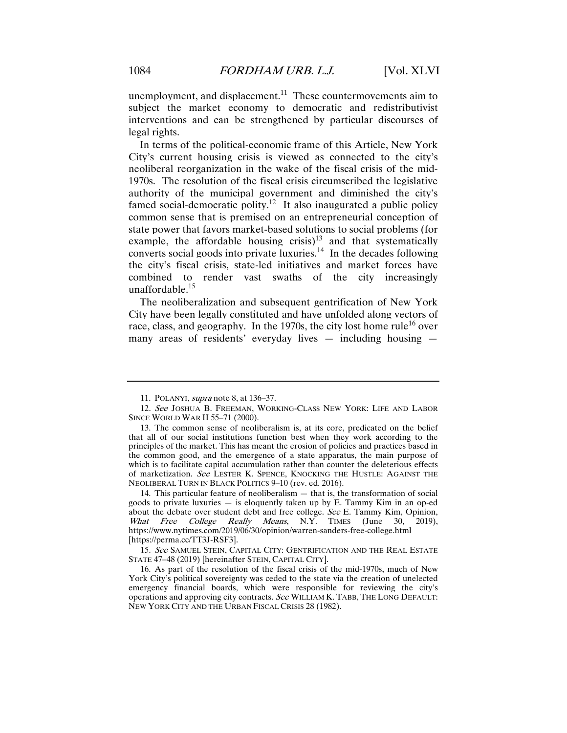unemployment, and displacement.[11] These countermovements aim to subject the market economy to democratic and redistributivist interventions and can be strengthened by particular discourses of legal rights.

In terms of the political-economic frame of this Article, New York City's current housing crisis is viewed as connected to the city's neoliberal reorganization in the wake of the fiscal crisis of the mid-1970s. The resolution of the fiscal crisis circumscribed the legislative authority of the municipal government and diminished the city's famed social-democratic polity.[12] It also inaugurated a public policy common sense that is premised on an entrepreneurial conception of state power that favors market-based solutions to social problems (for example, the affordable housing crisis)[13] and that systematically converts social goods into private luxuries.[14] In the decades following the city's fiscal crisis, state-led initiatives and market forces have combined to render vast swaths of the city increasingly unaffordable.[15]

The neoliberalization and subsequent gentrification of New York City have been legally constituted and have unfolded along vectors of race, class, and geography. In the 1970s, the city lost home rule[16] over many areas of residents' everyday lives — including housing —

---

11. POLANYI, *supra* note 8, at 136–37.

12. *See* JOSHUA B. FREEMAN, WORKING-CLASS NEW YORK: LIFE AND LABOR SINCE WORLD WAR II 55–71 (2000).

13. The common sense of neoliberalism is, at its core, predicated on the belief that all of our social institutions function best when they work according to the principles of the market. This has meant the erosion of policies and practices based in the common good, and the emergence of a state apparatus, the main purpose of which is to facilitate capital accumulation rather than counter the deleterious effects of marketization. *See* LESTER K. SPENCE, KNOCKING THE HUSTLE: AGAINST THE NEOLIBERAL TURN IN BLACK POLITICS 9–10 (rev. ed. 2016).

14. This particular feature of neoliberalism — that is, the transformation of social goods to private luxuries — is eloquently taken up by E. Tammy Kim in an op-ed about the debate over student debt and free college. *See* E. Tammy Kim, Opinion, *What Free College Really Means*, N.Y. TIMES (June 30, 2019), https://www.nytimes.com/2019/06/30/opinion/warren-sanders-free-college.html [https://perma.cc/TT3J-RSF3].

15. *See* SAMUEL STEIN, CAPITAL CITY: GENTRIFICATION AND THE REAL ESTATE STATE 47–48 (2019) [hereinafter STEIN, CAPITAL CITY].

16. As part of the resolution of the fiscal crisis of the mid-1970s, much of New York City's political sovereignty was ceded to the state via the creation of unelected emergency financial boards, which were responsible for reviewing the city's operations and approving city contracts. *See* WILLIAM K. TABB, THE LONG DEFAULT: NEW YORK CITY AND THE URBAN FISCAL CRISIS 28 (1982).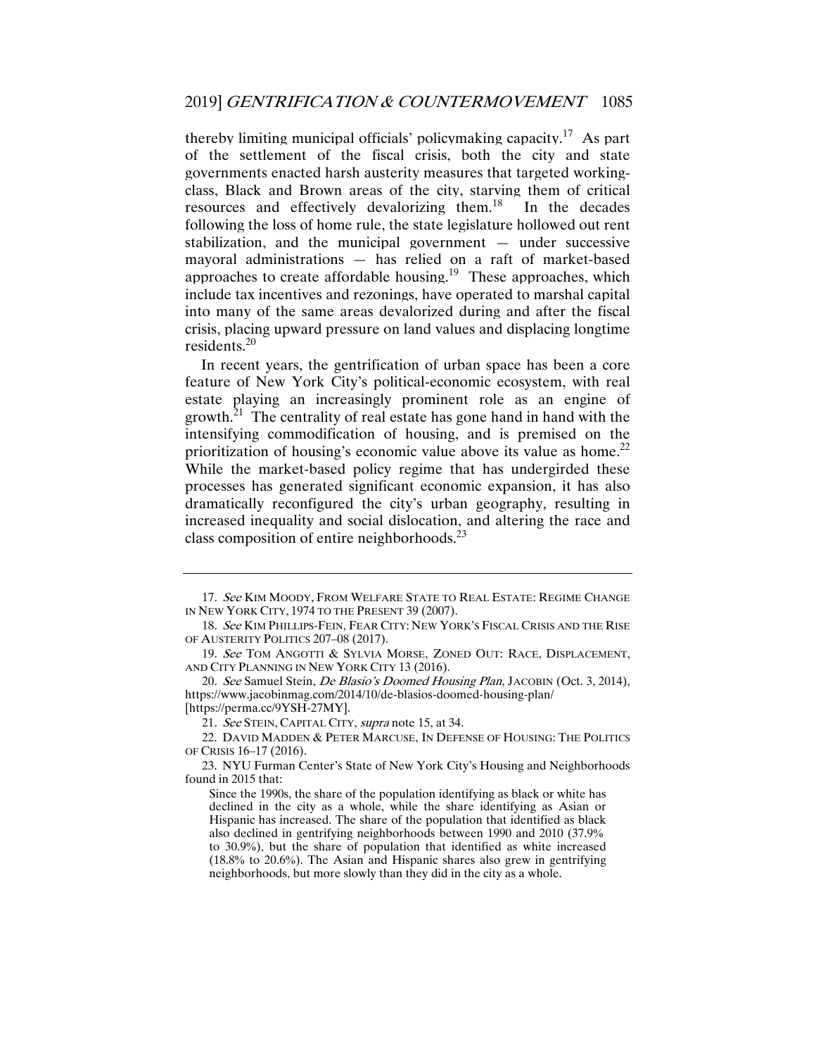thereby limiting municipal officials' policymaking capacity.[17] As part of the settlement of the fiscal crisis, both the city and state governments enacted harsh austerity measures that targeted working-class, Black and Brown areas of the city, starving them of critical resources and effectively devalorizing them.[18] In the decades following the loss of home rule, the state legislature hollowed out rent stabilization, and the municipal government — under successive mayoral administrations — has relied on a raft of market-based approaches to create affordable housing.[19] These approaches, which include tax incentives and rezonings, have operated to marshal capital into many of the same areas devalorized during and after the fiscal crisis, placing upward pressure on land values and displacing longtime residents.[20]

In recent years, the gentrification of urban space has been a core feature of New York City's political-economic ecosystem, with real estate playing an increasingly prominent role as an engine of growth.[21] The centrality of real estate has gone hand in hand with the intensifying commodification of housing, and is premised on the prioritization of housing's economic value above its value as home.[22] While the market-based policy regime that has undergirded these processes has generated significant economic expansion, it has also dramatically reconfigured the city's urban geography, resulting in increased inequality and social dislocation, and altering the race and class composition of entire neighborhoods.[23]

---

17. *See* KIM MOODY, FROM WELFARE STATE TO REAL ESTATE: REGIME CHANGE IN NEW YORK CITY, 1974 TO THE PRESENT 39 (2007).

18. *See* KIM PHILLIPS-FEIN, FEAR CITY: NEW YORK'S FISCAL CRISIS AND THE RISE OF AUSTERITY POLITICS 207–08 (2017).

19. *See* TOM ANGOTTI & SYLVIA MORSE, ZONED OUT: RACE, DISPLACEMENT, AND CITY PLANNING IN NEW YORK CITY 13 (2016).

20. *See* Samuel Stein, *De Blasio's Doomed Housing Plan*, JACOBIN (Oct. 3, 2014), https://www.jacobinmag.com/2014/10/de-blasios-doomed-housing-plan/ [https://perma.cc/9YSH-27MY].

21. *See* STEIN, CAPITAL CITY, *supra* note 15, at 34.

22. DAVID MADDEN & PETER MARCUSE, IN DEFENSE OF HOUSING: THE POLITICS OF CRISIS 16–17 (2016).

23. NYU Furman Center's State of New York City's Housing and Neighborhoods found in 2015 that:

> Since the 1990s, the share of the population identifying as black or white has declined in the city as a whole, while the share identifying as Asian or Hispanic has increased. The share of the population that identified as black also declined in gentrifying neighborhoods between 1990 and 2010 (37.9% to 30.9%), but the share of population that identified as white increased (18.8% to 20.6%). The Asian and Hispanic shares also grew in gentrifying neighborhoods, but more slowly than they did in the city as a whole.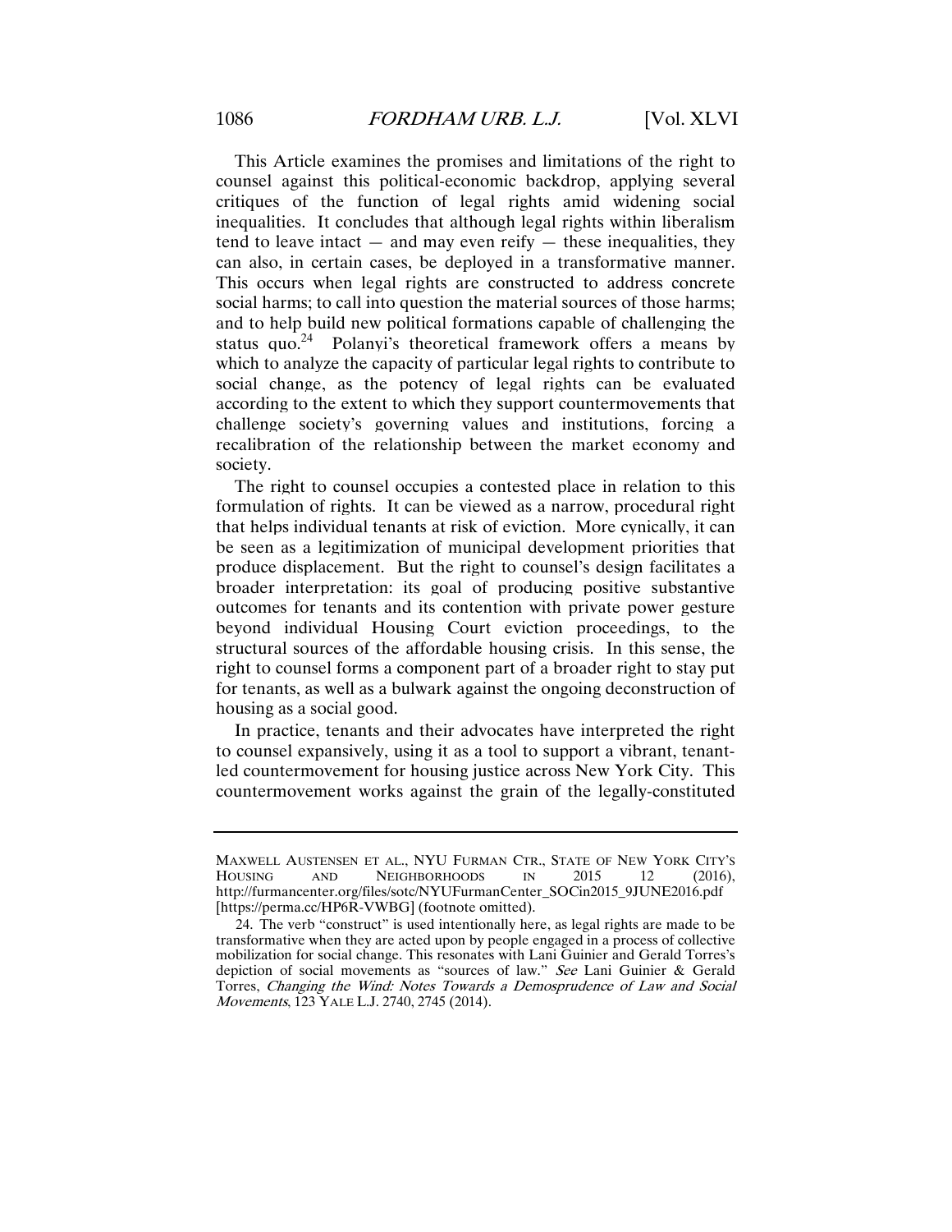This Article examines the promises and limitations of the right to counsel against this political-economic backdrop, applying several critiques of the function of legal rights amid widening social inequalities. It concludes that although legal rights within liberalism tend to leave intact — and may even reify — these inequalities, they can also, in certain cases, be deployed in a transformative manner. This occurs when legal rights are constructed to address concrete social harms; to call into question the material sources of those harms; and to help build new political formations capable of challenging the status quo.[24] Polanyi's theoretical framework offers a means by which to analyze the capacity of particular legal rights to contribute to social change, as the potency of legal rights can be evaluated according to the extent to which they support countermovements that challenge society's governing values and institutions, forcing a recalibration of the relationship between the market economy and society.

The right to counsel occupies a contested place in relation to this formulation of rights. It can be viewed as a narrow, procedural right that helps individual tenants at risk of eviction. More cynically, it can be seen as a legitimization of municipal development priorities that produce displacement. But the right to counsel's design facilitates a broader interpretation: its goal of producing positive substantive outcomes for tenants and its contention with private power gesture beyond individual Housing Court eviction proceedings, to the structural sources of the affordable housing crisis. In this sense, the right to counsel forms a component part of a broader right to stay put for tenants, as well as a bulwark against the ongoing deconstruction of housing as a social good.

In practice, tenants and their advocates have interpreted the right to counsel expansively, using it as a tool to support a vibrant, tenant-led countermovement for housing justice across New York City. This countermovement works against the grain of the legally-constituted

---

MAXWELL AUSTENSEN ET AL., NYU FURMAN CTR., STATE OF NEW YORK CITY'S HOUSING AND NEIGHBORHOODS IN 2015 12 (2016), http://furmancenter.org/files/sotc/NYUFurmanCenter_SOCin2015_9JUNE2016.pdf [https://perma.cc/HP6R-VWBG] (footnote omitted).

24. The verb "construct" is used intentionally here, as legal rights are made to be transformative when they are acted upon by people engaged in a process of collective mobilization for social change. This resonates with Lani Guinier and Gerald Torres's depiction of social movements as "sources of law." *See* Lani Guinier & Gerald Torres, *Changing the Wind: Notes Towards a Demosprudence of Law and Social Movements*, 123 YALE L.J. 2740, 2745 (2014).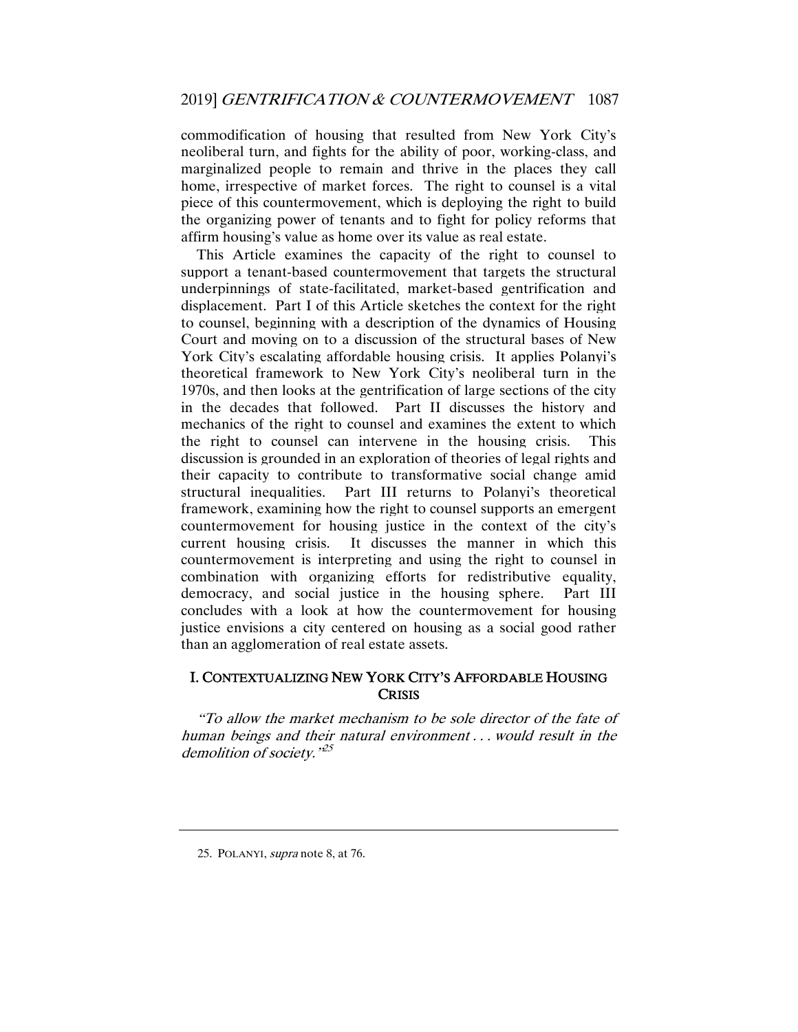commodification of housing that resulted from New York City's neoliberal turn, and fights for the ability of poor, working-class, and marginalized people to remain and thrive in the places they call home, irrespective of market forces. The right to counsel is a vital piece of this countermovement, which is deploying the right to build the organizing power of tenants and to fight for policy reforms that affirm housing's value as home over its value as real estate.

This Article examines the capacity of the right to counsel to support a tenant-based countermovement that targets the structural underpinnings of state-facilitated, market-based gentrification and displacement. Part I of this Article sketches the context for the right to counsel, beginning with a description of the dynamics of Housing Court and moving on to a discussion of the structural bases of New York City's escalating affordable housing crisis. It applies Polanyi's theoretical framework to New York City's neoliberal turn in the 1970s, and then looks at the gentrification of large sections of the city in the decades that followed. Part II discusses the history and mechanics of the right to counsel and examines the extent to which the right to counsel can intervene in the housing crisis. This discussion is grounded in an exploration of theories of legal rights and their capacity to contribute to transformative social change amid structural inequalities. Part III returns to Polanyi's theoretical framework, examining how the right to counsel supports an emergent countermovement for housing justice in the context of the city's current housing crisis. It discusses the manner in which this countermovement is interpreting and using the right to counsel in combination with organizing efforts for redistributive equality, democracy, and social justice in the housing sphere. Part III concludes with a look at how the countermovement for housing justice envisions a city centered on housing as a social good rather than an agglomeration of real estate assets.

## I. CONTEXTUALIZING NEW YORK CITY'S AFFORDABLE HOUSING CRISIS

*"To allow the market mechanism to be sole director of the fate of human beings and their natural environment . . . would result in the demolition of society."*[25]

25. POLANYI, *supra* note 8, at 76.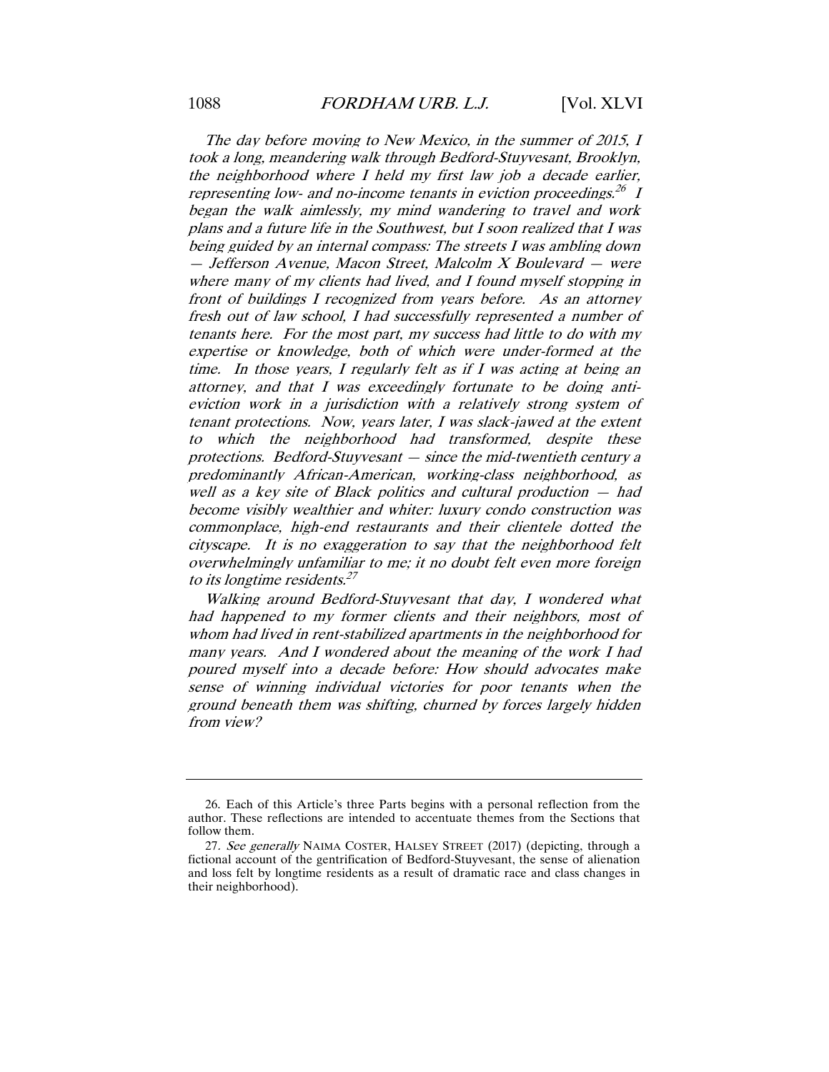*The day before moving to New Mexico, in the summer of 2015, I took a long, meandering walk through Bedford-Stuyvesant, Brooklyn, the neighborhood where I held my first law job a decade earlier, representing low- and no-income tenants in eviction proceedings.*[26] *I began the walk aimlessly, my mind wandering to travel and work plans and a future life in the Southwest, but I soon realized that I was being guided by an internal compass: The streets I was ambling down — Jefferson Avenue, Macon Street, Malcolm X Boulevard — were where many of my clients had lived, and I found myself stopping in front of buildings I recognized from years before. As an attorney fresh out of law school, I had successfully represented a number of tenants here. For the most part, my success had little to do with my expertise or knowledge, both of which were under-formed at the time. In those years, I regularly felt as if I was acting at being an attorney, and that I was exceedingly fortunate to be doing anti-eviction work in a jurisdiction with a relatively strong system of tenant protections. Now, years later, I was slack-jawed at the extent to which the neighborhood had transformed, despite these protections. Bedford-Stuyvesant — since the mid-twentieth century a predominantly African-American, working-class neighborhood, as well as a key site of Black politics and cultural production — had become visibly wealthier and whiter: luxury condo construction was commonplace, high-end restaurants and their clientele dotted the cityscape. It is no exaggeration to say that the neighborhood felt overwhelmingly unfamiliar to me; it no doubt felt even more foreign to its longtime residents.*[27]

*Walking around Bedford-Stuyvesant that day, I wondered what had happened to my former clients and their neighbors, most of whom had lived in rent-stabilized apartments in the neighborhood for many years. And I wondered about the meaning of the work I had poured myself into a decade before: How should advocates make sense of winning individual victories for poor tenants when the ground beneath them was shifting, churned by forces largely hidden from view?*

---

26. Each of this Article's three Parts begins with a personal reflection from the author. These reflections are intended to accentuate themes from the Sections that follow them.

27. *See generally* NAIMA COSTER, HALSEY STREET (2017) (depicting, through a fictional account of the gentrification of Bedford-Stuyvesant, the sense of alienation and loss felt by longtime residents as a result of dramatic race and class changes in their neighborhood).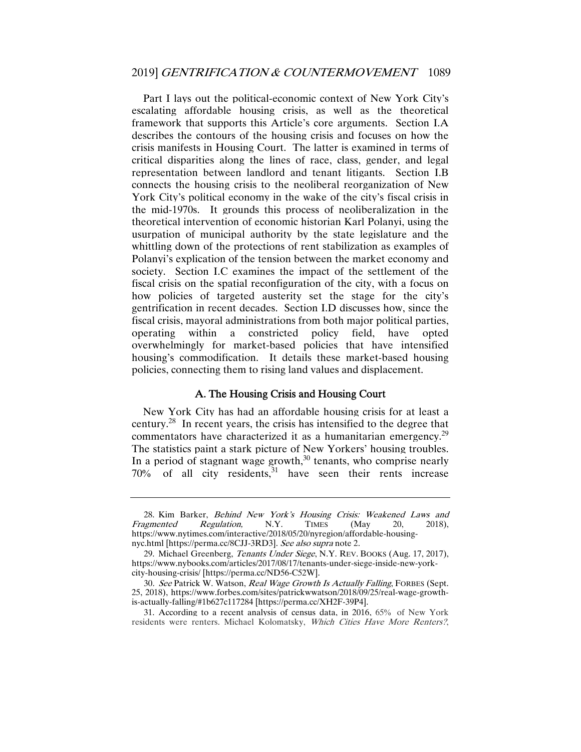Part I lays out the political-economic context of New York City's escalating affordable housing crisis, as well as the theoretical framework that supports this Article's core arguments. Section I.A describes the contours of the housing crisis and focuses on how the crisis manifests in Housing Court. The latter is examined in terms of critical disparities along the lines of race, class, gender, and legal representation between landlord and tenant litigants. Section I.B connects the housing crisis to the neoliberal reorganization of New York City's political economy in the wake of the city's fiscal crisis in the mid-1970s. It grounds this process of neoliberalization in the theoretical intervention of economic historian Karl Polanyi, using the usurpation of municipal authority by the state legislature and the whittling down of the protections of rent stabilization as examples of Polanyi's explication of the tension between the market economy and society. Section I.C examines the impact of the settlement of the fiscal crisis on the spatial reconfiguration of the city, with a focus on how policies of targeted austerity set the stage for the city's gentrification in recent decades. Section I.D discusses how, since the fiscal crisis, mayoral administrations from both major political parties, operating within a constricted policy field, have opted overwhelmingly for market-based policies that have intensified housing's commodification. It details these market-based housing policies, connecting them to rising land values and displacement.

### A. The Housing Crisis and Housing Court

New York City has had an affordable housing crisis for at least a century.[28] In recent years, the crisis has intensified to the degree that commentators have characterized it as a humanitarian emergency.[29] The statistics paint a stark picture of New Yorkers' housing troubles. In a period of stagnant wage growth,[30] tenants, who comprise nearly 70% of all city residents,[31] have seen their rents increase

---

28. Kim Barker, *Behind New York's Housing Crisis: Weakened Laws and Fragmented Regulation*, N.Y. TIMES (May 20, 2018), https://www.nytimes.com/interactive/2018/05/20/nyregion/affordable-housing-nyc.html [https://perma.cc/8CJJ-3RD3]. *See also supra* note 2.

29. Michael Greenberg, *Tenants Under Siege*, N.Y. REV. BOOKS (Aug. 17, 2017), https://www.nybooks.com/articles/2017/08/17/tenants-under-siege-inside-new-york-city-housing-crisis/ [https://perma.cc/ND56-C52W].

30. *See* Patrick W. Watson, *Real Wage Growth Is Actually Falling*, FORBES (Sept. 25, 2018), https://www.forbes.com/sites/patrickwwatson/2018/09/25/real-wage-growth-is-actually-falling/#1b627c117284 [https://perma.cc/XH2F-39P4].

31. According to a recent analysis of census data, in 2016, 65% of New York residents were renters. Michael Kolomatsky, *Which Cities Have More Renters?*,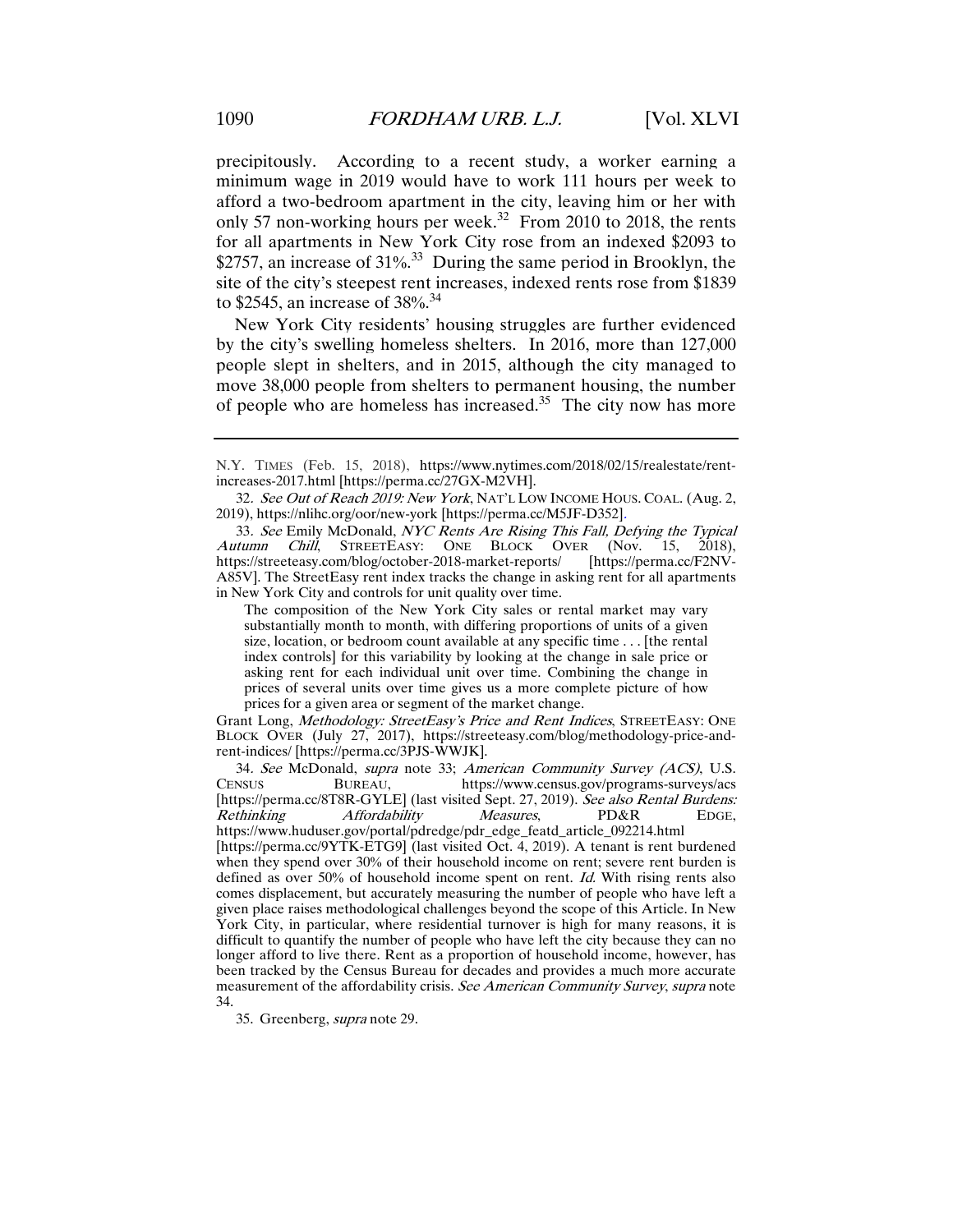precipitously. According to a recent study, a worker earning a minimum wage in 2019 would have to work 111 hours per week to afford a two-bedroom apartment in the city, leaving him or her with only 57 non-working hours per week.[32] From 2010 to 2018, the rents for all apartments in New York City rose from an indexed $2093 to $2757, an increase of 31%.[33] During the same period in Brooklyn, the site of the city's steepest rent increases, indexed rents rose from $1839 to $2545, an increase of 38%.[34]

New York City residents' housing struggles are further evidenced by the city's swelling homeless shelters. In 2016, more than 127,000 people slept in shelters, and in 2015, although the city managed to move 38,000 people from shelters to permanent housing, the number of people who are homeless has increased.[35] The city now has more

---

N.Y. TIMES (Feb. 15, 2018), https://www.nytimes.com/2018/02/15/realestate/rent-increases-2017.html [https://perma.cc/27GX-M2VH].

32. *See Out of Reach 2019: New York*, NAT'L LOW INCOME HOUS. COAL. (Aug. 2, 2019), https://nlihc.org/oor/new-york [https://perma.cc/M5JF-D352].

33. *See* Emily McDonald, *NYC Rents Are Rising This Fall, Defying the Typical Autumn Chill*, STREETEASY: ONE BLOCK OVER (Nov. 15, 2018), https://streeteasy.com/blog/october-2018-market-reports/ [https://perma.cc/F2NV-A85V]. The StreetEasy rent index tracks the change in asking rent for all apartments in New York City and controls for unit quality over time.

> The composition of the New York City sales or rental market may vary substantially month to month, with differing proportions of units of a given size, location, or bedroom count available at any specific time . . . [the rental index controls] for this variability by looking at the change in sale price or asking rent for each individual unit over time. Combining the change in prices of several units over time gives us a more complete picture of how prices for a given area or segment of the market change.

Grant Long, *Methodology: StreetEasy's Price and Rent Indices*, STREETEASY: ONE BLOCK OVER (July 27, 2017), https://streeteasy.com/blog/methodology-price-and-rent-indices/ [https://perma.cc/3PJS-WWJK].

34. *See* McDonald, *supra* note 33; *American Community Survey (ACS)*, U.S. CENSUS BUREAU, https://www.census.gov/programs-surveys/acs [https://perma.cc/8T8R-GYLE] (last visited Sept. 27, 2019). *See also Rental Burdens: Rethinking Affordability Measures*, PD&R EDGE, https://www.huduser.gov/portal/pdredge/pdr_edge_featd_article_092214.html [https://perma.cc/9YTK-ETG9] (last visited Oct. 4, 2019). A tenant is rent burdened when they spend over 30% of their household income on rent; severe rent burden is defined as over 50% of household income spent on rent. *Id.* With rising rents also comes displacement, but accurately measuring the number of people who have left a given place raises methodological challenges beyond the scope of this Article. In New York City, in particular, where residential turnover is high for many reasons, it is difficult to quantify the number of people who have left the city because they can no longer afford to live there. Rent as a proportion of household income, however, has been tracked by the Census Bureau for decades and provides a much more accurate measurement of the affordability crisis. *See American Community Survey*, *supra* note 34.

35. Greenberg, *supra* note 29.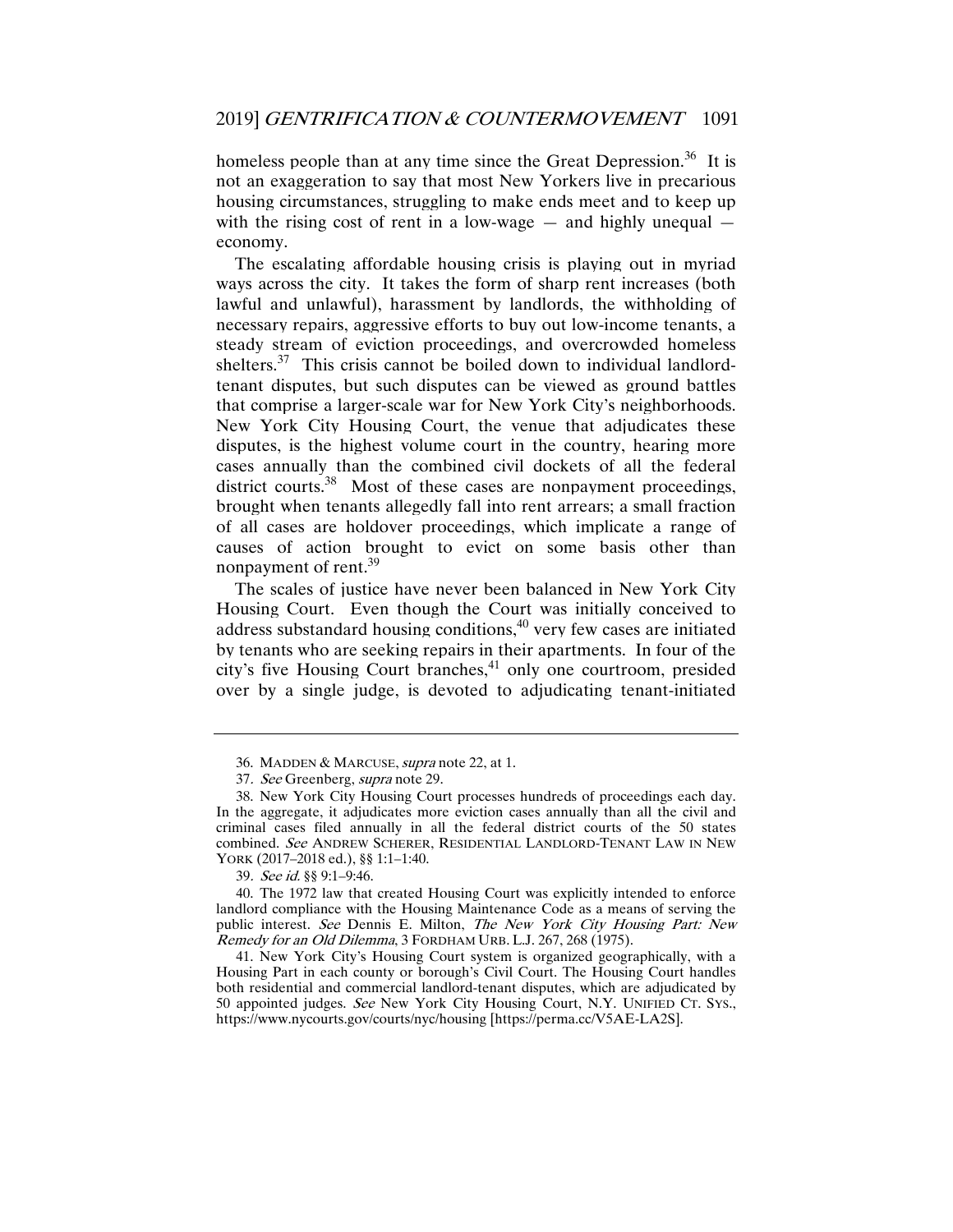homeless people than at any time since the Great Depression.[36] It is not an exaggeration to say that most New Yorkers live in precarious housing circumstances, struggling to make ends meet and to keep up with the rising cost of rent in a low-wage — and highly unequal — economy.

The escalating affordable housing crisis is playing out in myriad ways across the city. It takes the form of sharp rent increases (both lawful and unlawful), harassment by landlords, the withholding of necessary repairs, aggressive efforts to buy out low-income tenants, a steady stream of eviction proceedings, and overcrowded homeless shelters.[37] This crisis cannot be boiled down to individual landlord-tenant disputes, but such disputes can be viewed as ground battles that comprise a larger-scale war for New York City's neighborhoods. New York City Housing Court, the venue that adjudicates these disputes, is the highest volume court in the country, hearing more cases annually than the combined civil dockets of all the federal district courts.[38] Most of these cases are nonpayment proceedings, brought when tenants allegedly fall into rent arrears; a small fraction of all cases are holdover proceedings, which implicate a range of causes of action brought to evict on some basis other than nonpayment of rent.[39]

The scales of justice have never been balanced in New York City Housing Court. Even though the Court was initially conceived to address substandard housing conditions,[40] very few cases are initiated by tenants who are seeking repairs in their apartments. In four of the city's five Housing Court branches,[41] only one courtroom, presided over by a single judge, is devoted to adjudicating tenant-initiated

---

36. MADDEN & MARCUSE, *supra* note 22, at 1.

37. *See* Greenberg, *supra* note 29.

38. New York City Housing Court processes hundreds of proceedings each day. In the aggregate, it adjudicates more eviction cases annually than all the civil and criminal cases filed annually in all the federal district courts of the 50 states combined. *See* ANDREW SCHERER, RESIDENTIAL LANDLORD-TENANT LAW IN NEW YORK (2017–2018 ed.), §§ 1:1–1:40.

39. *See id.* §§ 9:1–9:46.

40. The 1972 law that created Housing Court was explicitly intended to enforce landlord compliance with the Housing Maintenance Code as a means of serving the public interest. *See* Dennis E. Milton, *The New York City Housing Part: New Remedy for an Old Dilemma*, 3 FORDHAM URB. L.J. 267, 268 (1975).

41. New York City's Housing Court system is organized geographically, with a Housing Part in each county or borough's Civil Court. The Housing Court handles both residential and commercial landlord-tenant disputes, which are adjudicated by 50 appointed judges. *See* New York City Housing Court, N.Y. UNIFIED CT. SYS., https://www.nycourts.gov/courts/nyc/housing [https://perma.cc/V5AE-LA2S].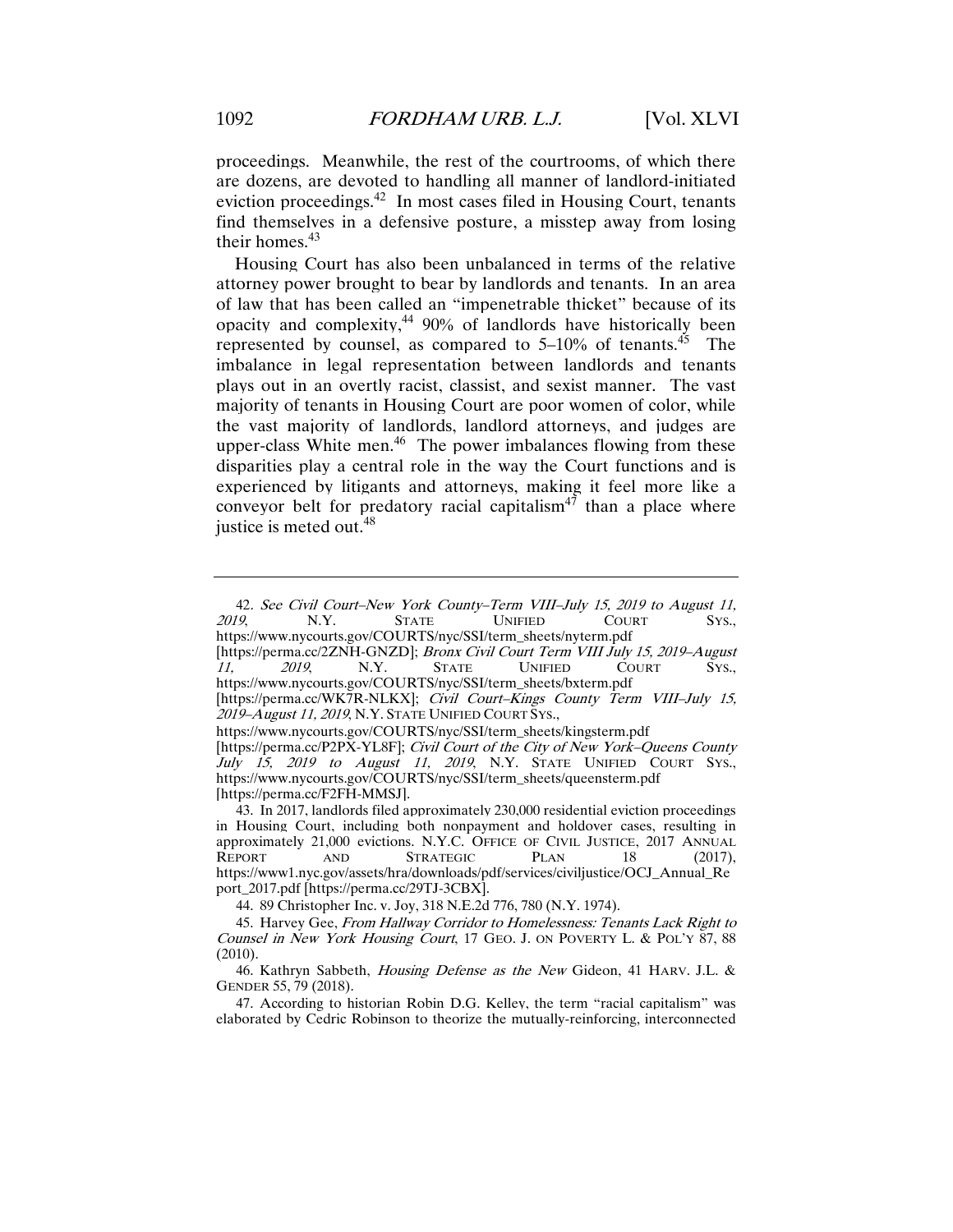proceedings. Meanwhile, the rest of the courtrooms, of which there are dozens, are devoted to handling all manner of landlord-initiated eviction proceedings.[42] In most cases filed in Housing Court, tenants find themselves in a defensive posture, a misstep away from losing their homes.[43]

Housing Court has also been unbalanced in terms of the relative attorney power brought to bear by landlords and tenants. In an area of law that has been called an "impenetrable thicket" because of its opacity and complexity,[44] 90% of landlords have historically been represented by counsel, as compared to 5–10% of tenants.[45] The imbalance in legal representation between landlords and tenants plays out in an overtly racist, classist, and sexist manner. The vast majority of tenants in Housing Court are poor women of color, while the vast majority of landlords, landlord attorneys, and judges are upper-class White men.[46] The power imbalances flowing from these disparities play a central role in the way the Court functions and is experienced by litigants and attorneys, making it feel more like a conveyor belt for predatory racial capitalism[47] than a place where justice is meted out.[48]

---

42. *See Civil Court–New York County–Term VIII–July 15, 2019 to August 11, 2019*, N.Y. STATE UNIFIED COURT SYS., https://www.nycourts.gov/COURTS/nyc/SSI/term_sheets/nyterm.pdf [https://perma.cc/2ZNH-GNZD]; *Bronx Civil Court Term VIII July 15, 2019–August 11, 2019*, N.Y. STATE UNIFIED COURT SYS., https://www.nycourts.gov/COURTS/nyc/SSI/term_sheets/bxterm.pdf [https://perma.cc/WK7R-NLKX]; *Civil Court–Kings County Term VIII–July 15, 2019–August 11, 2019*, N.Y. STATE UNIFIED COURT SYS., https://www.nycourts.gov/COURTS/nyc/SSI/term_sheets/kingsterm.pdf [https://perma.cc/P2PX-YL8F]; *Civil Court of the City of New York–Queens County July 15, 2019 to August 11, 2019*, N.Y. STATE UNIFIED COURT SYS., https://www.nycourts.gov/COURTS/nyc/SSI/term_sheets/queensterm.pdf [https://perma.cc/F2FH-MMSJ].

43. In 2017, landlords filed approximately 230,000 residential eviction proceedings in Housing Court, including both nonpayment and holdover cases, resulting in approximately 21,000 evictions. N.Y.C. OFFICE OF CIVIL JUSTICE, 2017 ANNUAL REPORT AND STRATEGIC PLAN 18 (2017), https://www1.nyc.gov/assets/hra/downloads/pdf/services/civiljustice/OCJ_Annual_Report_2017.pdf [https://perma.cc/29TJ-3CBX].

44. 89 Christopher Inc. v. Joy, 318 N.E.2d 776, 780 (N.Y. 1974).

45. Harvey Gee, *From Hallway Corridor to Homelessness: Tenants Lack Right to Counsel in New York Housing Court*, 17 GEO. J. ON POVERTY L. & POL'Y 87, 88 (2010).

46. Kathryn Sabbeth, *Housing Defense as the New* Gideon, 41 HARV. J.L. & GENDER 55, 79 (2018).

47. According to historian Robin D.G. Kelley, the term "racial capitalism" was elaborated by Cedric Robinson to theorize the mutually-reinforcing, interconnected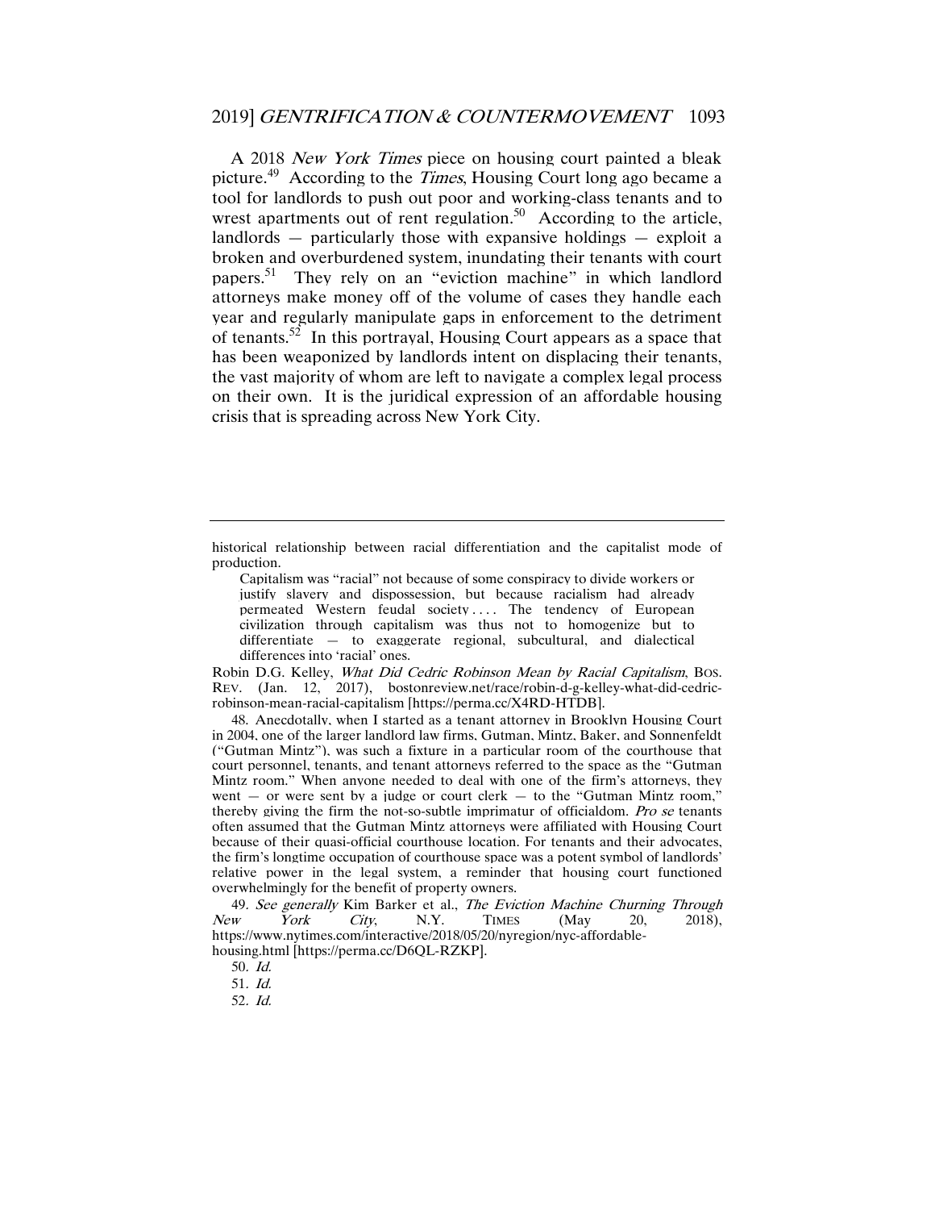A 2018 *New York Times* piece on housing court painted a bleak picture.[49] According to the *Times*, Housing Court long ago became a tool for landlords to push out poor and working-class tenants and to wrest apartments out of rent regulation.[50] According to the article, landlords — particularly those with expansive holdings — exploit a broken and overburdened system, inundating their tenants with court papers.[51] They rely on an "eviction machine" in which landlord attorneys make money off of the volume of cases they handle each year and regularly manipulate gaps in enforcement to the detriment of tenants.[52] In this portrayal, Housing Court appears as a space that has been weaponized by landlords intent on displacing their tenants, the vast majority of whom are left to navigate a complex legal process on their own. It is the juridical expression of an affordable housing crisis that is spreading across New York City.

---

historical relationship between racial differentiation and the capitalist mode of production.

> Capitalism was "racial" not because of some conspiracy to divide workers or justify slavery and dispossession, but because racialism had already permeated Western feudal society . . . . The tendency of European civilization through capitalism was thus not to homogenize but to differentiate — to exaggerate regional, subcultural, and dialectical differences into 'racial' ones.

Robin D.G. Kelley, *What Did Cedric Robinson Mean by Racial Capitalism*, BOS. REV. (Jan. 12, 2017), bostonreview.net/race/robin-d-g-kelley-what-did-cedric-robinson-mean-racial-capitalism [https://perma.cc/X4RD-HTDB].

48. Anecdotally, when I started as a tenant attorney in Brooklyn Housing Court in 2004, one of the larger landlord law firms, Gutman, Mintz, Baker, and Sonnenfeldt ("Gutman Mintz"), was such a fixture in a particular room of the courthouse that court personnel, tenants, and tenant attorneys referred to the space as the "Gutman Mintz room." When anyone needed to deal with one of the firm's attorneys, they went — or were sent by a judge or court clerk — to the "Gutman Mintz room," thereby giving the firm the not-so-subtle imprimatur of officialdom. *Pro se* tenants often assumed that the Gutman Mintz attorneys were affiliated with Housing Court because of their quasi-official courthouse location. For tenants and their advocates, the firm's longtime occupation of courthouse space was a potent symbol of landlords' relative power in the legal system, a reminder that housing court functioned overwhelmingly for the benefit of property owners.

49. *See generally* Kim Barker et al., *The Eviction Machine Churning Through New York City*, N.Y. TIMES (May 20, 2018), https://www.nytimes.com/interactive/2018/05/20/nyregion/nyc-affordable-housing.html [https://perma.cc/D6QL-RZKP].

50. *Id.*

51. *Id.*

52. *Id.*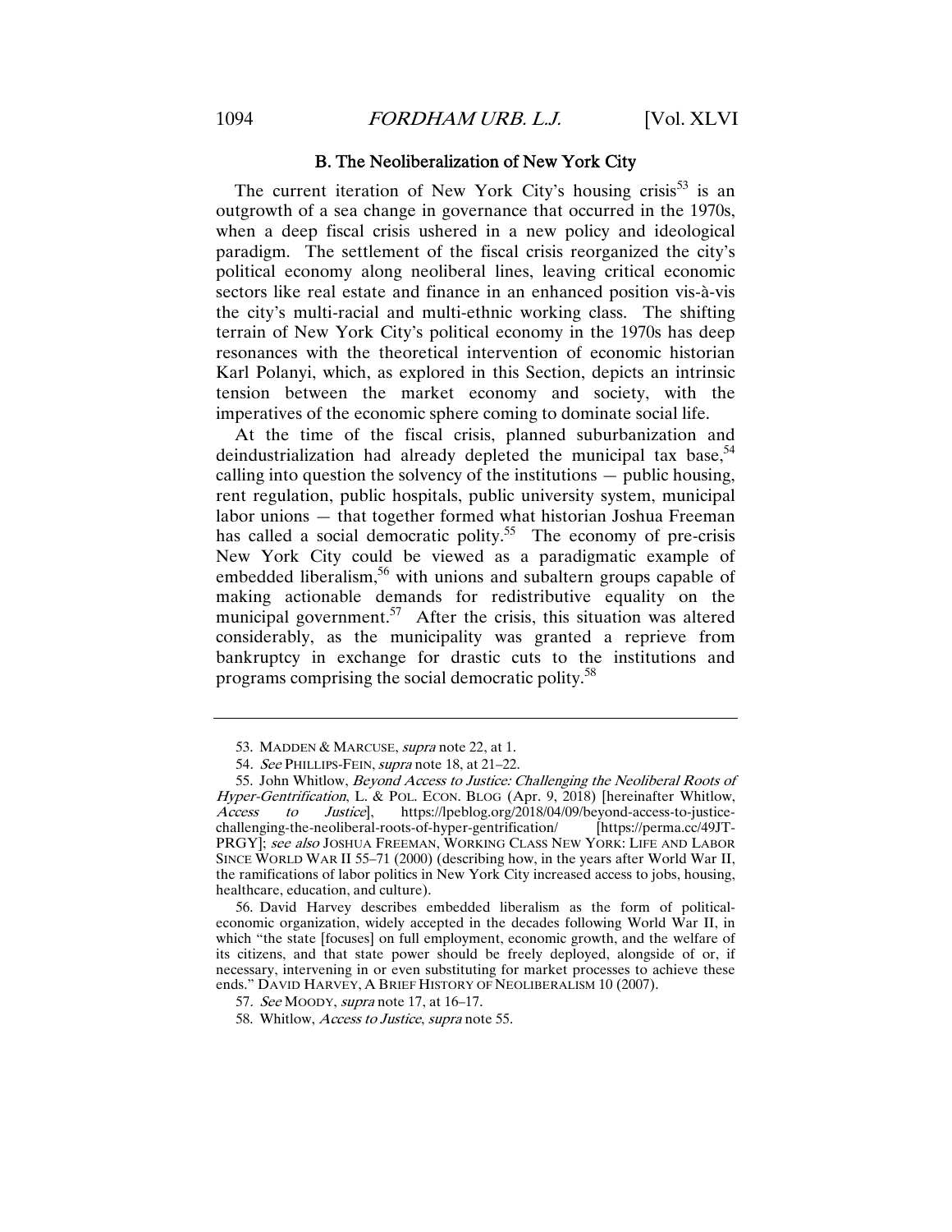### B. The Neoliberalization of New York City

The current iteration of New York City's housing crisis[53] is an outgrowth of a sea change in governance that occurred in the 1970s, when a deep fiscal crisis ushered in a new policy and ideological paradigm. The settlement of the fiscal crisis reorganized the city's political economy along neoliberal lines, leaving critical economic sectors like real estate and finance in an enhanced position vis-à-vis the city's multi-racial and multi-ethnic working class. The shifting terrain of New York City's political economy in the 1970s has deep resonances with the theoretical intervention of economic historian Karl Polanyi, which, as explored in this Section, depicts an intrinsic tension between the market economy and society, with the imperatives of the economic sphere coming to dominate social life.

At the time of the fiscal crisis, planned suburbanization and deindustrialization had already depleted the municipal tax base,[54] calling into question the solvency of the institutions — public housing, rent regulation, public hospitals, public university system, municipal labor unions — that together formed what historian Joshua Freeman has called a social democratic polity.[55] The economy of pre-crisis New York City could be viewed as a paradigmatic example of embedded liberalism,[56] with unions and subaltern groups capable of making actionable demands for redistributive equality on the municipal government.[57] After the crisis, this situation was altered considerably, as the municipality was granted a reprieve from bankruptcy in exchange for drastic cuts to the institutions and programs comprising the social democratic polity.[58]

---

53. MADDEN & MARCUSE, *supra* note 22, at 1.

54. *See* PHILLIPS-FEIN, *supra* note 18, at 21–22.

55. John Whitlow, *Beyond Access to Justice: Challenging the Neoliberal Roots of Hyper-Gentrification*, L. & POL. ECON. BLOG (Apr. 9, 2018) [hereinafter Whitlow, *Access to Justice*], https://lpeblog.org/2018/04/09/beyond-access-to-justice-challenging-the-neoliberal-roots-of-hyper-gentrification/ [https://perma.cc/49JT-PRGY]; *see also* JOSHUA FREEMAN, WORKING CLASS NEW YORK: LIFE AND LABOR SINCE WORLD WAR II 55–71 (2000) (describing how, in the years after World War II, the ramifications of labor politics in New York City increased access to jobs, housing, healthcare, education, and culture).

56. David Harvey describes embedded liberalism as the form of political-economic organization, widely accepted in the decades following World War II, in which "the state [focuses] on full employment, economic growth, and the welfare of its citizens, and that state power should be freely deployed, alongside of or, if necessary, intervening in or even substituting for market processes to achieve these ends." DAVID HARVEY, A BRIEF HISTORY OF NEOLIBERALISM 10 (2007).

57. *See* MOODY, *supra* note 17, at 16–17.

58. Whitlow, *Access to Justice*, *supra* note 55.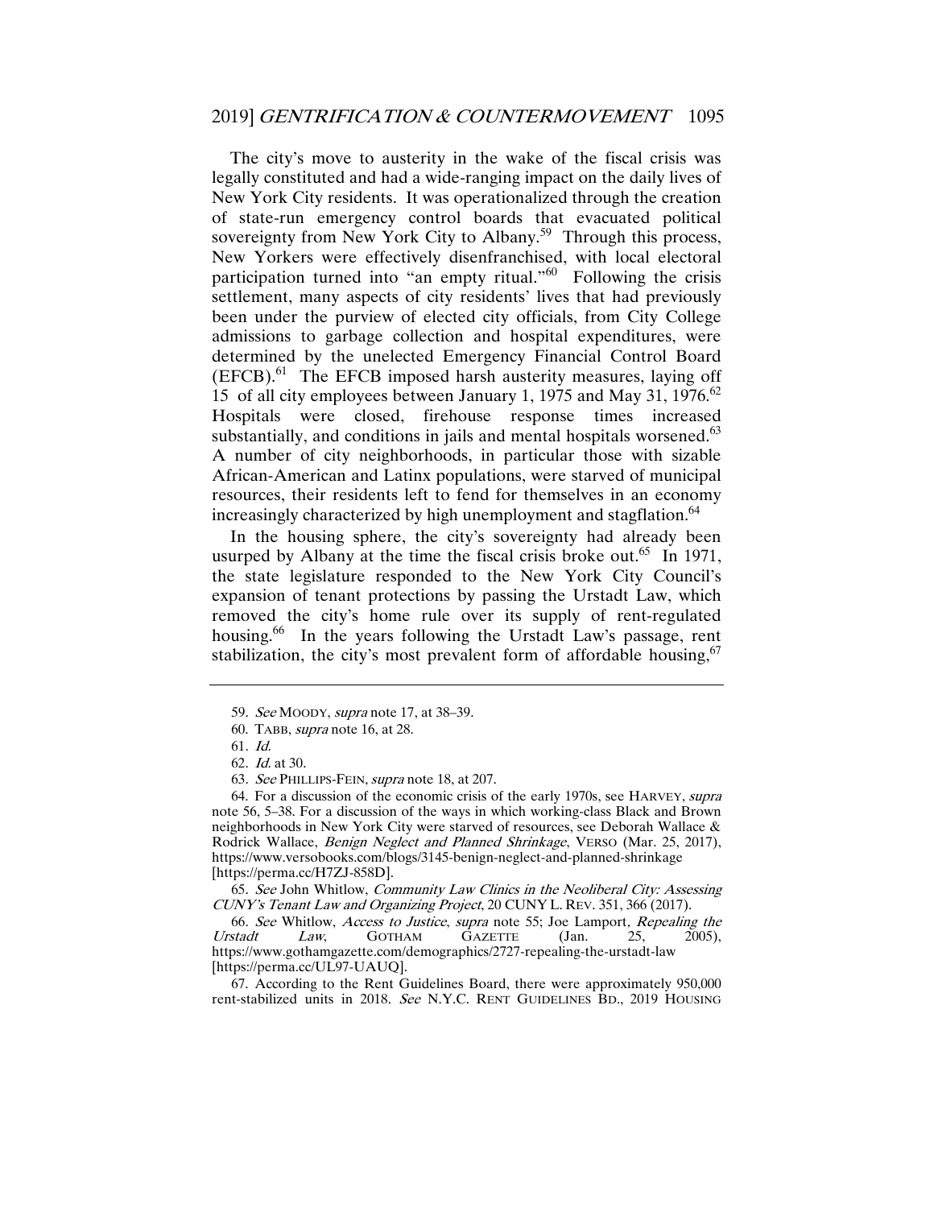The city's move to austerity in the wake of the fiscal crisis was legally constituted and had a wide-ranging impact on the daily lives of New York City residents. It was operationalized through the creation of state-run emergency control boards that evacuated political sovereignty from New York City to Albany.[59] Through this process, New Yorkers were effectively disenfranchised, with local electoral participation turned into "an empty ritual."[60] Following the crisis settlement, many aspects of city residents' lives that had previously been under the purview of elected city officials, from City College admissions to garbage collection and hospital expenditures, were determined by the unelected Emergency Financial Control Board (EFCB).[61] The EFCB imposed harsh austerity measures, laying off 15 of all city employees between January 1, 1975 and May 31, 1976.[62] Hospitals were closed, firehouse response times increased substantially, and conditions in jails and mental hospitals worsened.[63] A number of city neighborhoods, in particular those with sizable African-American and Latinx populations, were starved of municipal resources, their residents left to fend for themselves in an economy increasingly characterized by high unemployment and stagflation.[64]

In the housing sphere, the city's sovereignty had already been usurped by Albany at the time the fiscal crisis broke out.[65] In 1971, the state legislature responded to the New York City Council's expansion of tenant protections by passing the Urstadt Law, which removed the city's home rule over its supply of rent-regulated housing.[66] In the years following the Urstadt Law's passage, rent stabilization, the city's most prevalent form of affordable housing,[67]

---

59. *See* MOODY, *supra* note 17, at 38–39.

60. TABB, *supra* note 16, at 28.

61. *Id.*

62. *Id.* at 30.

63. *See* PHILLIPS-FEIN, *supra* note 18, at 207.

64. For a discussion of the economic crisis of the early 1970s, see HARVEY, *supra* note 56, 5–38. For a discussion of the ways in which working-class Black and Brown neighborhoods in New York City were starved of resources, see Deborah Wallace & Rodrick Wallace, *Benign Neglect and Planned Shrinkage*, VERSO (Mar. 25, 2017), https://www.versobooks.com/blogs/3145-benign-neglect-and-planned-shrinkage [https://perma.cc/H7ZJ-858D].

65. *See* John Whitlow, *Community Law Clinics in the Neoliberal City: Assessing CUNY's Tenant Law and Organizing Project*, 20 CUNY L. REV. 351, 366 (2017).

66. *See* Whitlow, *Access to Justice*, *supra* note 55; Joe Lamport, *Repealing the Urstadt Law*, GOTHAM GAZETTE (Jan. 25, 2005), https://www.gothamgazette.com/demographics/2727-repealing-the-urstadt-law [https://perma.cc/UL97-UAUQ].

67. According to the Rent Guidelines Board, there were approximately 950,000 rent-stabilized units in 2018. *See* N.Y.C. RENT GUIDELINES BD., 2019 HOUSING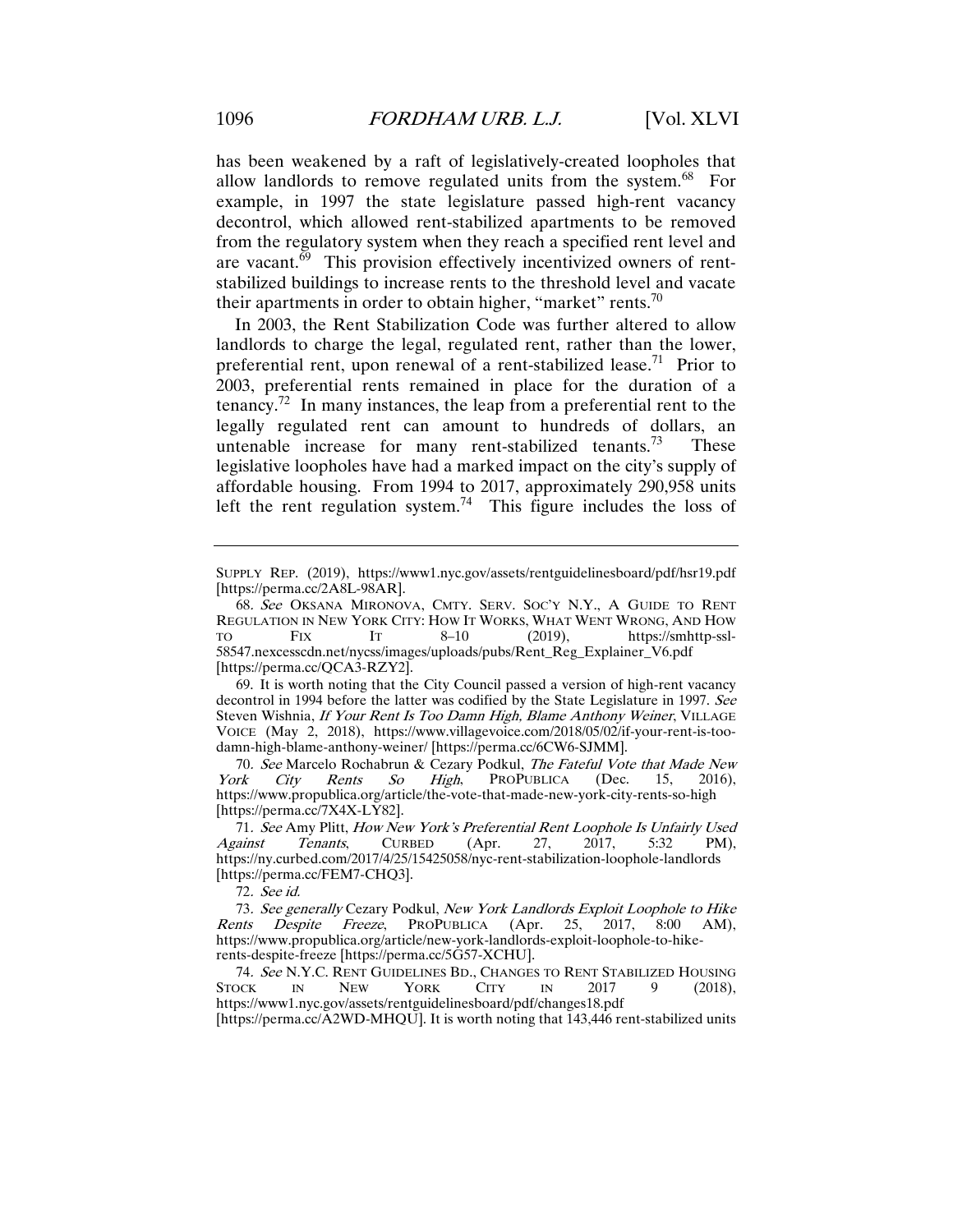has been weakened by a raft of legislatively-created loopholes that allow landlords to remove regulated units from the system.[68] For example, in 1997 the state legislature passed high-rent vacancy decontrol, which allowed rent-stabilized apartments to be removed from the regulatory system when they reach a specified rent level and are vacant.[69] This provision effectively incentivized owners of rent-stabilized buildings to increase rents to the threshold level and vacate their apartments in order to obtain higher, "market" rents.[70]

In 2003, the Rent Stabilization Code was further altered to allow landlords to charge the legal, regulated rent, rather than the lower, preferential rent, upon renewal of a rent-stabilized lease.[71] Prior to 2003, preferential rents remained in place for the duration of a tenancy.[72] In many instances, the leap from a preferential rent to the legally regulated rent can amount to hundreds of dollars, an untenable increase for many rent-stabilized tenants.[73] These legislative loopholes have had a marked impact on the city's supply of affordable housing. From 1994 to 2017, approximately 290,958 units left the rent regulation system.[74] This figure includes the loss of

---

SUPPLY REP. (2019), https://www1.nyc.gov/assets/rentguidelinesboard/pdf/hsr19.pdf [https://perma.cc/2A8L-98AR].

68. *See* OKSANA MIRONOVA, CMTY. SERV. SOC'Y N.Y., A GUIDE TO RENT REGULATION IN NEW YORK CITY: HOW IT WORKS, WHAT WENT WRONG, AND HOW TO FIX IT 8–10 (2019), https://smhttp-ssl-58547.nexcesscdn.net/nycss/images/uploads/pubs/Rent_Reg_Explainer_V6.pdf [https://perma.cc/QCA3-RZY2].

69. It is worth noting that the City Council passed a version of high-rent vacancy decontrol in 1994 before the latter was codified by the State Legislature in 1997. *See* Steven Wishnia, *If Your Rent Is Too Damn High, Blame Anthony Weiner*, VILLAGE VOICE (May 2, 2018), https://www.villagevoice.com/2018/05/02/if-your-rent-is-too-damn-high-blame-anthony-weiner/ [https://perma.cc/6CW6-SJMM].

70. *See* Marcelo Rochabrun & Cezary Podkul, *The Fateful Vote that Made New York City Rents So High*, PROPUBLICA (Dec. 15, 2016), https://www.propublica.org/article/the-vote-that-made-new-york-city-rents-so-high [https://perma.cc/7X4X-LY82].

71. *See* Amy Plitt, *How New York's Preferential Rent Loophole Is Unfairly Used Against Tenants*, CURBED (Apr. 27, 2017, 5:32 PM), https://ny.curbed.com/2017/4/25/15425058/nyc-rent-stabilization-loophole-landlords [https://perma.cc/FEM7-CHQ3].

72. *See id.*

73. *See generally* Cezary Podkul, *New York Landlords Exploit Loophole to Hike Rents Despite Freeze*, PROPUBLICA (Apr. 25, 2017, 8:00 AM), https://www.propublica.org/article/new-york-landlords-exploit-loophole-to-hike-rents-despite-freeze [https://perma.cc/5G57-XCHU].

74. *See* N.Y.C. RENT GUIDELINES BD., CHANGES TO RENT STABILIZED HOUSING STOCK IN NEW YORK CITY IN 2017 9 (2018), https://www1.nyc.gov/assets/rentguidelinesboard/pdf/changes18.pdf [https://perma.cc/A2WD-MHQU]. It is worth noting that 143,446 rent-stabilized units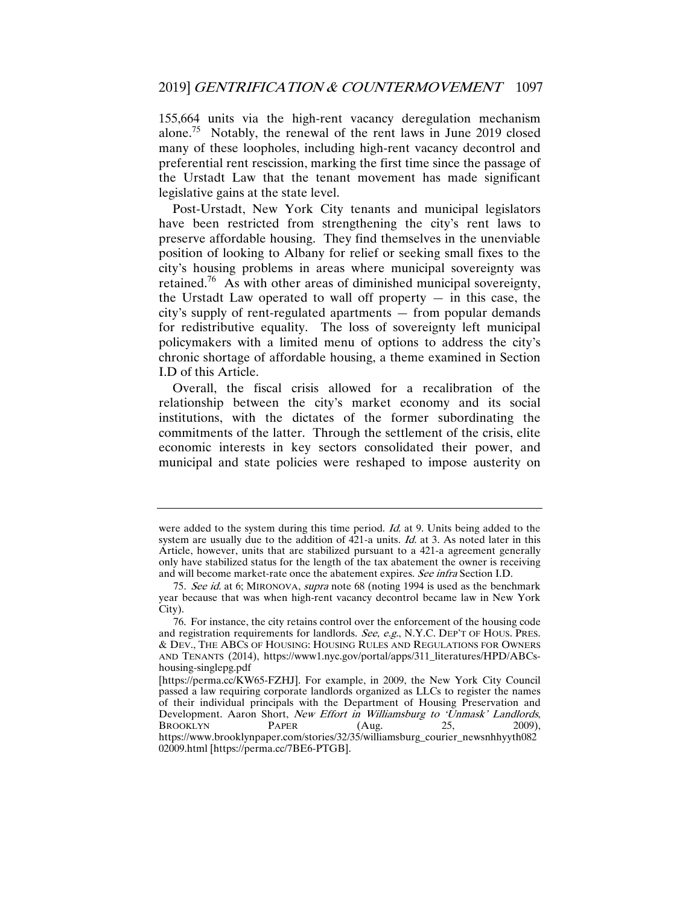155,664 units via the high-rent vacancy deregulation mechanism alone.[75] Notably, the renewal of the rent laws in June 2019 closed many of these loopholes, including high-rent vacancy decontrol and preferential rent rescission, marking the first time since the passage of the Urstadt Law that the tenant movement has made significant legislative gains at the state level.

Post-Urstadt, New York City tenants and municipal legislators have been restricted from strengthening the city's rent laws to preserve affordable housing. They find themselves in the unenviable position of looking to Albany for relief or seeking small fixes to the city's housing problems in areas where municipal sovereignty was retained.[76] As with other areas of diminished municipal sovereignty, the Urstadt Law operated to wall off property — in this case, the city's supply of rent-regulated apartments — from popular demands for redistributive equality. The loss of sovereignty left municipal policymakers with a limited menu of options to address the city's chronic shortage of affordable housing, a theme examined in Section I.D of this Article.

Overall, the fiscal crisis allowed for a recalibration of the relationship between the city's market economy and its social institutions, with the dictates of the former subordinating the commitments of the latter. Through the settlement of the crisis, elite economic interests in key sectors consolidated their power, and municipal and state policies were reshaped to impose austerity on

---

were added to the system during this time period. *Id.* at 9. Units being added to the system are usually due to the addition of 421-a units. *Id.* at 3. As noted later in this Article, however, units that are stabilized pursuant to a 421-a agreement generally only have stabilized status for the length of the tax abatement the owner is receiving and will become market-rate once the abatement expires. *See infra* Section I.D.

75. *See id.* at 6; MIRONOVA, *supra* note 68 (noting 1994 is used as the benchmark year because that was when high-rent vacancy decontrol became law in New York City).

76. For instance, the city retains control over the enforcement of the housing code and registration requirements for landlords. *See, e.g.*, N.Y.C. DEP'T OF HOUS. PRES. & DEV., THE ABCS OF HOUSING: HOUSING RULES AND REGULATIONS FOR OWNERS AND TENANTS (2014), https://www1.nyc.gov/portal/apps/311_literatures/HPD/ABCs-housing-singlepg.pdf [https://perma.cc/KW65-FZHJ]. For example, in 2009, the New York City Council passed a law requiring corporate landlords organized as LLCs to register the names of their individual principals with the Department of Housing Preservation and Development. Aaron Short, *New Effort in Williamsburg to 'Unmask' Landlords*, BROOKLYN PAPER (Aug. 25, 2009), https://www.brooklynpaper.com/stories/32/35/williamsburg_courier_newsnhhyyth08202009.html [https://perma.cc/7BE6-PTGB].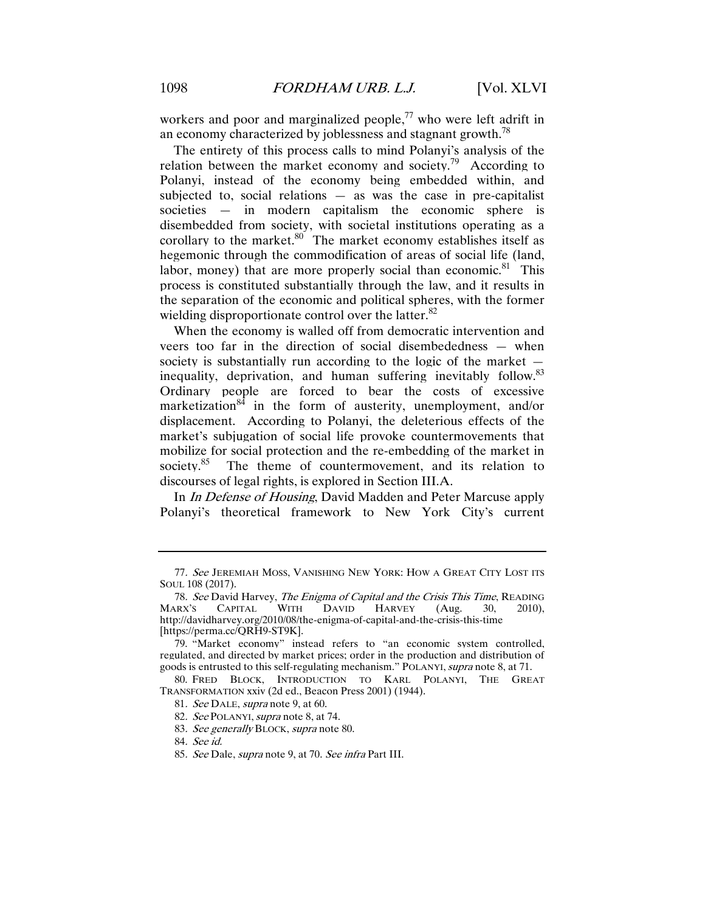workers and poor and marginalized people,[77] who were left adrift in an economy characterized by joblessness and stagnant growth.[78]

The entirety of this process calls to mind Polanyi's analysis of the relation between the market economy and society.[79] According to Polanyi, instead of the economy being embedded within, and subjected to, social relations — as was the case in pre-capitalist societies — in modern capitalism the economic sphere is disembedded from society, with societal institutions operating as a corollary to the market.[80] The market economy establishes itself as hegemonic through the commodification of areas of social life (land, labor, money) that are more properly social than economic.[81] This process is constituted substantially through the law, and it results in the separation of the economic and political spheres, with the former wielding disproportionate control over the latter.[82]

When the economy is walled off from democratic intervention and veers too far in the direction of social disembededness — when society is substantially run according to the logic of the market — inequality, deprivation, and human suffering inevitably follow.[83] Ordinary people are forced to bear the costs of excessive marketization[84] in the form of austerity, unemployment, and/or displacement. According to Polanyi, the deleterious effects of the market's subjugation of social life provoke countermovements that mobilize for social protection and the re-embedding of the market in society.[85] The theme of countermovement, and its relation to discourses of legal rights, is explored in Section III.A.

In *In Defense of Housing*, David Madden and Peter Marcuse apply Polanyi's theoretical framework to New York City's current

---

77. *See* JEREMIAH MOSS, VANISHING NEW YORK: HOW A GREAT CITY LOST ITS SOUL 108 (2017).

78. *See* David Harvey, *The Enigma of Capital and the Crisis This Time*, READING MARX'S CAPITAL WITH DAVID HARVEY (Aug. 30, 2010), http://davidharvey.org/2010/08/the-enigma-of-capital-and-the-crisis-this-time [https://perma.cc/QRH9-ST9K].

79. "Market economy" instead refers to "an economic system controlled, regulated, and directed by market prices; order in the production and distribution of goods is entrusted to this self-regulating mechanism." POLANYI, *supra* note 8, at 71.

80. FRED BLOCK, INTRODUCTION TO KARL POLANYI, THE GREAT TRANSFORMATION xxiv (2d ed., Beacon Press 2001) (1944).

81. *See* DALE, *supra* note 9, at 60.

82. *See* POLANYI, *supra* note 8, at 74.

83. *See generally* BLOCK, *supra* note 80.

84. *See id.*

85. *See* Dale, *supra* note 9, at 70. *See infra* Part III.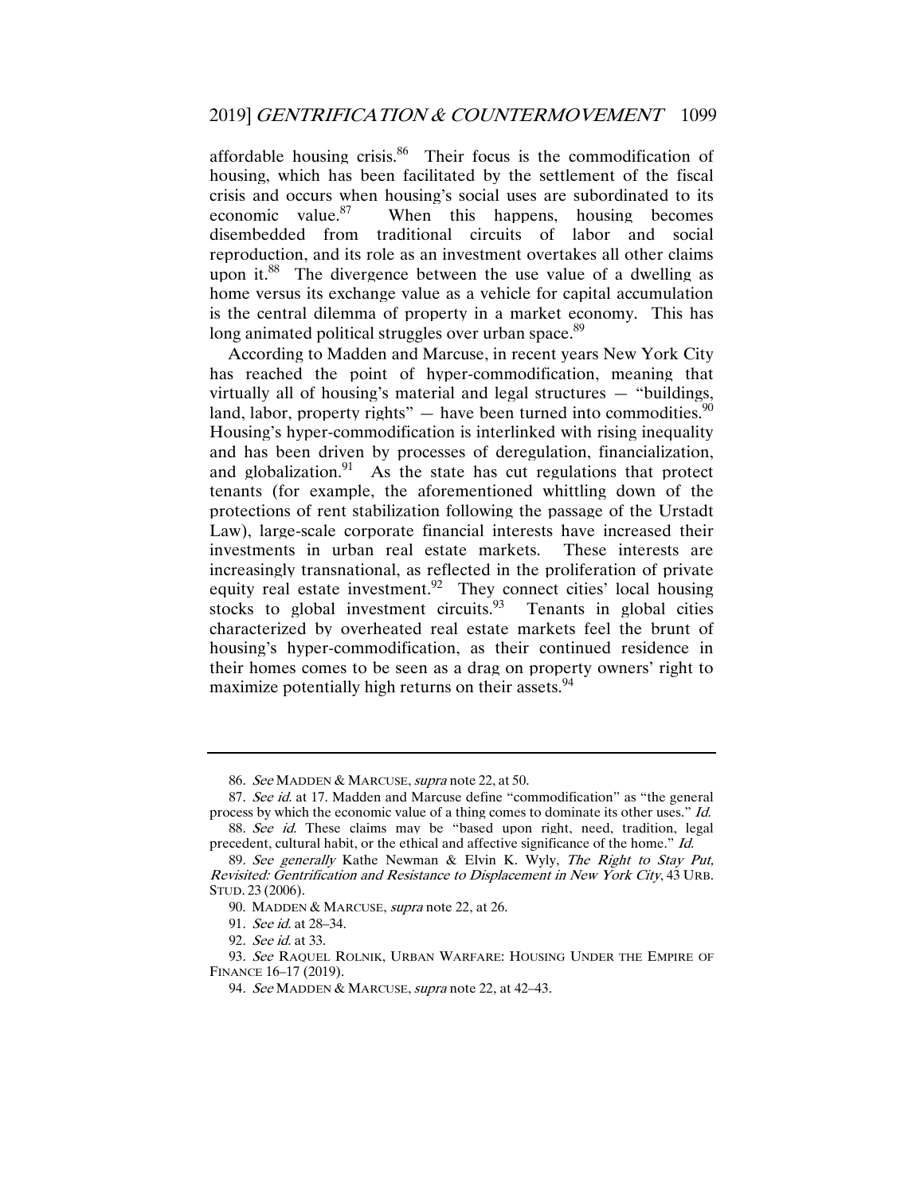affordable housing crisis.[86] Their focus is the commodification of housing, which has been facilitated by the settlement of the fiscal crisis and occurs when housing's social uses are subordinated to its economic value.[87] When this happens, housing becomes disembedded from traditional circuits of labor and social reproduction, and its role as an investment overtakes all other claims upon it.[88] The divergence between the use value of a dwelling as home versus its exchange value as a vehicle for capital accumulation is the central dilemma of property in a market economy. This has long animated political struggles over urban space.[89]

According to Madden and Marcuse, in recent years New York City has reached the point of hyper-commodification, meaning that virtually all of housing's material and legal structures — "buildings, land, labor, property rights" — have been turned into commodities.[90] Housing's hyper-commodification is interlinked with rising inequality and has been driven by processes of deregulation, financialization, and globalization.[91] As the state has cut regulations that protect tenants (for example, the aforementioned whittling down of the protections of rent stabilization following the passage of the Urstadt Law), large-scale corporate financial interests have increased their investments in urban real estate markets. These interests are increasingly transnational, as reflected in the proliferation of private equity real estate investment.[92] They connect cities' local housing stocks to global investment circuits.[93] Tenants in global cities characterized by overheated real estate markets feel the brunt of housing's hyper-commodification, as their continued residence in their homes comes to be seen as a drag on property owners' right to maximize potentially high returns on their assets.[94]

---

86. *See* MADDEN & MARCUSE, *supra* note 22, at 50.

87. *See id.* at 17. Madden and Marcuse define "commodification" as "the general process by which the economic value of a thing comes to dominate its other uses." *Id.*

88. *See id.* These claims may be "based upon right, need, tradition, legal precedent, cultural habit, or the ethical and affective significance of the home." *Id.*

89. *See generally* Kathe Newman & Elvin K. Wyly, *The Right to Stay Put, Revisited: Gentrification and Resistance to Displacement in New York City*, 43 URB. STUD. 23 (2006).

90. MADDEN & MARCUSE, *supra* note 22, at 26.

91. *See id.* at 28–34.

92. *See id.* at 33.

93. *See* RAQUEL ROLNIK, URBAN WARFARE: HOUSING UNDER THE EMPIRE OF FINANCE 16–17 (2019).

94. *See* MADDEN & MARCUSE, *supra* note 22, at 42–43.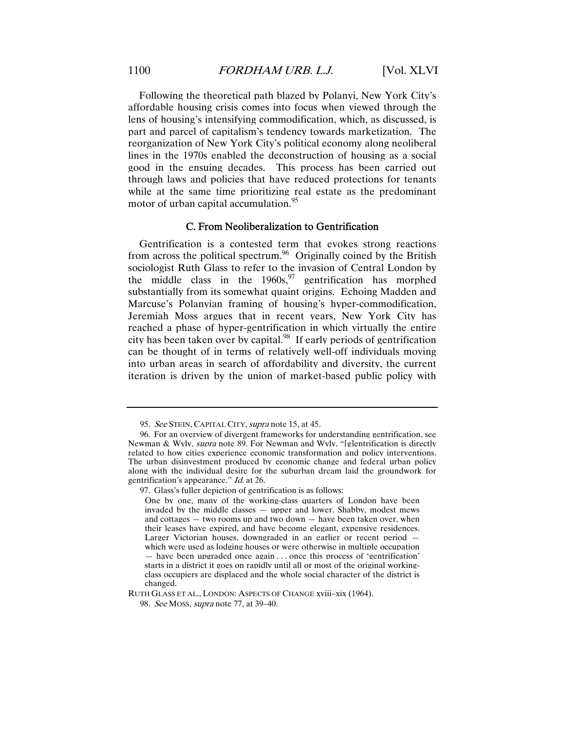Following the theoretical path blazed by Polanyi, New York City's affordable housing crisis comes into focus when viewed through the lens of housing's intensifying commodification, which, as discussed, is part and parcel of capitalism's tendency towards marketization. The reorganization of New York City's political economy along neoliberal lines in the 1970s enabled the deconstruction of housing as a social good in the ensuing decades. This process has been carried out through laws and policies that have reduced protections for tenants while at the same time prioritizing real estate as the predominant motor of urban capital accumulation.[95]

### C. From Neoliberalization to Gentrification

Gentrification is a contested term that evokes strong reactions from across the political spectrum.[96] Originally coined by the British sociologist Ruth Glass to refer to the invasion of Central London by the middle class in the 1960s,[97] gentrification has morphed substantially from its somewhat quaint origins. Echoing Madden and Marcuse's Polanyian framing of housing's hyper-commodification, Jeremiah Moss argues that in recent years, New York City has reached a phase of hyper-gentrification in which virtually the entire city has been taken over by capital.[98] If early periods of gentrification can be thought of in terms of relatively well-off individuals moving into urban areas in search of affordability and diversity, the current iteration is driven by the union of market-based public policy with

---

95. *See* STEIN, CAPITAL CITY, *supra* note 15, at 45.

96. For an overview of divergent frameworks for understanding gentrification, see Newman & Wyly, *supra* note 89. For Newman and Wyly, "[g]entrification is directly related to how cities experience economic transformation and policy interventions. The urban disinvestment produced by economic change and federal urban policy along with the individual desire for the suburban dream laid the groundwork for gentrification's appearance." *Id.* at 26.

97. Glass's fuller depiction of gentrification is as follows:

> One by one, many of the working-class quarters of London have been invaded by the middle classes — upper and lower. Shabby, modest mews and cottages — two rooms up and two down — have been taken over, when their leases have expired, and have become elegant, expensive residences. Larger Victorian houses, downgraded in an earlier or recent period — which were used as lodging houses or were otherwise in multiple occupation — have been upgraded once again . . . once this process of 'gentrification' starts in a district it goes on rapidly until all or most of the original working-class occupiers are displaced and the whole social character of the district is changed.

RUTH GLASS ET AL., LONDON: ASPECTS OF CHANGE xviii–xix (1964).

98. *See* MOSS, *supra* note 77, at 39–40.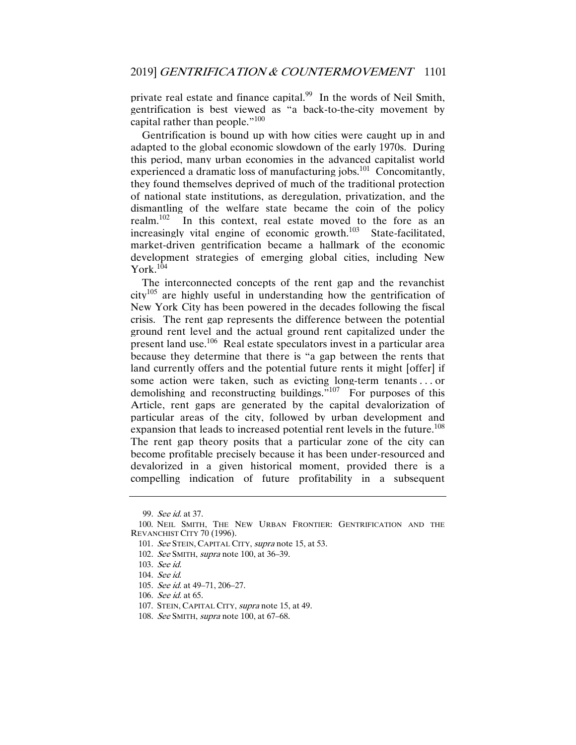private real estate and finance capital.[99] In the words of Neil Smith, gentrification is best viewed as "a back-to-the-city movement by capital rather than people."[100]

Gentrification is bound up with how cities were caught up in and adapted to the global economic slowdown of the early 1970s. During this period, many urban economies in the advanced capitalist world experienced a dramatic loss of manufacturing jobs.[101] Concomitantly, they found themselves deprived of much of the traditional protection of national state institutions, as deregulation, privatization, and the dismantling of the welfare state became the coin of the policy realm.[102] In this context, real estate moved to the fore as an increasingly vital engine of economic growth.[103] State-facilitated, market-driven gentrification became a hallmark of the economic development strategies of emerging global cities, including New York.[104]

The interconnected concepts of the rent gap and the revanchist city[105] are highly useful in understanding how the gentrification of New York City has been powered in the decades following the fiscal crisis. The rent gap represents the difference between the potential ground rent level and the actual ground rent capitalized under the present land use.[106] Real estate speculators invest in a particular area because they determine that there is "a gap between the rents that land currently offers and the potential future rents it might [offer] if some action were taken, such as evicting long-term tenants . . . or demolishing and reconstructing buildings."[107] For purposes of this Article, rent gaps are generated by the capital devalorization of particular areas of the city, followed by urban development and expansion that leads to increased potential rent levels in the future.[108] The rent gap theory posits that a particular zone of the city can become profitable precisely because it has been under-resourced and devalorized in a given historical moment, provided there is a compelling indication of future profitability in a subsequent

---

99. *See id.* at 37.

100. NEIL SMITH, THE NEW URBAN FRONTIER: GENTRIFICATION AND THE REVANCHIST CITY 70 (1996).

101. *See* STEIN, CAPITAL CITY, *supra* note 15, at 53.

102. *See* SMITH, *supra* note 100, at 36–39.

103. *See id.*

104. *See id.*

105. *See id.* at 49–71, 206–27.

106. *See id.* at 65.

107. STEIN, CAPITAL CITY, *supra* note 15, at 49.

108. *See* SMITH, *supra* note 100, at 67–68.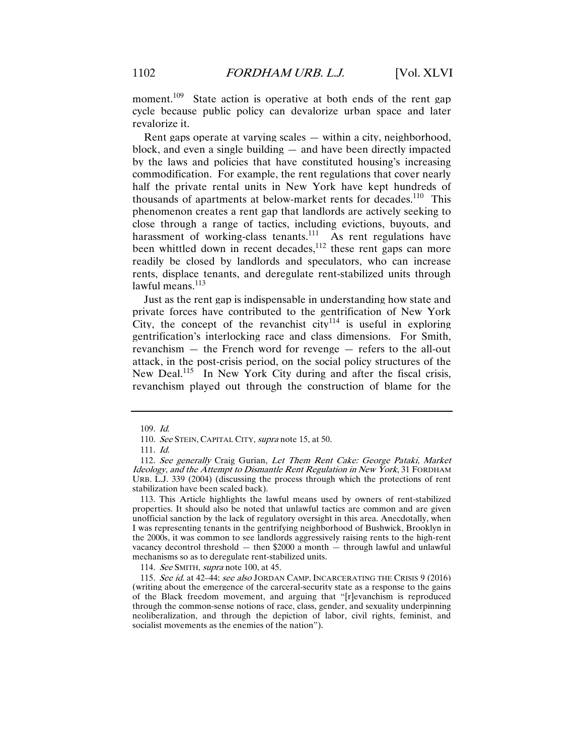moment.[109] State action is operative at both ends of the rent gap cycle because public policy can devalorize urban space and later revalorize it.

Rent gaps operate at varying scales — within a city, neighborhood, block, and even a single building — and have been directly impacted by the laws and policies that have constituted housing's increasing commodification. For example, the rent regulations that cover nearly half the private rental units in New York have kept hundreds of thousands of apartments at below-market rents for decades.[110] This phenomenon creates a rent gap that landlords are actively seeking to close through a range of tactics, including evictions, buyouts, and harassment of working-class tenants.[111] As rent regulations have been whittled down in recent decades,[112] these rent gaps can more readily be closed by landlords and speculators, who can increase rents, displace tenants, and deregulate rent-stabilized units through lawful means.[113]

Just as the rent gap is indispensable in understanding how state and private forces have contributed to the gentrification of New York City, the concept of the revanchist city[114] is useful in exploring gentrification's interlocking race and class dimensions. For Smith, revanchism — the French word for revenge — refers to the all-out attack, in the post-crisis period, on the social policy structures of the New Deal.[115] In New York City during and after the fiscal crisis, revanchism played out through the construction of blame for the

---

109. *Id.*

110. *See* STEIN, CAPITAL CITY, *supra* note 15, at 50.

111. *Id.*

112. *See generally* Craig Gurian, *Let Them Rent Cake: George Pataki, Market Ideology, and the Attempt to Dismantle Rent Regulation in New York*, 31 FORDHAM URB. L.J. 339 (2004) (discussing the process through which the protections of rent stabilization have been scaled back).

113. This Article highlights the lawful means used by owners of rent-stabilized properties. It should also be noted that unlawful tactics are common and are given unofficial sanction by the lack of regulatory oversight in this area. Anecdotally, when I was representing tenants in the gentrifying neighborhood of Bushwick, Brooklyn in the 2000s, it was common to see landlords aggressively raising rents to the high-rent vacancy decontrol threshold — then $2000 a month — through lawful and unlawful mechanisms so as to deregulate rent-stabilized units.

114. *See* SMITH, *supra* note 100, at 45.

115. *See id.* at 42–44; *see also* JORDAN CAMP, INCARCERATING THE CRISIS 9 (2016) (writing about the emergence of the carceral-security state as a response to the gains of the Black freedom movement, and arguing that "[r]evanchism is reproduced through the common-sense notions of race, class, gender, and sexuality underpinning neoliberalization, and through the depiction of labor, civil rights, feminist, and socialist movements as the enemies of the nation").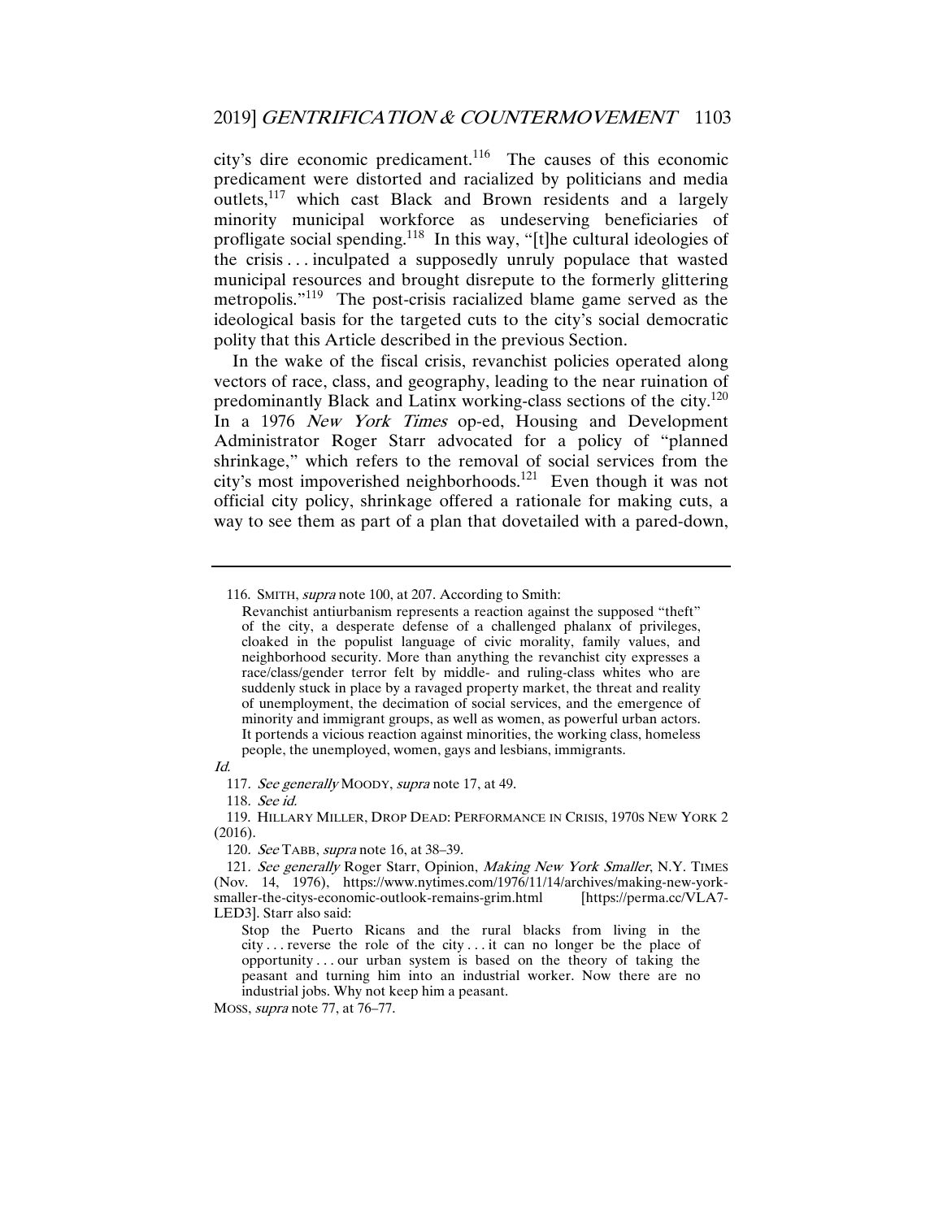city's dire economic predicament.[116] The causes of this economic predicament were distorted and racialized by politicians and media outlets,[117] which cast Black and Brown residents and a largely minority municipal workforce as undeserving beneficiaries of profligate social spending.[118] In this way, "[t]he cultural ideologies of the crisis . . . inculpated a supposedly unruly populace that wasted municipal resources and brought disrepute to the formerly glittering metropolis."[119] The post-crisis racialized blame game served as the ideological basis for the targeted cuts to the city's social democratic polity that this Article described in the previous Section.

In the wake of the fiscal crisis, revanchist policies operated along vectors of race, class, and geography, leading to the near ruination of predominantly Black and Latinx working-class sections of the city.[120] In a 1976 *New York Times* op-ed, Housing and Development Administrator Roger Starr advocated for a policy of "planned shrinkage," which refers to the removal of social services from the city's most impoverished neighborhoods.[121] Even though it was not official city policy, shrinkage offered a rationale for making cuts, a way to see them as part of a plan that dovetailed with a pared-down,

---

116. SMITH, *supra* note 100, at 207. According to Smith:

> Revanchist antiurbanism represents a reaction against the supposed "theft" of the city, a desperate defense of a challenged phalanx of privileges, cloaked in the populist language of civic morality, family values, and neighborhood security. More than anything the revanchist city expresses a race/class/gender terror felt by middle- and ruling-class whites who are suddenly stuck in place by a ravaged property market, the threat and reality of unemployment, the decimation of social services, and the emergence of minority and immigrant groups, as well as women, as powerful urban actors. It portends a vicious reaction against minorities, the working class, homeless people, the unemployed, women, gays and lesbians, immigrants.

*Id.*

117. *See generally* MOODY, *supra* note 17, at 49.

118. *See id.*

119. HILLARY MILLER, DROP DEAD: PERFORMANCE IN CRISIS, 1970S NEW YORK 2 (2016).

120. *See* TABB, *supra* note 16, at 38–39.

121. *See generally* Roger Starr, Opinion, *Making New York Smaller*, N.Y. TIMES (Nov. 14, 1976), https://www.nytimes.com/1976/11/14/archives/making-new-york-smaller-the-citys-economic-outlook-remains-grim.html [https://perma.cc/VLA7-LED3]. Starr also said:

> Stop the Puerto Ricans and the rural blacks from living in the city . . . reverse the role of the city . . . it can no longer be the place of opportunity . . . our urban system is based on the theory of taking the peasant and turning him into an industrial worker. Now there are no industrial jobs. Why not keep him a peasant.

MOSS, *supra* note 77, at 76–77.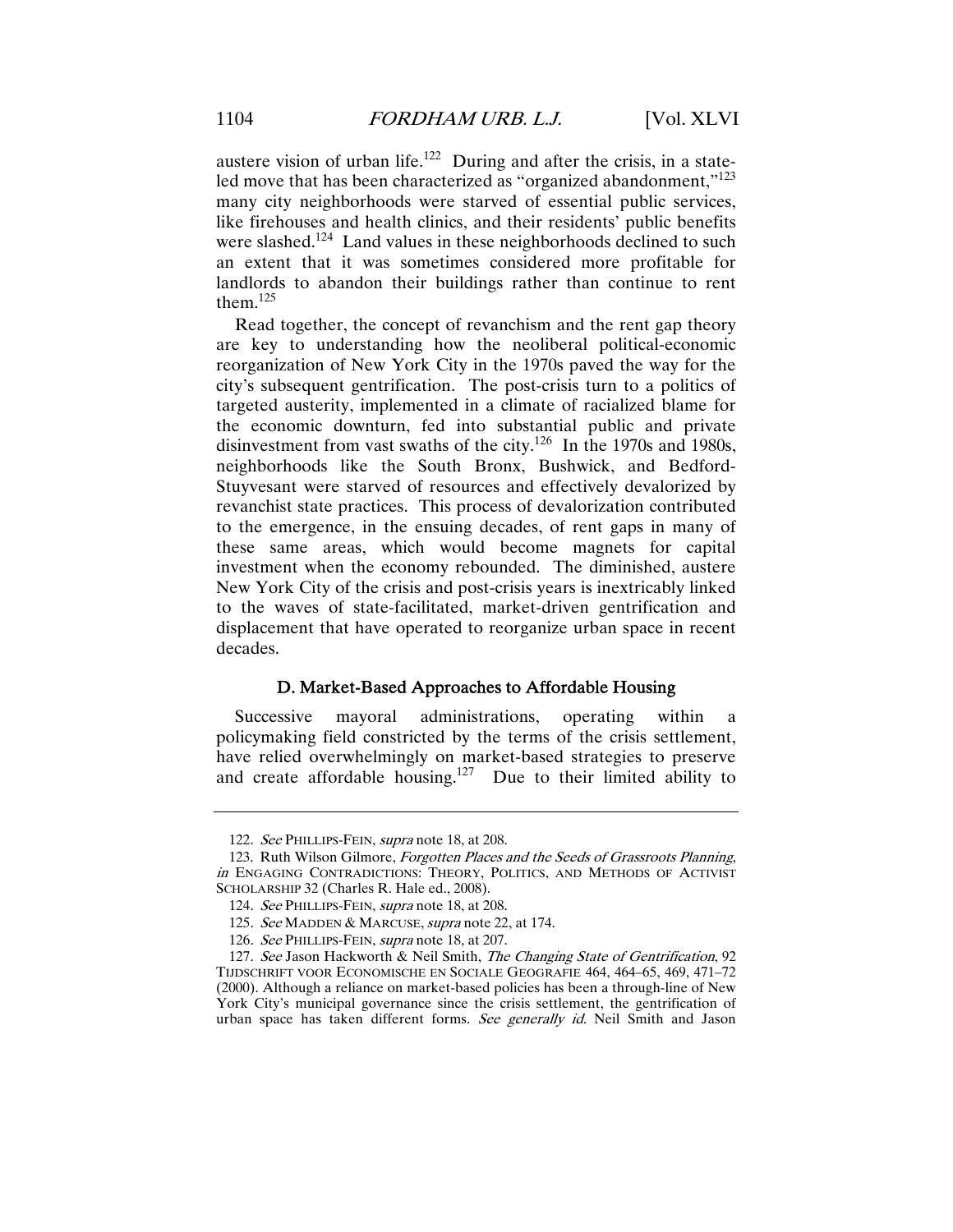austere vision of urban life.[122] During and after the crisis, in a state-led move that has been characterized as "organized abandonment,"[123] many city neighborhoods were starved of essential public services, like firehouses and health clinics, and their residents' public benefits were slashed.[124] Land values in these neighborhoods declined to such an extent that it was sometimes considered more profitable for landlords to abandon their buildings rather than continue to rent them.[125]

Read together, the concept of revanchism and the rent gap theory are key to understanding how the neoliberal political-economic reorganization of New York City in the 1970s paved the way for the city's subsequent gentrification. The post-crisis turn to a politics of targeted austerity, implemented in a climate of racialized blame for the economic downturn, fed into substantial public and private disinvestment from vast swaths of the city.[126] In the 1970s and 1980s, neighborhoods like the South Bronx, Bushwick, and Bedford-Stuyvesant were starved of resources and effectively devalorized by revanchist state practices. This process of devalorization contributed to the emergence, in the ensuing decades, of rent gaps in many of these same areas, which would become magnets for capital investment when the economy rebounded. The diminished, austere New York City of the crisis and post-crisis years is inextricably linked to the waves of state-facilitated, market-driven gentrification and displacement that have operated to reorganize urban space in recent decades.

### D. Market-Based Approaches to Affordable Housing

Successive mayoral administrations, operating within a policymaking field constricted by the terms of the crisis settlement, have relied overwhelmingly on market-based strategies to preserve and create affordable housing.[127] Due to their limited ability to

---

122. *See* PHILLIPS-FEIN, *supra* note 18, at 208.

123. Ruth Wilson Gilmore, *Forgotten Places and the Seeds of Grassroots Planning*, *in* ENGAGING CONTRADICTIONS: THEORY, POLITICS, AND METHODS OF ACTIVIST SCHOLARSHIP 32 (Charles R. Hale ed., 2008).

124. *See* PHILLIPS-FEIN, *supra* note 18, at 208.

125. *See* MADDEN & MARCUSE, *supra* note 22, at 174.

126. *See* PHILLIPS-FEIN, *supra* note 18, at 207.

127. *See* Jason Hackworth & Neil Smith, *The Changing State of Gentrification*, 92 TIJDSCHRIFT VOOR ECONOMISCHE EN SOCIALE GEOGRAFIE 464, 464–65, 469, 471–72 (2000). Although a reliance on market-based policies has been a through-line of New York City's municipal governance since the crisis settlement, the gentrification of urban space has taken different forms. *See generally id.* Neil Smith and Jason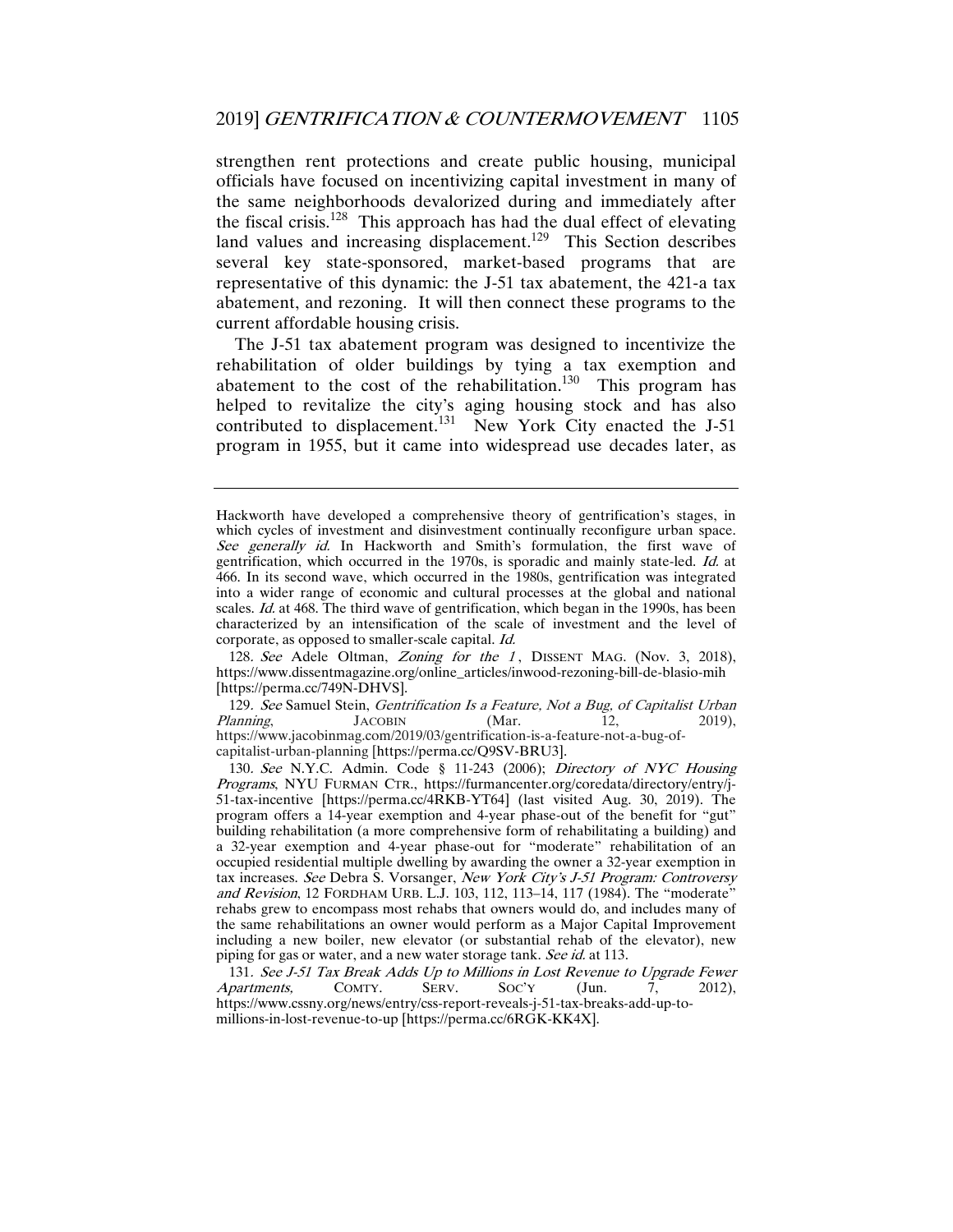strengthen rent protections and create public housing, municipal officials have focused on incentivizing capital investment in many of the same neighborhoods devalorized during and immediately after the fiscal crisis.[128] This approach has had the dual effect of elevating land values and increasing displacement.[129] This Section describes several key state-sponsored, market-based programs that are representative of this dynamic: the J-51 tax abatement, the 421-a tax abatement, and rezoning. It will then connect these programs to the current affordable housing crisis.

The J-51 tax abatement program was designed to incentivize the rehabilitation of older buildings by tying a tax exemption and abatement to the cost of the rehabilitation.[130] This program has helped to revitalize the city's aging housing stock and has also contributed to displacement.[131] New York City enacted the J-51 program in 1955, but it came into widespread use decades later, as

---

Hackworth have developed a comprehensive theory of gentrification's stages, in which cycles of investment and disinvestment continually reconfigure urban space. *See generally id.* In Hackworth and Smith's formulation, the first wave of gentrification, which occurred in the 1970s, is sporadic and mainly state-led. *Id.* at 466. In its second wave, which occurred in the 1980s, gentrification was integrated into a wider range of economic and cultural processes at the global and national scales. *Id.* at 468. The third wave of gentrification, which began in the 1990s, has been characterized by an intensification of the scale of investment and the level of corporate, as opposed to smaller-scale capital. *Id.*

128. *See* Adele Oltman, *Zoning for the 1*, DISSENT MAG. (Nov. 3, 2018), https://www.dissentmagazine.org/online_articles/inwood-rezoning-bill-de-blasio-mih [https://perma.cc/749N-DHVS].

129. *See* Samuel Stein, *Gentrification Is a Feature, Not a Bug, of Capitalist Urban Planning*, JACOBIN (Mar. 12, 2019), https://www.jacobinmag.com/2019/03/gentrification-is-a-feature-not-a-bug-of-capitalist-urban-planning [https://perma.cc/Q9SV-BRU3].

130. *See* N.Y.C. Admin. Code § 11-243 (2006); *Directory of NYC Housing Programs*, NYU FURMAN CTR., https://furmancenter.org/coredata/directory/entry/j-51-tax-incentive [https://perma.cc/4RKB-YT64] (last visited Aug. 30, 2019). The program offers a 14-year exemption and 4-year phase-out of the benefit for "gut" building rehabilitation (a more comprehensive form of rehabilitating a building) and a 32-year exemption and 4-year phase-out for "moderate" rehabilitation of an occupied residential multiple dwelling by awarding the owner a 32-year exemption in tax increases. *See* Debra S. Vorsanger, *New York City's J-51 Program: Controversy and Revision*, 12 FORDHAM URB. L.J. 103, 112, 113–14, 117 (1984). The "moderate" rehabs grew to encompass most rehabs that owners would do, and includes many of the same rehabilitations an owner would perform as a Major Capital Improvement including a new boiler, new elevator (or substantial rehab of the elevator), new piping for gas or water, and a new water storage tank. *See id.* at 113.

131. *See J-51 Tax Break Adds Up to Millions in Lost Revenue to Upgrade Fewer Apartments,* COMTY. SERV. SOC'Y (Jun. 7, 2012), https://www.cssny.org/news/entry/css-report-reveals-j-51-tax-breaks-add-up-to-millions-in-lost-revenue-to-up [https://perma.cc/6RGK-KK4X].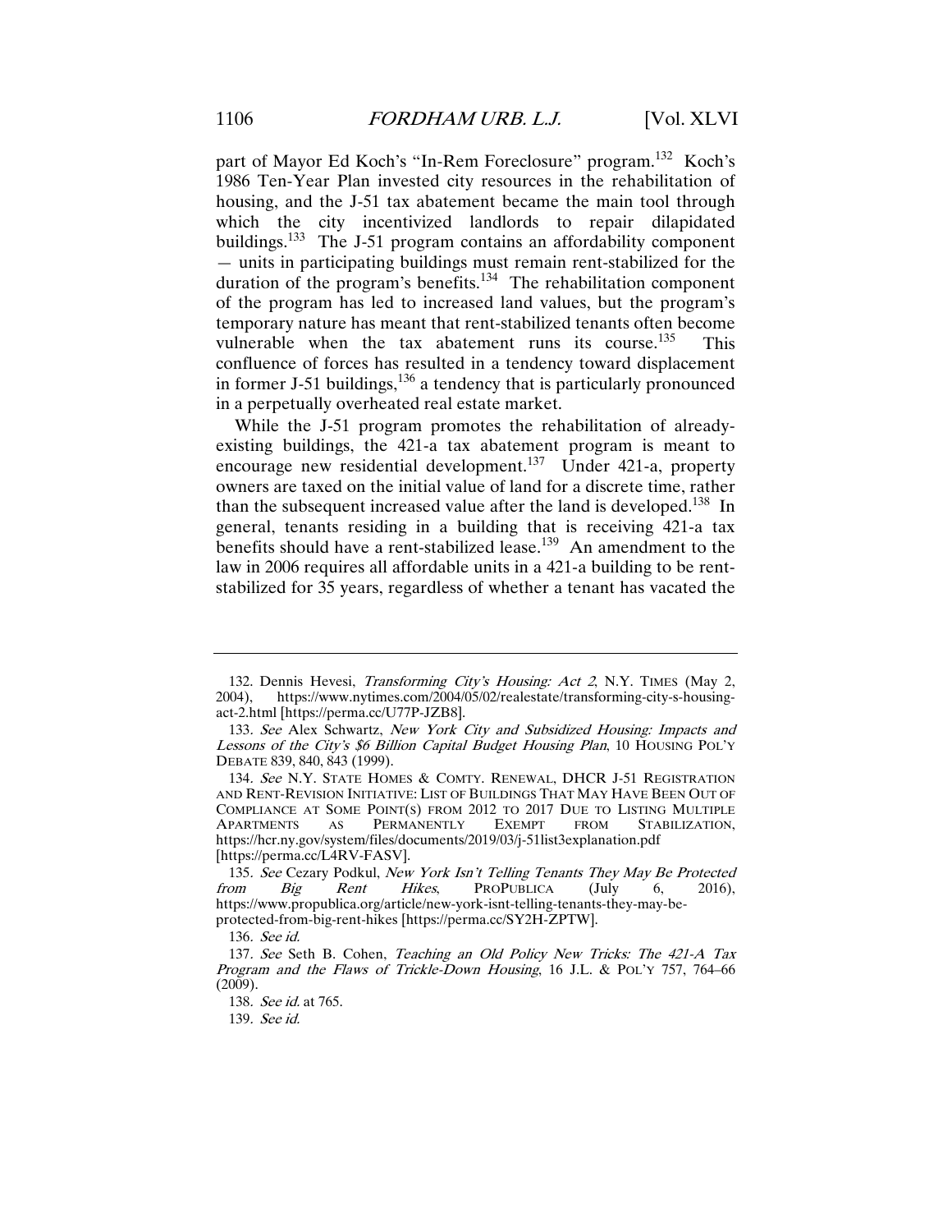part of Mayor Ed Koch's "In-Rem Foreclosure" program.[132] Koch's 1986 Ten-Year Plan invested city resources in the rehabilitation of housing, and the J-51 tax abatement became the main tool through which the city incentivized landlords to repair dilapidated buildings.[133] The J-51 program contains an affordability component — units in participating buildings must remain rent-stabilized for the duration of the program's benefits.[134] The rehabilitation component of the program has led to increased land values, but the program's temporary nature has meant that rent-stabilized tenants often become vulnerable when the tax abatement runs its course.[135] This confluence of forces has resulted in a tendency toward displacement in former J-51 buildings,[136] a tendency that is particularly pronounced in a perpetually overheated real estate market.

While the J-51 program promotes the rehabilitation of already-existing buildings, the 421-a tax abatement program is meant to encourage new residential development.[137] Under 421-a, property owners are taxed on the initial value of land for a discrete time, rather than the subsequent increased value after the land is developed.[138] In general, tenants residing in a building that is receiving 421-a tax benefits should have a rent-stabilized lease.[139] An amendment to the law in 2006 requires all affordable units in a 421-a building to be rent-stabilized for 35 years, regardless of whether a tenant has vacated the

---

132. Dennis Hevesi, *Transforming City's Housing: Act 2*, N.Y. TIMES (May 2, 2004), https://www.nytimes.com/2004/05/02/realestate/transforming-city-s-housing-act-2.html [https://perma.cc/U77P-JZB8].

133. *See* Alex Schwartz, *New York City and Subsidized Housing: Impacts and Lessons of the City's $6 Billion Capital Budget Housing Plan*, 10 HOUSING POL'Y DEBATE 839, 840, 843 (1999).

134. *See* N.Y. STATE HOMES & COMTY. RENEWAL, DHCR J-51 REGISTRATION AND RENT-REVISION INITIATIVE: LIST OF BUILDINGS THAT MAY HAVE BEEN OUT OF COMPLIANCE AT SOME POINT(S) FROM 2012 TO 2017 DUE TO LISTING MULTIPLE APARTMENTS AS PERMANENTLY EXEMPT FROM STABILIZATION, https://hcr.ny.gov/system/files/documents/2019/03/j-51list3explanation.pdf [https://perma.cc/L4RV-FASV].

135. *See* Cezary Podkul, *New York Isn't Telling Tenants They May Be Protected from Big Rent Hikes*, PROPUBLICA (July 6, 2016), https://www.propublica.org/article/new-york-isnt-telling-tenants-they-may-be-protected-from-big-rent-hikes [https://perma.cc/SY2H-ZPTW].

136. *See id.*

137. *See* Seth B. Cohen, *Teaching an Old Policy New Tricks: The 421-A Tax Program and the Flaws of Trickle-Down Housing*, 16 J.L. & POL'Y 757, 764–66 (2009).

138. *See id.* at 765.

139. *See id.*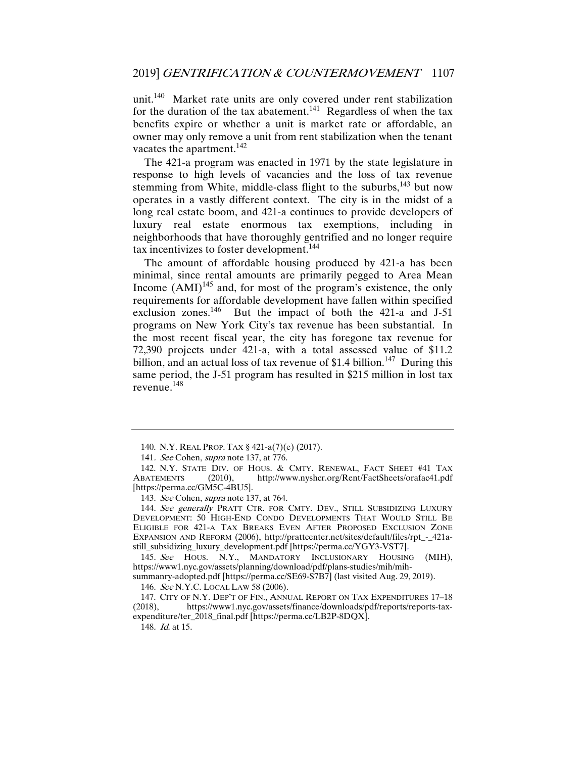unit.[140] Market rate units are only covered under rent stabilization for the duration of the tax abatement.[141] Regardless of when the tax benefits expire or whether a unit is market rate or affordable, an owner may only remove a unit from rent stabilization when the tenant vacates the apartment.[142]

The 421-a program was enacted in 1971 by the state legislature in response to high levels of vacancies and the loss of tax revenue stemming from White, middle-class flight to the suburbs,[143] but now operates in a vastly different context. The city is in the midst of a long real estate boom, and 421-a continues to provide developers of luxury real estate enormous tax exemptions, including in neighborhoods that have thoroughly gentrified and no longer require tax incentivizes to foster development.[144]

The amount of affordable housing produced by 421-a has been minimal, since rental amounts are primarily pegged to Area Mean Income (AMI)[145] and, for most of the program's existence, the only requirements for affordable development have fallen within specified exclusion zones.[146] But the impact of both the 421-a and J-51 programs on New York City's tax revenue has been substantial. In the most recent fiscal year, the city has foregone tax revenue for 72,390 projects under 421-a, with a total assessed value of $11.2 billion, and an actual loss of tax revenue of $1.4 billion.[147] During this same period, the J-51 program has resulted in $215 million in lost tax revenue.[148]

---

140. N.Y. REAL PROP. TAX § 421-a(7)(e) (2017).

141. *See* Cohen, *supra* note 137, at 776.

142. N.Y. STATE DIV. OF HOUS. & CMTY. RENEWAL, FACT SHEET #41 TAX ABATEMENTS (2010), http://www.nyshcr.org/Rent/FactSheets/orafac41.pdf [https://perma.cc/GM5C-4BU5].

143. *See* Cohen, *supra* note 137, at 764.

144. *See generally* PRATT CTR. FOR CMTY. DEV., STILL SUBSIDIZING LUXURY DEVELOPMENT: 50 HIGH-END CONDO DEVELOPMENTS THAT WOULD STILL BE ELIGIBLE FOR 421-A TAX BREAKS EVEN AFTER PROPOSED EXCLUSION ZONE EXPANSION AND REFORM (2006), http://prattcenter.net/sites/default/files/rpt_-_421a-still_subsidizing_luxury_development.pdf [https://perma.cc/YGY3-VST7].

145. *See* HOUS. N.Y., MANDATORY INCLUSIONARY HOUSING (MIH), https://www1.nyc.gov/assets/planning/download/pdf/plans-studies/mih/mih-summanry-adopted.pdf [https://perma.cc/SE69-S7B7] (last visited Aug. 29, 2019).

146. *See* N.Y.C. LOCAL LAW 58 (2006).

147. CITY OF N.Y. DEP'T OF FIN., ANNUAL REPORT ON TAX EXPENDITURES 17–18 (2018), https://www1.nyc.gov/assets/finance/downloads/pdf/reports/reports-tax-expenditure/ter_2018_final.pdf [https://perma.cc/LB2P-8DQX].

148. *Id.* at 15.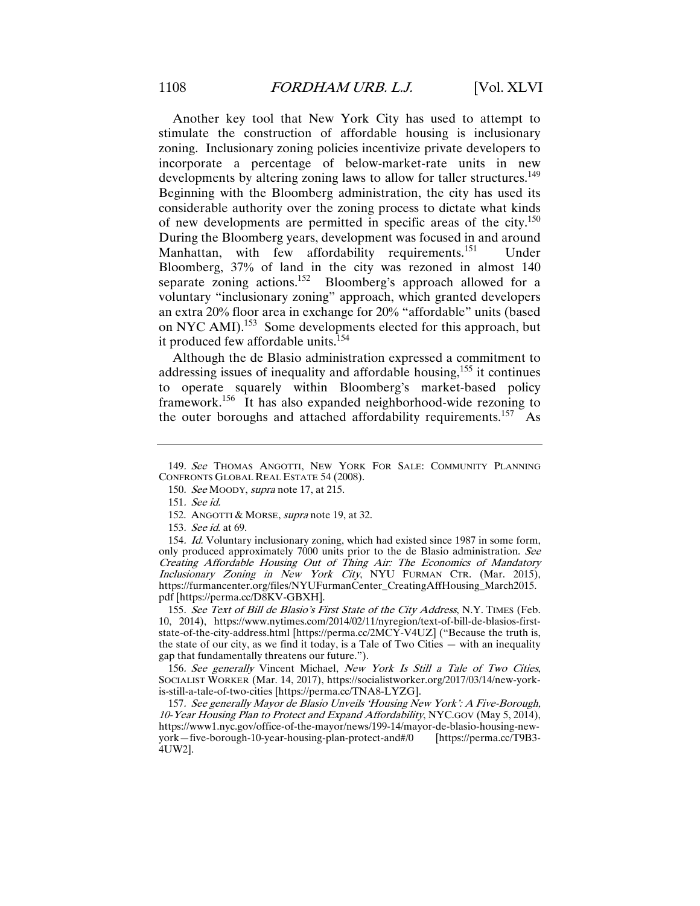Another key tool that New York City has used to attempt to stimulate the construction of affordable housing is inclusionary zoning. Inclusionary zoning policies incentivize private developers to incorporate a percentage of below-market-rate units in new developments by altering zoning laws to allow for taller structures.[149] Beginning with the Bloomberg administration, the city has used its considerable authority over the zoning process to dictate what kinds of new developments are permitted in specific areas of the city.[150] During the Bloomberg years, development was focused in and around Manhattan, with few affordability requirements.[151] Under Bloomberg, 37% of land in the city was rezoned in almost 140 separate zoning actions.[152] Bloomberg's approach allowed for a voluntary "inclusionary zoning" approach, which granted developers an extra 20% floor area in exchange for 20% "affordable" units (based on NYC AMI).[153] Some developments elected for this approach, but it produced few affordable units.[154]

Although the de Blasio administration expressed a commitment to addressing issues of inequality and affordable housing,[155] it continues to operate squarely within Bloomberg's market-based policy framework.[156] It has also expanded neighborhood-wide rezoning to the outer boroughs and attached affordability requirements.[157] As

---

149. *See* THOMAS ANGOTTI, NEW YORK FOR SALE: COMMUNITY PLANNING CONFRONTS GLOBAL REAL ESTATE 54 (2008).

150. *See* MOODY, *supra* note 17, at 215.

151. *See id.*

152. ANGOTTI & MORSE, *supra* note 19, at 32.

153. *See id.* at 69.

154. *Id.* Voluntary inclusionary zoning, which had existed since 1987 in some form, only produced approximately 7000 units prior to the de Blasio administration. *See Creating Affordable Housing Out of Thing Air: The Economics of Mandatory Inclusionary Zoning in New York City*, NYU FURMAN CTR. (Mar. 2015), https://furmancenter.org/files/NYUFurmanCenter_CreatingAffHousing_March2015.pdf [https://perma.cc/D8KV-GBXH].

155. *See Text of Bill de Blasio's First State of the City Address*, N.Y. TIMES (Feb. 10, 2014), https://www.nytimes.com/2014/02/11/nyregion/text-of-bill-de-blasios-first-state-of-the-city-address.html [https://perma.cc/2MCY-V4UZ] ("Because the truth is, the state of our city, as we find it today, is a Tale of Two Cities — with an inequality gap that fundamentally threatens our future.").

156. *See generally* Vincent Michael, *New York Is Still a Tale of Two Cities*, SOCIALIST WORKER (Mar. 14, 2017), https://socialistworker.org/2017/03/14/new-york-is-still-a-tale-of-two-cities [https://perma.cc/TNA8-LYZG].

157. *See generally Mayor de Blasio Unveils 'Housing New York': A Five-Borough, 10-Year Housing Plan to Protect and Expand Affordability*, NYC.GOV (May 5, 2014), https://www1.nyc.gov/office-of-the-mayor/news/199-14/mayor-de-blasio-housing-new-york—five-borough-10-year-housing-plan-protect-and#/0 [https://perma.cc/T9B3-4UW2].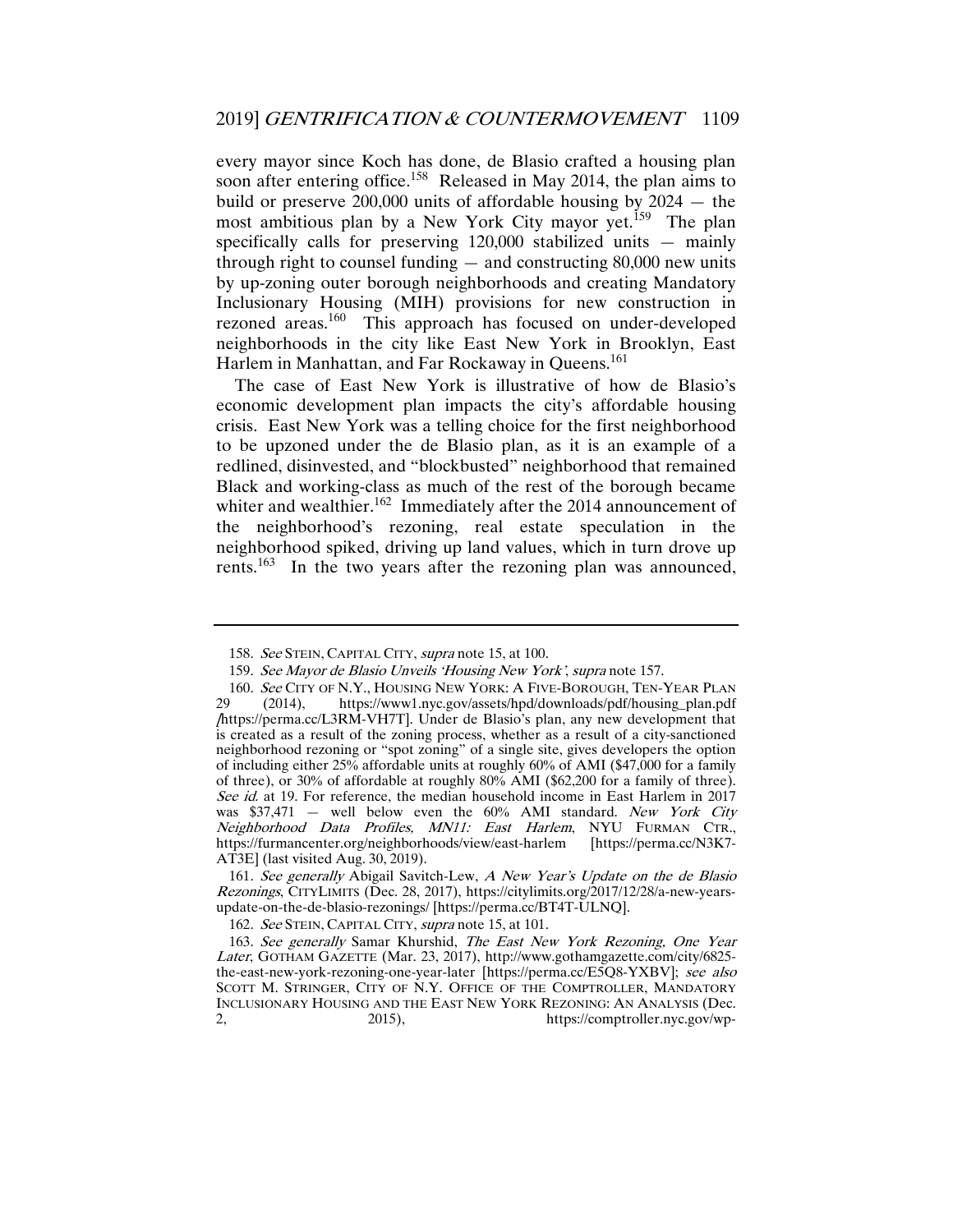every mayor since Koch has done, de Blasio crafted a housing plan soon after entering office.[158] Released in May 2014, the plan aims to build or preserve 200,000 units of affordable housing by 2024 — the most ambitious plan by a New York City mayor yet.[159] The plan specifically calls for preserving 120,000 stabilized units — mainly through right to counsel funding — and constructing 80,000 new units by up-zoning outer borough neighborhoods and creating Mandatory Inclusionary Housing (MIH) provisions for new construction in rezoned areas.[160] This approach has focused on under-developed neighborhoods in the city like East New York in Brooklyn, East Harlem in Manhattan, and Far Rockaway in Queens.[161]

The case of East New York is illustrative of how de Blasio's economic development plan impacts the city's affordable housing crisis. East New York was a telling choice for the first neighborhood to be upzoned under the de Blasio plan, as it is an example of a redlined, disinvested, and "blockbusted" neighborhood that remained Black and working-class as much of the rest of the borough became whiter and wealthier.[162] Immediately after the 2014 announcement of the neighborhood's rezoning, real estate speculation in the neighborhood spiked, driving up land values, which in turn drove up rents.[163] In the two years after the rezoning plan was announced,

---

158. *See* STEIN, CAPITAL CITY, *supra* note 15, at 100.

159. *See Mayor de Blasio Unveils 'Housing New York'*, *supra* note 157.

160. *See* CITY OF N.Y., HOUSING NEW YORK: A FIVE-BOROUGH, TEN-YEAR PLAN 29 (2014), https://www1.nyc.gov/assets/hpd/downloads/pdf/housing_plan.pdf [https://perma.cc/L3RM-VH7T]. Under de Blasio's plan, any new development that is created as a result of the zoning process, whether as a result of a city-sanctioned neighborhood rezoning or "spot zoning" of a single site, gives developers the option of including either 25% affordable units at roughly 60% of AMI ($47,000 for a family of three), or 30% of affordable at roughly 80% AMI ($62,200 for a family of three). *See id.* at 19. For reference, the median household income in East Harlem in 2017 was $37,471 — well below even the 60% AMI standard. *New York City Neighborhood Data Profiles, MN11: East Harlem*, NYU FURMAN CTR., https://furmancenter.org/neighborhoods/view/east-harlem [https://perma.cc/N3K7-AT3E] (last visited Aug. 30, 2019).

161. *See generally* Abigail Savitch-Lew, *A New Year's Update on the de Blasio Rezonings*, CITYLIMITS (Dec. 28, 2017), https://citylimits.org/2017/12/28/a-new-years-update-on-the-de-blasio-rezonings/ [https://perma.cc/BT4T-ULNQ].

162. *See* STEIN, CAPITAL CITY, *supra* note 15, at 101.

163. *See generally* Samar Khurshid, *The East New York Rezoning, One Year Later*, GOTHAM GAZETTE (Mar. 23, 2017), http://www.gothamgazette.com/city/6825-the-east-new-york-rezoning-one-year-later [https://perma.cc/E5Q8-YXBV]; *see also* SCOTT M. STRINGER, CITY OF N.Y. OFFICE OF THE COMPTROLLER, MANDATORY INCLUSIONARY HOUSING AND THE EAST NEW YORK REZONING: AN ANALYSIS (Dec. 2, 2015), https://comptroller.nyc.gov/wp-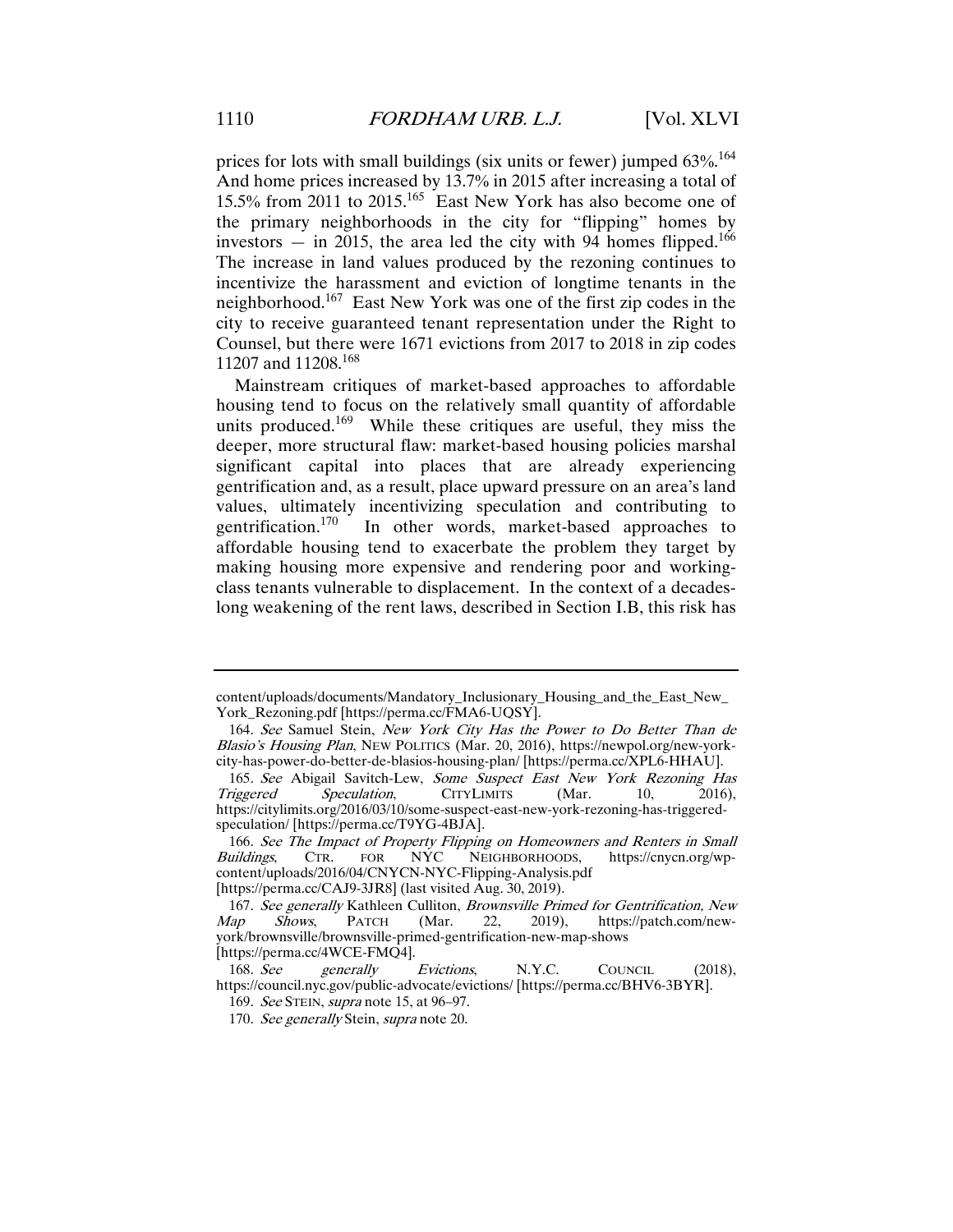prices for lots with small buildings (six units or fewer) jumped 63%.[164] And home prices increased by 13.7% in 2015 after increasing a total of 15.5% from 2011 to 2015.[165] East New York has also become one of the primary neighborhoods in the city for "flipping" homes by investors — in 2015, the area led the city with 94 homes flipped.[166] The increase in land values produced by the rezoning continues to incentivize the harassment and eviction of longtime tenants in the neighborhood.[167] East New York was one of the first zip codes in the city to receive guaranteed tenant representation under the Right to Counsel, but there were 1671 evictions from 2017 to 2018 in zip codes 11207 and 11208.[168]

Mainstream critiques of market-based approaches to affordable housing tend to focus on the relatively small quantity of affordable units produced.[169] While these critiques are useful, they miss the deeper, more structural flaw: market-based housing policies marshal significant capital into places that are already experiencing gentrification and, as a result, place upward pressure on an area's land values, ultimately incentivizing speculation and contributing to gentrification.[170] In other words, market-based approaches to affordable housing tend to exacerbate the problem they target by making housing more expensive and rendering poor and working-class tenants vulnerable to displacement. In the context of a decades-long weakening of the rent laws, described in Section I.B, this risk has

---

content/uploads/documents/Mandatory_Inclusionary_Housing_and_the_East_New_York_Rezoning.pdf [https://perma.cc/FMA6-UQSY].

164. *See* Samuel Stein, *New York City Has the Power to Do Better Than de Blasio's Housing Plan*, NEW POLITICS (Mar. 20, 2016), https://newpol.org/new-york-city-has-power-do-better-de-blasios-housing-plan/ [https://perma.cc/XPL6-HHAU].

165. *See* Abigail Savitch-Lew, *Some Suspect East New York Rezoning Has Triggered Speculation*, CITYLIMITS (Mar. 10, 2016), https://citylimits.org/2016/03/10/some-suspect-east-new-york-rezoning-has-triggered-speculation/ [https://perma.cc/T9YG-4BJA].

166. *See The Impact of Property Flipping on Homeowners and Renters in Small Buildings*, CTR. FOR NYC NEIGHBORHOODS, https://cnycn.org/wp-content/uploads/2016/04/CNYCN-NYC-Flipping-Analysis.pdf [https://perma.cc/CAJ9-3JR8] (last visited Aug. 30, 2019).

167. *See generally* Kathleen Culliton, *Brownsville Primed for Gentrification, New Map Shows*, PATCH (Mar. 22, 2019), https://patch.com/new-york/brownsville/brownsville-primed-gentrification-new-map-shows [https://perma.cc/4WCE-FMQ4].

168. *See generally Evictions*, N.Y.C. COUNCIL (2018), https://council.nyc.gov/public-advocate/evictions/ [https://perma.cc/BHV6-3BYR].

169. *See* STEIN, *supra* note 15, at 96–97.

170. *See generally* Stein, *supra* note 20.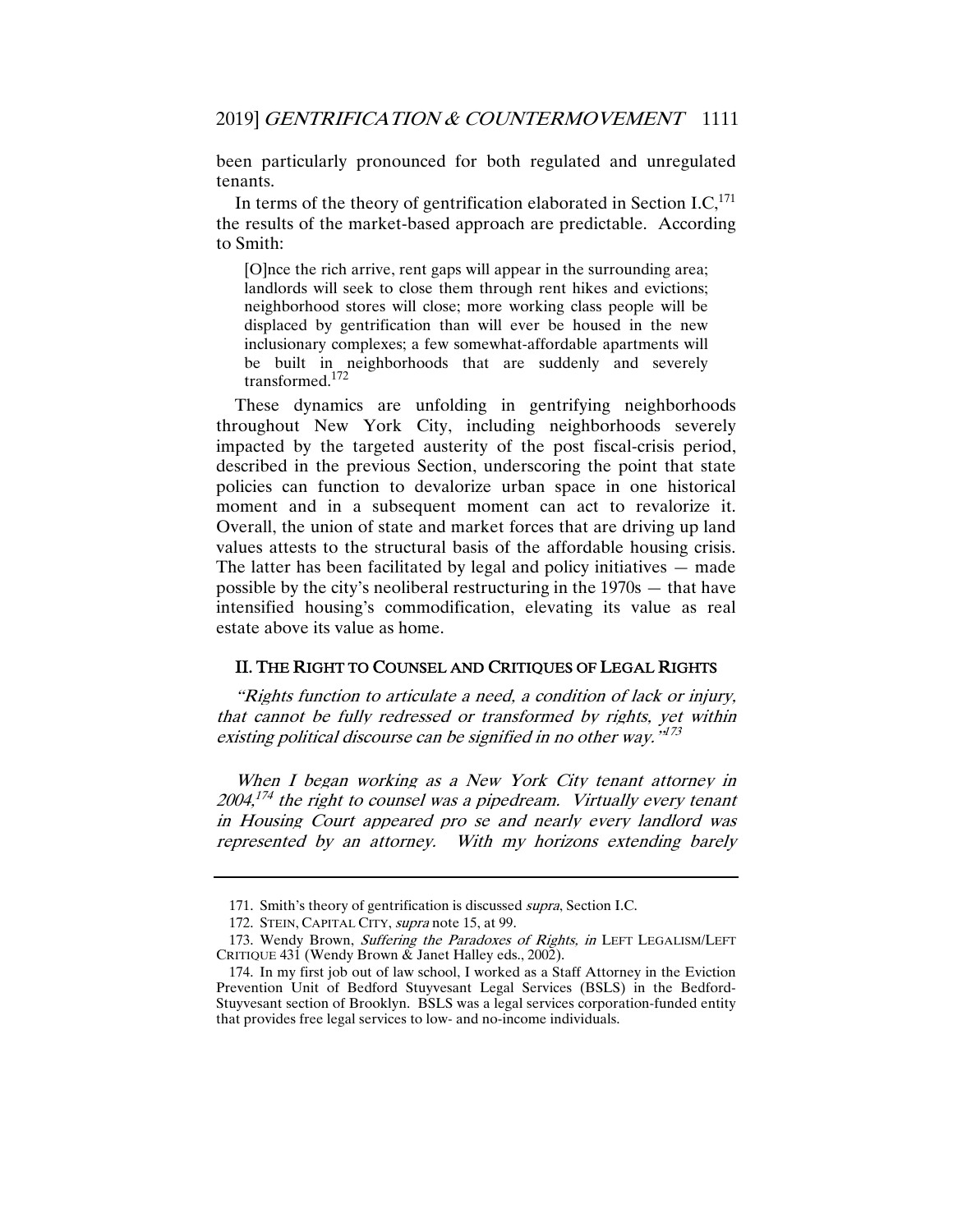been particularly pronounced for both regulated and unregulated tenants.

In terms of the theory of gentrification elaborated in Section I.C,[171] the results of the market-based approach are predictable. According to Smith:

> [O]nce the rich arrive, rent gaps will appear in the surrounding area; landlords will seek to close them through rent hikes and evictions; neighborhood stores will close; more working class people will be displaced by gentrification than will ever be housed in the new inclusionary complexes; a few somewhat-affordable apartments will be built in neighborhoods that are suddenly and severely transformed.[172]

These dynamics are unfolding in gentrifying neighborhoods throughout New York City, including neighborhoods severely impacted by the targeted austerity of the post fiscal-crisis period, described in the previous Section, underscoring the point that state policies can function to devalorize urban space in one historical moment and in a subsequent moment can act to revalorize it. Overall, the union of state and market forces that are driving up land values attests to the structural basis of the affordable housing crisis. The latter has been facilitated by legal and policy initiatives — made possible by the city's neoliberal restructuring in the 1970s — that have intensified housing's commodification, elevating its value as real estate above its value as home.

## II. THE RIGHT TO COUNSEL AND CRITIQUES OF LEGAL RIGHTS

*"Rights function to articulate a need, a condition of lack or injury, that cannot be fully redressed or transformed by rights, yet within existing political discourse can be signified in no other way."*[173]

*When I began working as a New York City tenant attorney in 2004,*[174] *the right to counsel was a pipedream. Virtually every tenant in Housing Court appeared pro se and nearly every landlord was represented by an attorney. With my horizons extending barely*

---

171. Smith's theory of gentrification is discussed *supra*, Section I.C.

172. STEIN, CAPITAL CITY, *supra* note 15, at 99.

173. Wendy Brown, *Suffering the Paradoxes of Rights, in* LEFT LEGALISM/LEFT CRITIQUE 431 (Wendy Brown & Janet Halley eds., 2002).

174. In my first job out of law school, I worked as a Staff Attorney in the Eviction Prevention Unit of Bedford Stuyvesant Legal Services (BSLS) in the Bedford-Stuyvesant section of Brooklyn. BSLS was a legal services corporation-funded entity that provides free legal services to low- and no-income individuals.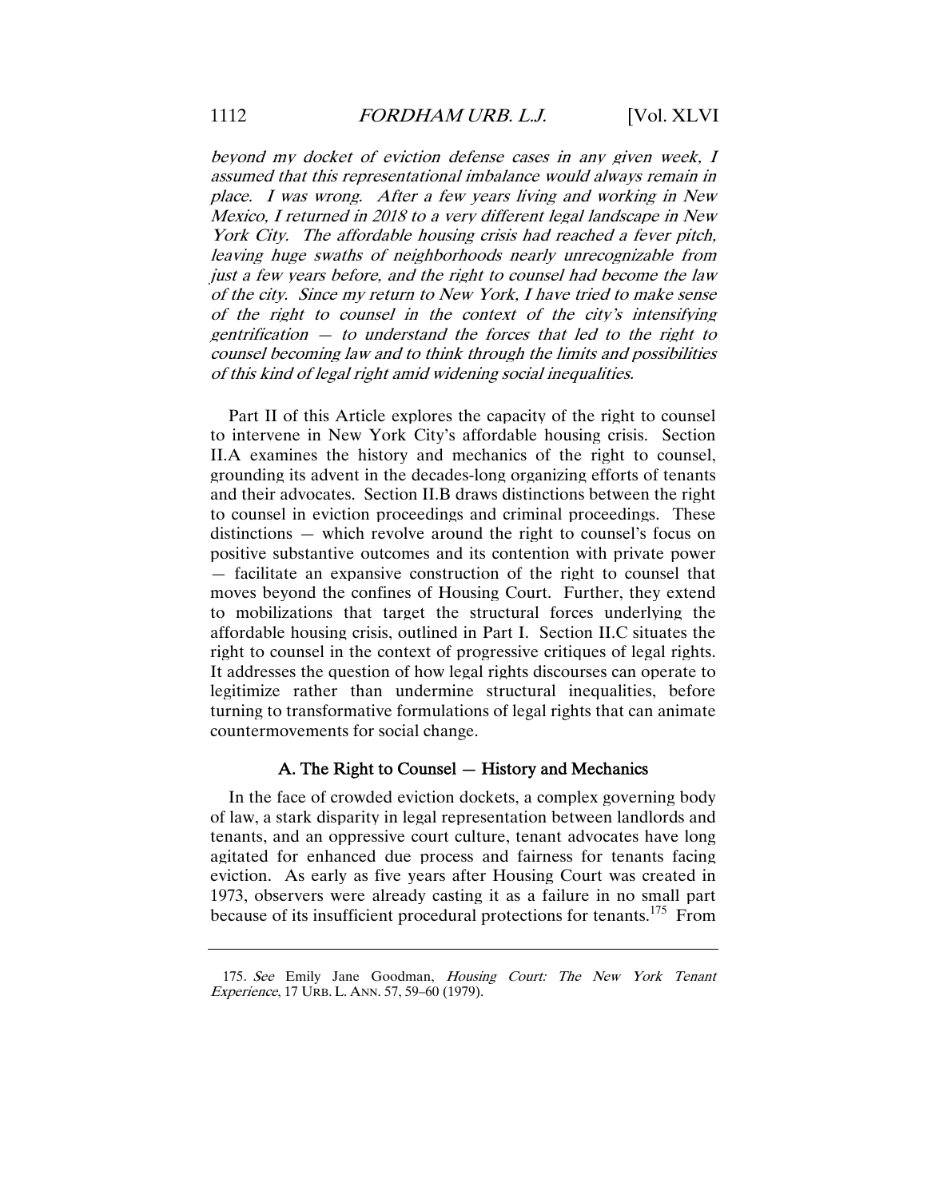*beyond my docket of eviction defense cases in any given week, I assumed that this representational imbalance would always remain in place. I was wrong. After a few years living and working in New Mexico, I returned in 2018 to a very different legal landscape in New York City. The affordable housing crisis had reached a fever pitch, leaving huge swaths of neighborhoods nearly unrecognizable from just a few years before, and the right to counsel had become the law of the city. Since my return to New York, I have tried to make sense of the right to counsel in the context of the city's intensifying gentrification — to understand the forces that led to the right to counsel becoming law and to think through the limits and possibilities of this kind of legal right amid widening social inequalities.*

Part II of this Article explores the capacity of the right to counsel to intervene in New York City's affordable housing crisis. Section II.A examines the history and mechanics of the right to counsel, grounding its advent in the decades-long organizing efforts of tenants and their advocates. Section II.B draws distinctions between the right to counsel in eviction proceedings and criminal proceedings. These distinctions — which revolve around the right to counsel's focus on positive substantive outcomes and its contention with private power — facilitate an expansive construction of the right to counsel that moves beyond the confines of Housing Court. Further, they extend to mobilizations that target the structural forces underlying the affordable housing crisis, outlined in Part I. Section II.C situates the right to counsel in the context of progressive critiques of legal rights. It addresses the question of how legal rights discourses can operate to legitimize rather than undermine structural inequalities, before turning to transformative formulations of legal rights that can animate countermovements for social change.

### A. The Right to Counsel — History and Mechanics

In the face of crowded eviction dockets, a complex governing body of law, a stark disparity in legal representation between landlords and tenants, and an oppressive court culture, tenant advocates have long agitated for enhanced due process and fairness for tenants facing eviction. As early as five years after Housing Court was created in 1973, observers were already casting it as a failure in no small part because of its insufficient procedural protections for tenants.[175] From

---

175. *See* Emily Jane Goodman, *Housing Court: The New York Tenant Experience*, 17 URB. L. ANN. 57, 59–60 (1979).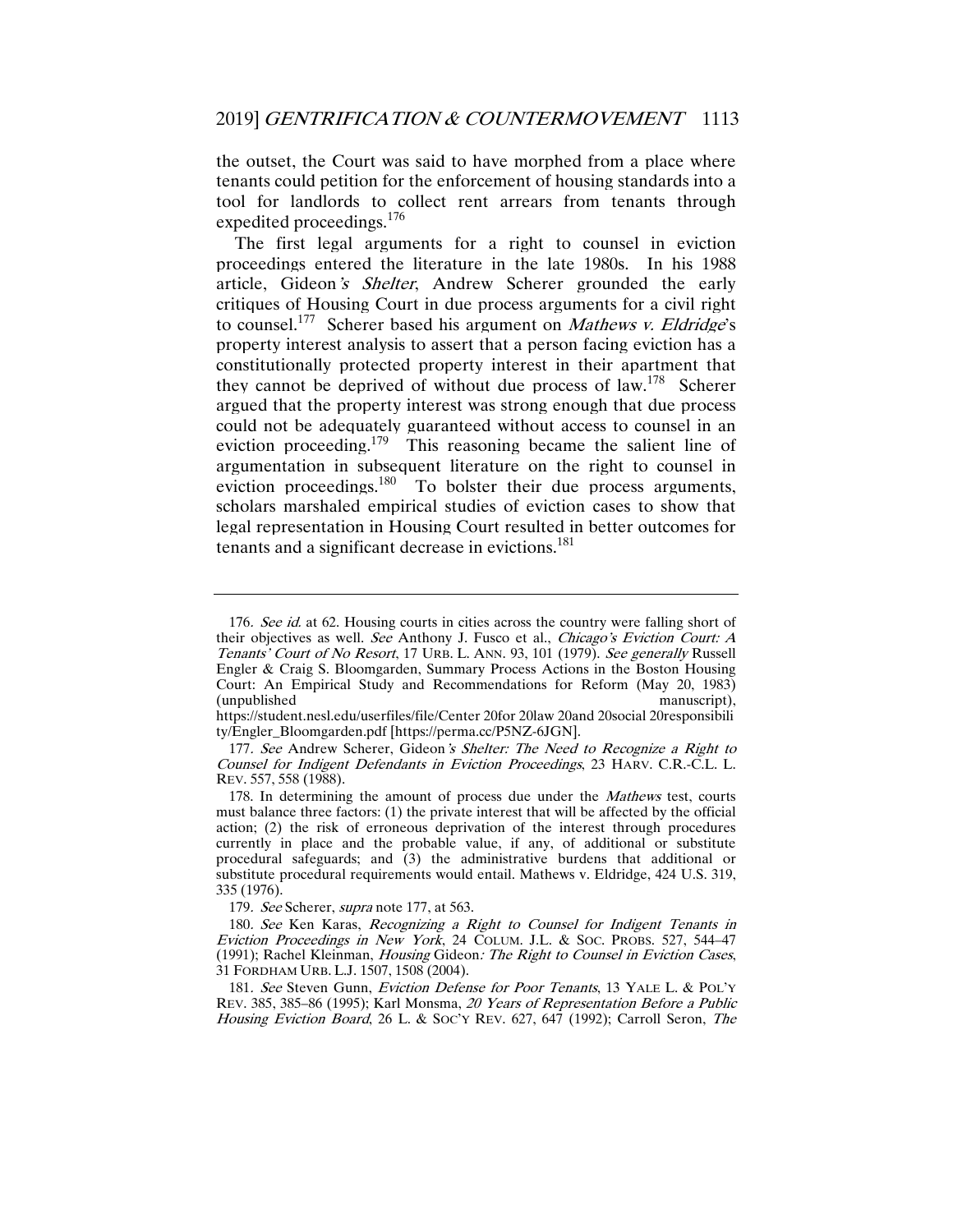the outset, the Court was said to have morphed from a place where tenants could petition for the enforcement of housing standards into a tool for landlords to collect rent arrears from tenants through expedited proceedings.[176]

The first legal arguments for a right to counsel in eviction proceedings entered the literature in the late 1980s. In his 1988 article, *Gideon's Shelter*, Andrew Scherer grounded the early critiques of Housing Court in due process arguments for a civil right to counsel.[177] Scherer based his argument on *Mathews v. Eldridge*'s property interest analysis to assert that a person facing eviction has a constitutionally protected property interest in their apartment that they cannot be deprived of without due process of law.[178] Scherer argued that the property interest was strong enough that due process could not be adequately guaranteed without access to counsel in an eviction proceeding.[179] This reasoning became the salient line of argumentation in subsequent literature on the right to counsel in eviction proceedings.[180] To bolster their due process arguments, scholars marshaled empirical studies of eviction cases to show that legal representation in Housing Court resulted in better outcomes for tenants and a significant decrease in evictions.[181]

---

176. *See id.* at 62. Housing courts in cities across the country were falling short of their objectives as well. *See* Anthony J. Fusco et al., *Chicago's Eviction Court: A Tenants' Court of No Resort*, 17 URB. L. ANN. 93, 101 (1979). *See generally* Russell Engler & Craig S. Bloomgarden, Summary Process Actions in the Boston Housing Court: An Empirical Study and Recommendations for Reform (May 20, 1983) (unpublished manuscript), https://student.nesl.edu/userfiles/file/Center 20for 20law 20and 20social 20responsibility/Engler_Bloomgarden.pdf [https://perma.cc/P5NZ-6JGN].

177. *See* Andrew Scherer, *Gideon's Shelter: The Need to Recognize a Right to Counsel for Indigent Defendants in Eviction Proceedings*, 23 HARV. C.R.-C.L. L. REV. 557, 558 (1988).

178. In determining the amount of process due under the *Mathews* test, courts must balance three factors: (1) the private interest that will be affected by the official action; (2) the risk of erroneous deprivation of the interest through procedures currently in place and the probable value, if any, of additional or substitute procedural safeguards; and (3) the administrative burdens that additional or substitute procedural requirements would entail. Mathews v. Eldridge, 424 U.S. 319, 335 (1976).

179. *See* Scherer, *supra* note 177, at 563.

180. *See* Ken Karas, *Recognizing a Right to Counsel for Indigent Tenants in Eviction Proceedings in New York*, 24 COLUM. J.L. & SOC. PROBS. 527, 544–47 (1991); Rachel Kleinman, *Housing Gideon: The Right to Counsel in Eviction Cases*, 31 FORDHAM URB. L.J. 1507, 1508 (2004).

181. *See* Steven Gunn, *Eviction Defense for Poor Tenants*, 13 YALE L. & POL'Y REV. 385, 385–86 (1995); Karl Monsma, *20 Years of Representation Before a Public Housing Eviction Board*, 26 L. & SOC'Y REV. 627, 647 (1992); Carroll Seron, *The*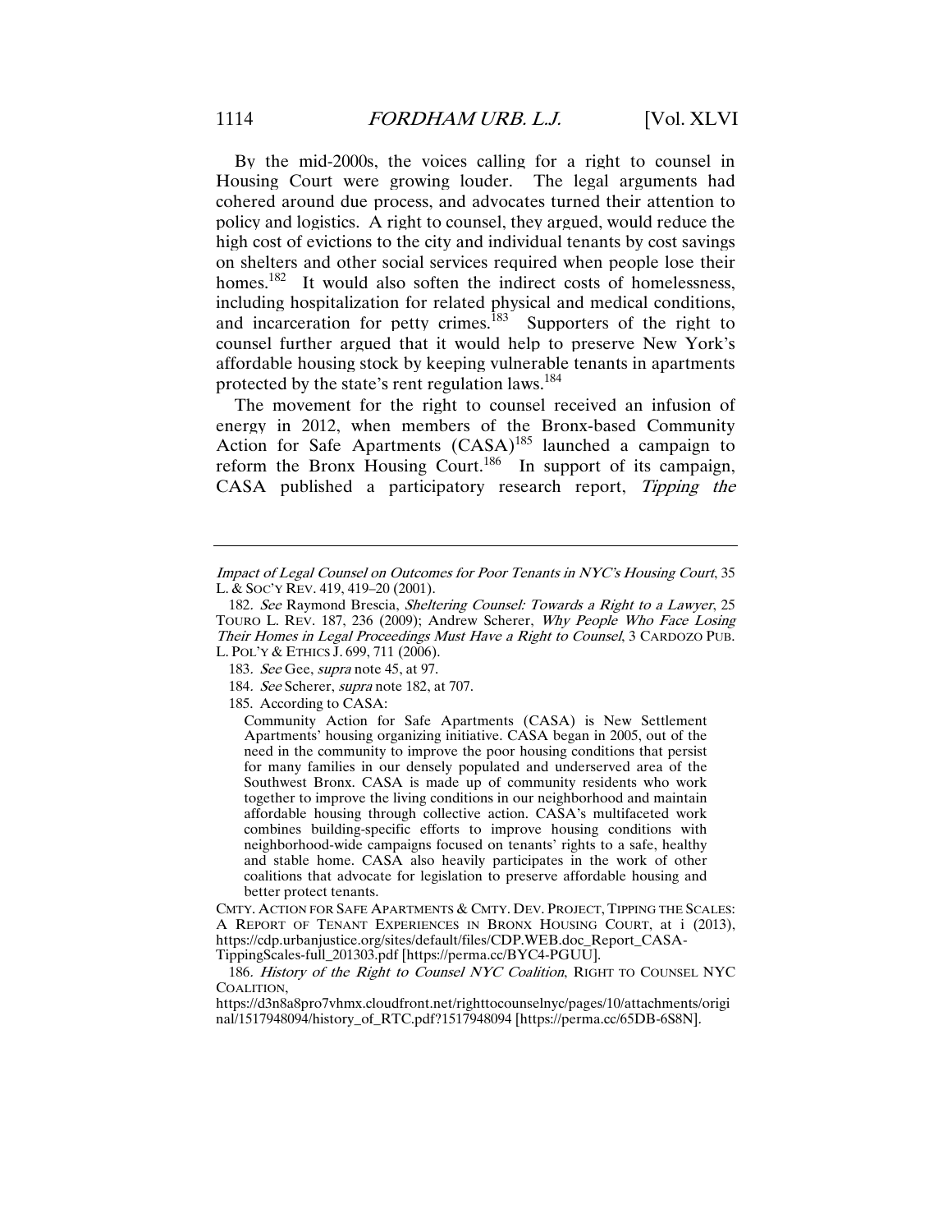By the mid-2000s, the voices calling for a right to counsel in Housing Court were growing louder. The legal arguments had cohered around due process, and advocates turned their attention to policy and logistics. A right to counsel, they argued, would reduce the high cost of evictions to the city and individual tenants by cost savings on shelters and other social services required when people lose their homes.[182] It would also soften the indirect costs of homelessness, including hospitalization for related physical and medical conditions, and incarceration for petty crimes.[183] Supporters of the right to counsel further argued that it would help to preserve New York's affordable housing stock by keeping vulnerable tenants in apartments protected by the state's rent regulation laws.[184]

The movement for the right to counsel received an infusion of energy in 2012, when members of the Bronx-based Community Action for Safe Apartments (CASA)[185] launched a campaign to reform the Bronx Housing Court.[186] In support of its campaign, CASA published a participatory research report, *Tipping the*

---

*Impact of Legal Counsel on Outcomes for Poor Tenants in NYC's Housing Court*, 35 L. & SOC'Y REV. 419, 419–20 (2001).

182. *See* Raymond Brescia, *Sheltering Counsel: Towards a Right to a Lawyer*, 25 TOURO L. REV. 187, 236 (2009); Andrew Scherer, *Why People Who Face Losing Their Homes in Legal Proceedings Must Have a Right to Counsel*, 3 CARDOZO PUB. L. POL'Y & ETHICS J. 699, 711 (2006).

183. *See* Gee, *supra* note 45, at 97.

184. *See* Scherer, *supra* note 182, at 707.

185. According to CASA:

> Community Action for Safe Apartments (CASA) is New Settlement Apartments' housing organizing initiative. CASA began in 2005, out of the need in the community to improve the poor housing conditions that persist for many families in our densely populated and underserved area of the Southwest Bronx. CASA is made up of community residents who work together to improve the living conditions in our neighborhood and maintain affordable housing through collective action. CASA's multifaceted work combines building-specific efforts to improve housing conditions with neighborhood-wide campaigns focused on tenants' rights to a safe, healthy and stable home. CASA also heavily participates in the work of other coalitions that advocate for legislation to preserve affordable housing and better protect tenants.

CMTY. ACTION FOR SAFE APARTMENTS & CMTY. DEV. PROJECT, TIPPING THE SCALES: A REPORT OF TENANT EXPERIENCES IN BRONX HOUSING COURT, at i (2013), https://cdp.urbanjustice.org/sites/default/files/CDP.WEB.doc_Report_CASA-TippingScales-full_201303.pdf [https://perma.cc/BYC4-PGUU].

186. *History of the Right to Counsel NYC Coalition*, RIGHT TO COUNSEL NYC COALITION, https://d3n8a8pro7vhmx.cloudfront.net/righttocounselnyc/pages/10/attachments/original/1517948094/history_of_RTC.pdf?1517948094 [https://perma.cc/65DB-6S8N].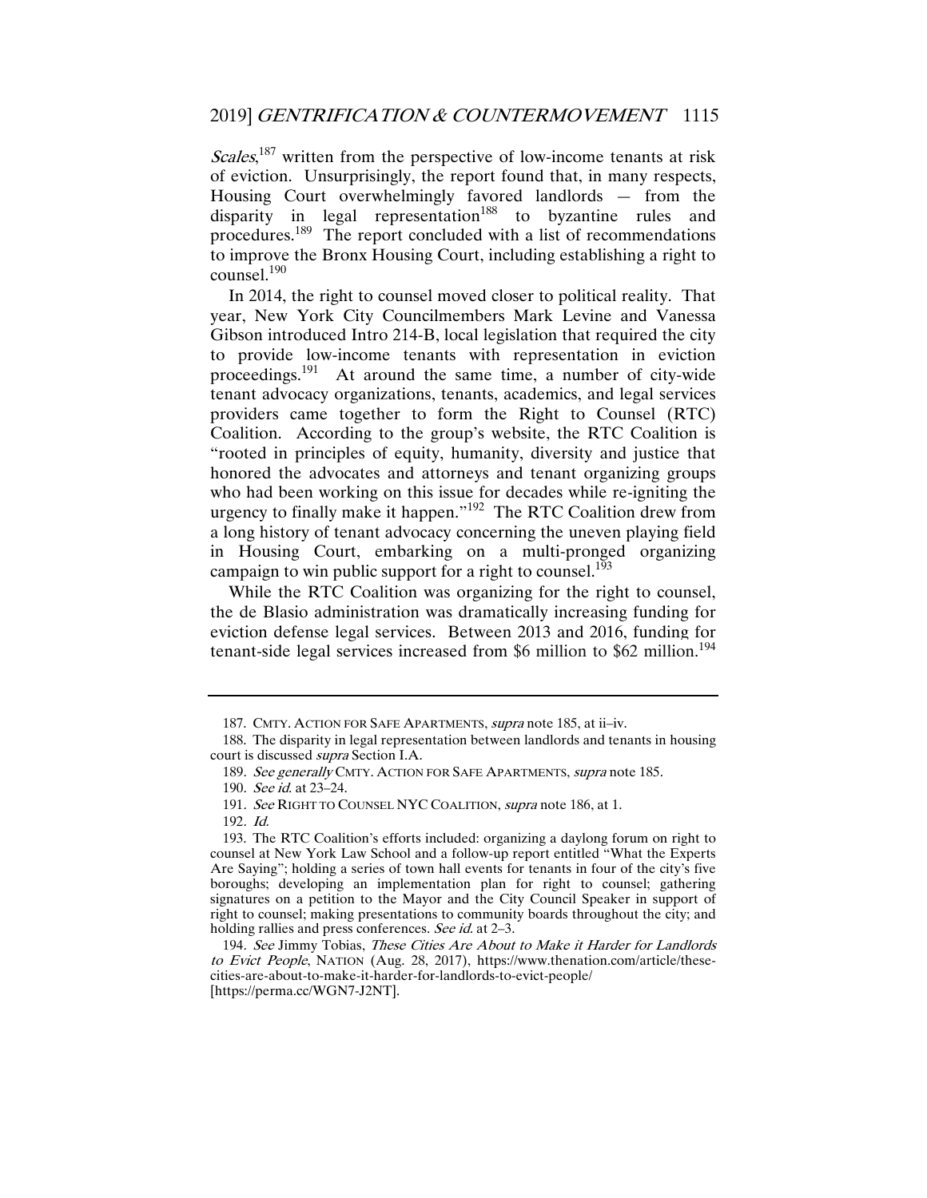*Scales*,[187] written from the perspective of low-income tenants at risk of eviction. Unsurprisingly, the report found that, in many respects, Housing Court overwhelmingly favored landlords — from the disparity in legal representation[188] to byzantine rules and procedures.[189] The report concluded with a list of recommendations to improve the Bronx Housing Court, including establishing a right to counsel.[190]

In 2014, the right to counsel moved closer to political reality. That year, New York City Councilmembers Mark Levine and Vanessa Gibson introduced Intro 214-B, local legislation that required the city to provide low-income tenants with representation in eviction proceedings.[191] At around the same time, a number of city-wide tenant advocacy organizations, tenants, academics, and legal services providers came together to form the Right to Counsel (RTC) Coalition. According to the group's website, the RTC Coalition is "rooted in principles of equity, humanity, diversity and justice that honored the advocates and attorneys and tenant organizing groups who had been working on this issue for decades while re-igniting the urgency to finally make it happen."[192] The RTC Coalition drew from a long history of tenant advocacy concerning the uneven playing field in Housing Court, embarking on a multi-pronged organizing campaign to win public support for a right to counsel.[193]

While the RTC Coalition was organizing for the right to counsel, the de Blasio administration was dramatically increasing funding for eviction defense legal services. Between 2013 and 2016, funding for tenant-side legal services increased from $6 million to $62 million.[194]

---

187. CMTY. ACTION FOR SAFE APARTMENTS, *supra* note 185, at ii–iv.

188. The disparity in legal representation between landlords and tenants in housing court is discussed *supra* Section I.A.

189. *See generally* CMTY. ACTION FOR SAFE APARTMENTS, *supra* note 185.

190. *See id.* at 23–24.

191. *See* RIGHT TO COUNSEL NYC COALITION, *supra* note 186, at 1.

192. *Id.*

193. The RTC Coalition's efforts included: organizing a daylong forum on right to counsel at New York Law School and a follow-up report entitled "What the Experts Are Saying"; holding a series of town hall events for tenants in four of the city's five boroughs; developing an implementation plan for right to counsel; gathering signatures on a petition to the Mayor and the City Council Speaker in support of right to counsel; making presentations to community boards throughout the city; and holding rallies and press conferences. *See id.* at 2–3.

194. *See* Jimmy Tobias, *These Cities Are About to Make it Harder for Landlords to Evict People*, NATION (Aug. 28, 2017), https://www.thenation.com/article/these-cities-are-about-to-make-it-harder-for-landlords-to-evict-people/ [https://perma.cc/WGN7-J2NT].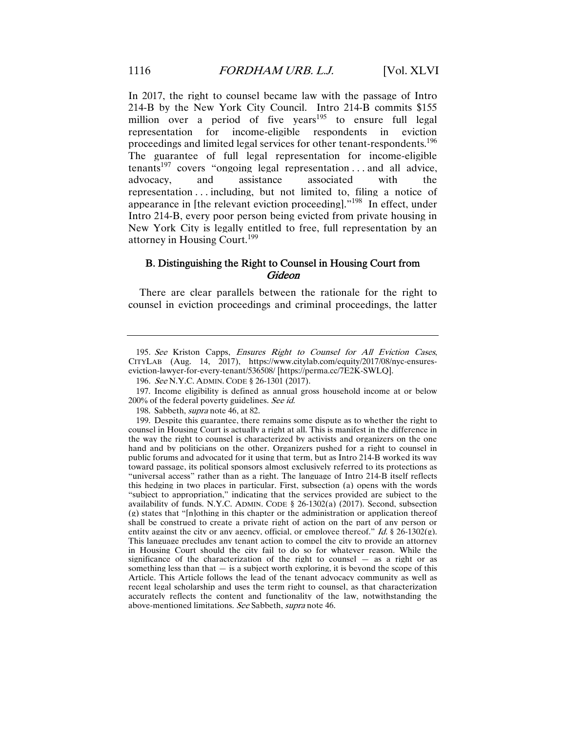In 2017, the right to counsel became law with the passage of Intro 214-B by the New York City Council. Intro 214-B commits $155 million over a period of five years[195] to ensure full legal representation for income-eligible respondents in eviction proceedings and limited legal services for other tenant-respondents.[196] The guarantee of full legal representation for income-eligible tenants[197] covers "ongoing legal representation . . . and all advice, advocacy, and assistance associated with the representation . . . including, but not limited to, filing a notice of appearance in [the relevant eviction proceeding]."[198] In effect, under Intro 214-B, every poor person being evicted from private housing in New York City is legally entitled to free, full representation by an attorney in Housing Court.[199]

### B. Distinguishing the Right to Counsel in Housing Court from *Gideon*

There are clear parallels between the rationale for the right to counsel in eviction proceedings and criminal proceedings, the latter

---

195. *See* Kriston Capps, *Ensures Right to Counsel for All Eviction Cases*, CITYLAB (Aug. 14, 2017), https://www.citylab.com/equity/2017/08/nyc-ensures-eviction-lawyer-for-every-tenant/536508/ [https://perma.cc/7E2K-SWLQ].

196. *See* N.Y.C. ADMIN. CODE § 26-1301 (2017).

197. Income eligibility is defined as annual gross household income at or below 200% of the federal poverty guidelines. *See id.*

198. Sabbeth, *supra* note 46, at 82.

199. Despite this guarantee, there remains some dispute as to whether the right to counsel in Housing Court is actually a right at all. This is manifest in the difference in the way the right to counsel is characterized by activists and organizers on the one hand and by politicians on the other. Organizers pushed for a right to counsel in public forums and advocated for it using that term, but as Intro 214-B worked its way toward passage, its political sponsors almost exclusively referred to its protections as "universal access" rather than as a right. The language of Intro 214-B itself reflects this hedging in two places in particular. First, subsection (a) opens with the words "subject to appropriation," indicating that the services provided are subject to the availability of funds. N.Y.C. ADMIN. CODE § 26-1302(a) (2017). Second, subsection (g) states that "[n]othing in this chapter or the administration or application thereof shall be construed to create a private right of action on the part of any person or entity against the city or any agency, official, or employee thereof." *Id.* § 26-1302(g). This language precludes any tenant action to compel the city to provide an attorney in Housing Court should the city fail to do so for whatever reason. While the significance of the characterization of the right to counsel — as a right or as something less than that — is a subject worth exploring, it is beyond the scope of this Article. This Article follows the lead of the tenant advocacy community as well as recent legal scholarship and uses the term right to counsel, as that characterization accurately reflects the content and functionality of the law, notwithstanding the above-mentioned limitations. *See* Sabbeth, *supra* note 46.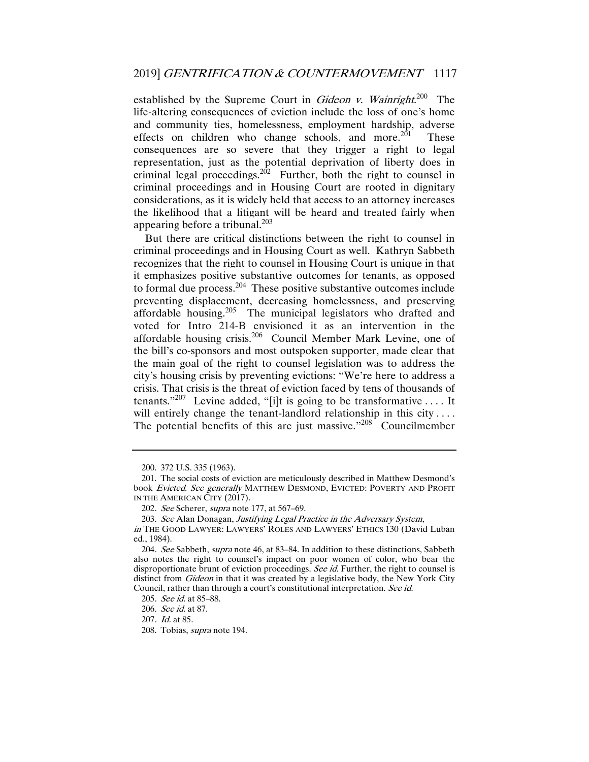established by the Supreme Court in *Gideon v. Wainright*.[200] The life-altering consequences of eviction include the loss of one's home and community ties, homelessness, employment hardship, adverse effects on children who change schools, and more.[201] These consequences are so severe that they trigger a right to legal representation, just as the potential deprivation of liberty does in criminal legal proceedings.[202] Further, both the right to counsel in criminal proceedings and in Housing Court are rooted in dignitary considerations, as it is widely held that access to an attorney increases the likelihood that a litigant will be heard and treated fairly when appearing before a tribunal.[203]

But there are critical distinctions between the right to counsel in criminal proceedings and in Housing Court as well. Kathryn Sabbeth recognizes that the right to counsel in Housing Court is unique in that it emphasizes positive substantive outcomes for tenants, as opposed to formal due process.[204] These positive substantive outcomes include preventing displacement, decreasing homelessness, and preserving affordable housing.[205] The municipal legislators who drafted and voted for Intro 214-B envisioned it as an intervention in the affordable housing crisis.[206] Council Member Mark Levine, one of the bill's co-sponsors and most outspoken supporter, made clear that the main goal of the right to counsel legislation was to address the city's housing crisis by preventing evictions: "We're here to address a crisis. That crisis is the threat of eviction faced by tens of thousands of tenants."[207] Levine added, "[i]t is going to be transformative . . . . It will entirely change the tenant-landlord relationship in this city . . . . The potential benefits of this are just massive."[208] Councilmember

---

200. 372 U.S. 335 (1963).

201. The social costs of eviction are meticulously described in Matthew Desmond's book *Evicted*. *See generally* MATTHEW DESMOND, EVICTED: POVERTY AND PROFIT IN THE AMERICAN CITY (2017).

202. *See* Scherer, *supra* note 177, at 567–69.

203. *See* Alan Donagan, *Justifying Legal Practice in the Adversary System*, *in* THE GOOD LAWYER: LAWYERS' ROLES AND LAWYERS' ETHICS 130 (David Luban ed., 1984).

204. *See* Sabbeth, *supra* note 46, at 83–84. In addition to these distinctions, Sabbeth also notes the right to counsel's impact on poor women of color, who bear the disproportionate brunt of eviction proceedings. *See id.* Further, the right to counsel is distinct from *Gideon* in that it was created by a legislative body, the New York City Council, rather than through a court's constitutional interpretation. *See id.*

205. *See id.* at 85–88.

206. *See id.* at 87.

207. *Id.* at 85.

208. Tobias, *supra* note 194.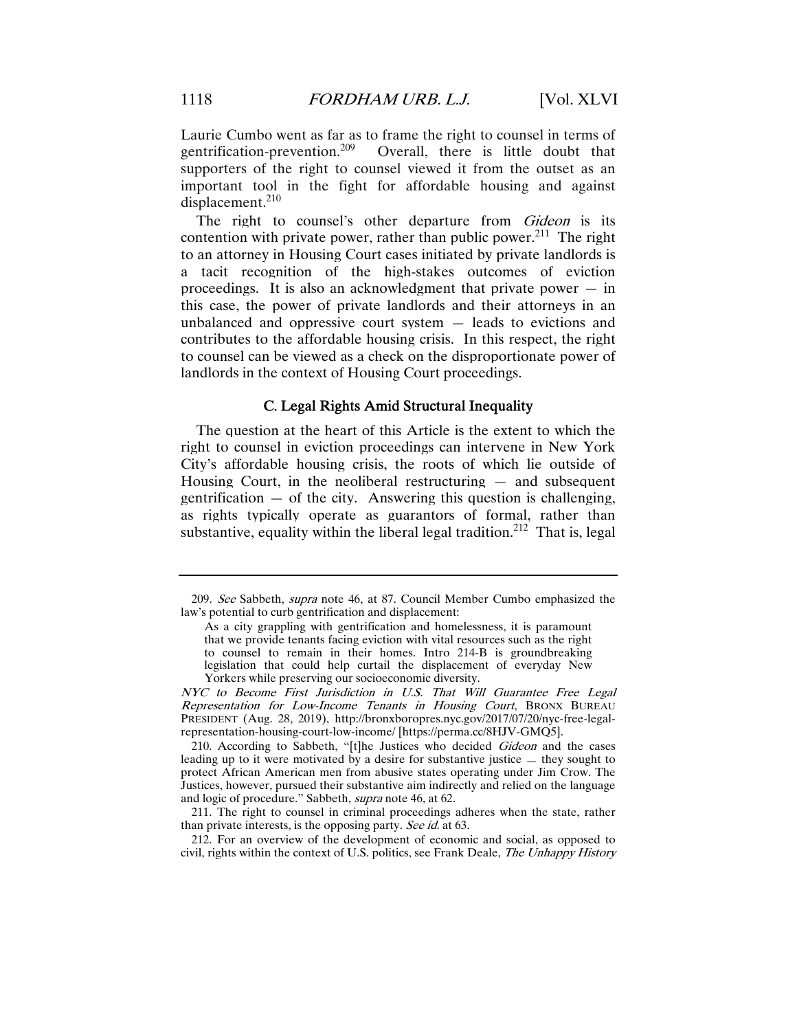Laurie Cumbo went as far as to frame the right to counsel in terms of gentrification-prevention.[209] Overall, there is little doubt that supporters of the right to counsel viewed it from the outset as an important tool in the fight for affordable housing and against displacement.[210]

The right to counsel's other departure from *Gideon* is its contention with private power, rather than public power.[211] The right to an attorney in Housing Court cases initiated by private landlords is a tacit recognition of the high-stakes outcomes of eviction proceedings. It is also an acknowledgment that private power — in this case, the power of private landlords and their attorneys in an unbalanced and oppressive court system — leads to evictions and contributes to the affordable housing crisis. In this respect, the right to counsel can be viewed as a check on the disproportionate power of landlords in the context of Housing Court proceedings.

### C. Legal Rights Amid Structural Inequality

The question at the heart of this Article is the extent to which the right to counsel in eviction proceedings can intervene in New York City's affordable housing crisis, the roots of which lie outside of Housing Court, in the neoliberal restructuring — and subsequent gentrification — of the city. Answering this question is challenging, as rights typically operate as guarantors of formal, rather than substantive, equality within the liberal legal tradition.[212] That is, legal

---

209. *See* Sabbeth, *supra* note 46, at 87. Council Member Cumbo emphasized the law's potential to curb gentrification and displacement:

> As a city grappling with gentrification and homelessness, it is paramount that we provide tenants facing eviction with vital resources such as the right to counsel to remain in their homes. Intro 214-B is groundbreaking legislation that could help curtail the displacement of everyday New Yorkers while preserving our socioeconomic diversity.

*NYC to Become First Jurisdiction in U.S. That Will Guarantee Free Legal Representation for Low-Income Tenants in Housing Court*, BRONX BUREAU PRESIDENT (Aug. 28, 2019), http://bronxboropres.nyc.gov/2017/07/20/nyc-free-legal-representation-housing-court-low-income/ [https://perma.cc/8HJV-GMQ5].

210. According to Sabbeth, "[t]he Justices who decided *Gideon* and the cases leading up to it were motivated by a desire for substantive justice — they sought to protect African American men from abusive states operating under Jim Crow. The Justices, however, pursued their substantive aim indirectly and relied on the language and logic of procedure." Sabbeth, *supra* note 46, at 62.

211. The right to counsel in criminal proceedings adheres when the state, rather than private interests, is the opposing party. *See id.* at 63.

212. For an overview of the development of economic and social, as opposed to civil, rights within the context of U.S. politics, see Frank Deale, *The Unhappy History*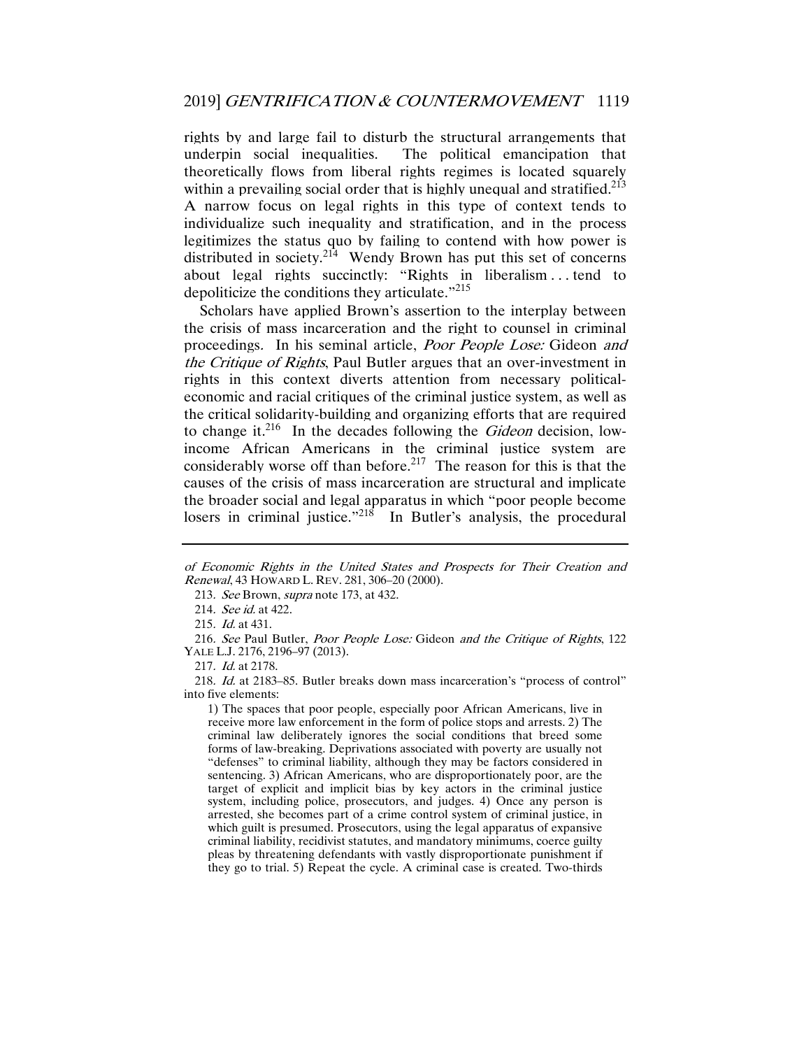rights by and large fail to disturb the structural arrangements that underpin social inequalities. The political emancipation that theoretically flows from liberal rights regimes is located squarely within a prevailing social order that is highly unequal and stratified.[213] A narrow focus on legal rights in this type of context tends to individualize such inequality and stratification, and in the process legitimizes the status quo by failing to contend with how power is distributed in society.[214] Wendy Brown has put this set of concerns about legal rights succinctly: "Rights in liberalism . . . tend to depoliticize the conditions they articulate."[215]

Scholars have applied Brown's assertion to the interplay between the crisis of mass incarceration and the right to counsel in criminal proceedings. In his seminal article, *Poor People Lose:* Gideon *and the Critique of Rights*, Paul Butler argues that an over-investment in rights in this context diverts attention from necessary political-economic and racial critiques of the criminal justice system, as well as the critical solidarity-building and organizing efforts that are required to change it.[216] In the decades following the *Gideon* decision, low-income African Americans in the criminal justice system are considerably worse off than before.[217] The reason for this is that the causes of the crisis of mass incarceration are structural and implicate the broader social and legal apparatus in which "poor people become losers in criminal justice."[218] In Butler's analysis, the procedural

---

*of Economic Rights in the United States and Prospects for Their Creation and Renewal*, 43 HOWARD L. REV. 281, 306–20 (2000).

213. *See* Brown, *supra* note 173, at 432.

214. *See id.* at 422.

215. *Id.* at 431.

216. *See* Paul Butler, *Poor People Lose:* Gideon *and the Critique of Rights*, 122 YALE L.J. 2176, 2196–97 (2013).

217. *Id.* at 2178.

218. *Id.* at 2183–85. Butler breaks down mass incarceration's "process of control" into five elements:

> 1) The spaces that poor people, especially poor African Americans, live in receive more law enforcement in the form of police stops and arrests. 2) The criminal law deliberately ignores the social conditions that breed some forms of law-breaking. Deprivations associated with poverty are usually not "defenses" to criminal liability, although they may be factors considered in sentencing. 3) African Americans, who are disproportionately poor, are the target of explicit and implicit bias by key actors in the criminal justice system, including police, prosecutors, and judges. 4) Once any person is arrested, she becomes part of a crime control system of criminal justice, in which guilt is presumed. Prosecutors, using the legal apparatus of expansive criminal liability, recidivist statutes, and mandatory minimums, coerce guilty pleas by threatening defendants with vastly disproportionate punishment if they go to trial. 5) Repeat the cycle. A criminal case is created. Two-thirds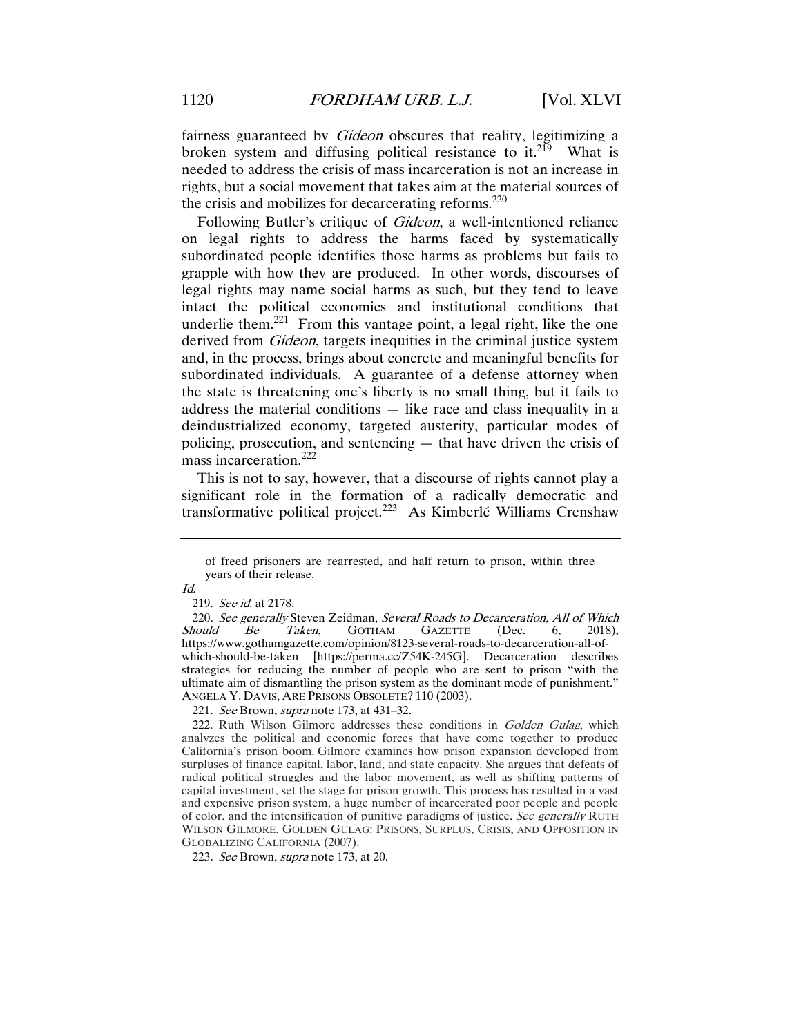fairness guaranteed by *Gideon* obscures that reality, legitimizing a broken system and diffusing political resistance to it.[219] What is needed to address the crisis of mass incarceration is not an increase in rights, but a social movement that takes aim at the material sources of the crisis and mobilizes for decarcerating reforms.[220]

Following Butler's critique of *Gideon*, a well-intentioned reliance on legal rights to address the harms faced by systematically subordinated people identifies those harms as problems but fails to grapple with how they are produced. In other words, discourses of legal rights may name social harms as such, but they tend to leave intact the political economics and institutional conditions that underlie them.[221] From this vantage point, a legal right, like the one derived from *Gideon*, targets inequities in the criminal justice system and, in the process, brings about concrete and meaningful benefits for subordinated individuals. A guarantee of a defense attorney when the state is threatening one's liberty is no small thing, but it fails to address the material conditions — like race and class inequality in a deindustrialized economy, targeted austerity, particular modes of policing, prosecution, and sentencing — that have driven the crisis of mass incarceration.[222]

This is not to say, however, that a discourse of rights cannot play a significant role in the formation of a radically democratic and transformative political project.[223] As Kimberlé Williams Crenshaw

---

> of freed prisoners are rearrested, and half return to prison, within three years of their release.

*Id.*

219. *See id.* at 2178.

220. *See generally* Steven Zeidman, *Several Roads to Decarceration, All of Which Should Be Taken*, GOTHAM GAZETTE (Dec. 6, 2018), https://www.gothamgazette.com/opinion/8123-several-roads-to-decarceration-all-of-which-should-be-taken [https://perma.cc/Z54K-245G]. Decarceration describes strategies for reducing the number of people who are sent to prison "with the ultimate aim of dismantling the prison system as the dominant mode of punishment." ANGELA Y. DAVIS, ARE PRISONS OBSOLETE? 110 (2003).

221. *See* Brown, *supra* note 173, at 431–32.

222. Ruth Wilson Gilmore addresses these conditions in *Golden Gulag*, which analyzes the political and economic forces that have come together to produce California's prison boom. Gilmore examines how prison expansion developed from surpluses of finance capital, labor, land, and state capacity. She argues that defeats of radical political struggles and the labor movement, as well as shifting patterns of capital investment, set the stage for prison growth. This process has resulted in a vast and expensive prison system, a huge number of incarcerated poor people and people of color, and the intensification of punitive paradigms of justice. *See generally* RUTH WILSON GILMORE, GOLDEN GULAG: PRISONS, SURPLUS, CRISIS, AND OPPOSITION IN GLOBALIZING CALIFORNIA (2007).

223. *See* Brown, *supra* note 173, at 20.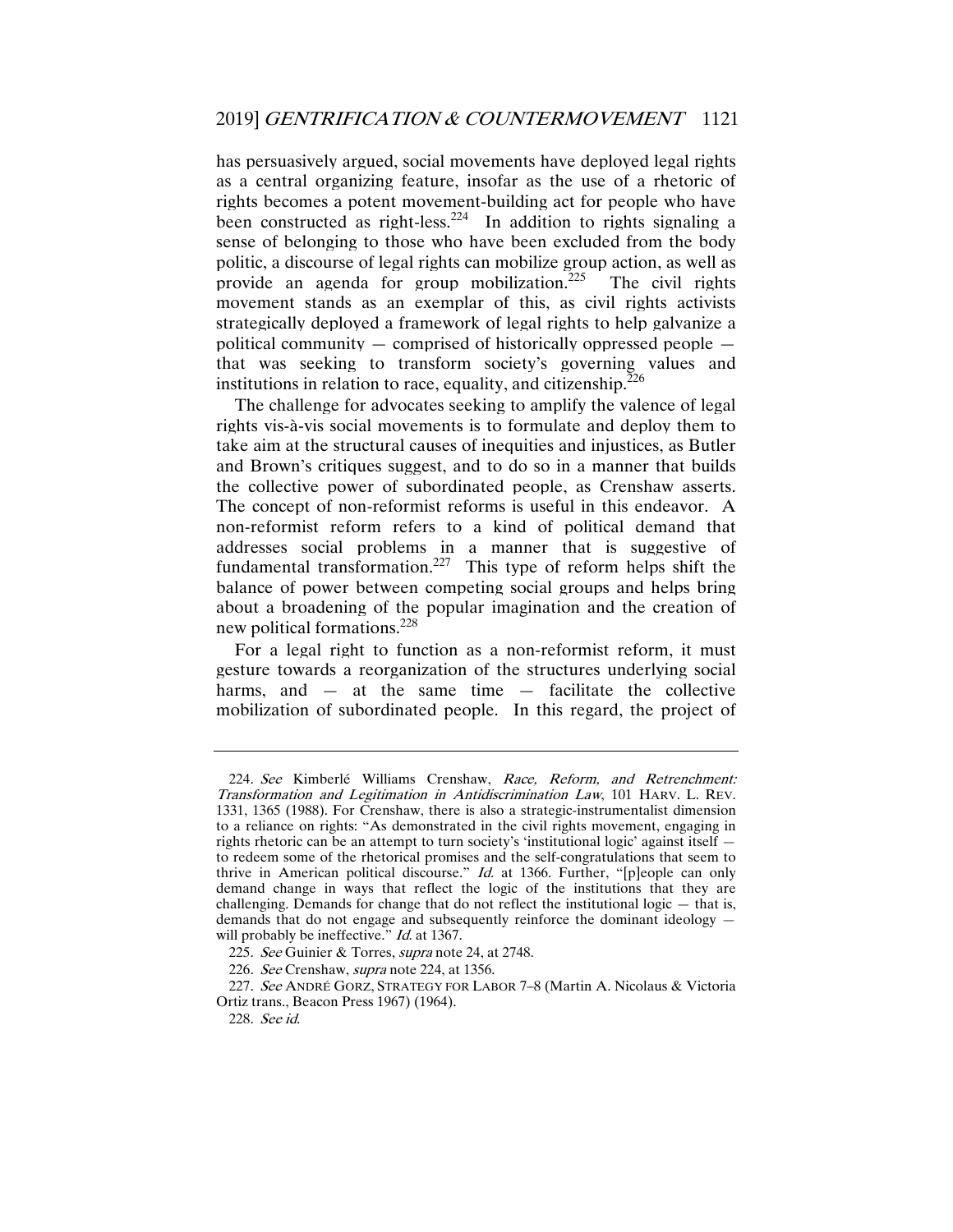has persuasively argued, social movements have deployed legal rights as a central organizing feature, insofar as the use of a rhetoric of rights becomes a potent movement-building act for people who have been constructed as right-less.[224] In addition to rights signaling a sense of belonging to those who have been excluded from the body politic, a discourse of legal rights can mobilize group action, as well as provide an agenda for group mobilization.[225] The civil rights movement stands as an exemplar of this, as civil rights activists strategically deployed a framework of legal rights to help galvanize a political community — comprised of historically oppressed people — that was seeking to transform society's governing values and institutions in relation to race, equality, and citizenship.[226]

The challenge for advocates seeking to amplify the valence of legal rights vis-à-vis social movements is to formulate and deploy them to take aim at the structural causes of inequities and injustices, as Butler and Brown's critiques suggest, and to do so in a manner that builds the collective power of subordinated people, as Crenshaw asserts. The concept of non-reformist reforms is useful in this endeavor. A non-reformist reform refers to a kind of political demand that addresses social problems in a manner that is suggestive of fundamental transformation.[227] This type of reform helps shift the balance of power between competing social groups and helps bring about a broadening of the popular imagination and the creation of new political formations.[228]

For a legal right to function as a non-reformist reform, it must gesture towards a reorganization of the structures underlying social harms, and — at the same time — facilitate the collective mobilization of subordinated people. In this regard, the project of

---

224. *See* Kimberlé Williams Crenshaw, *Race, Reform, and Retrenchment: Transformation and Legitimation in Antidiscrimination Law*, 101 HARV. L. REV. 1331, 1365 (1988). For Crenshaw, there is also a strategic-instrumentalist dimension to a reliance on rights: "As demonstrated in the civil rights movement, engaging in rights rhetoric can be an attempt to turn society's 'institutional logic' against itself — to redeem some of the rhetorical promises and the self-congratulations that seem to thrive in American political discourse." *Id.* at 1366. Further, "[p]eople can only demand change in ways that reflect the logic of the institutions that they are challenging. Demands for change that do not reflect the institutional logic — that is, demands that do not engage and subsequently reinforce the dominant ideology — will probably be ineffective." *Id.* at 1367.

225. *See* Guinier & Torres, *supra* note 24, at 2748.

226. *See* Crenshaw, *supra* note 224, at 1356.

227. *See* ANDRÉ GORZ, STRATEGY FOR LABOR 7–8 (Martin A. Nicolaus & Victoria Ortiz trans., Beacon Press 1967) (1964).

228. *See id.*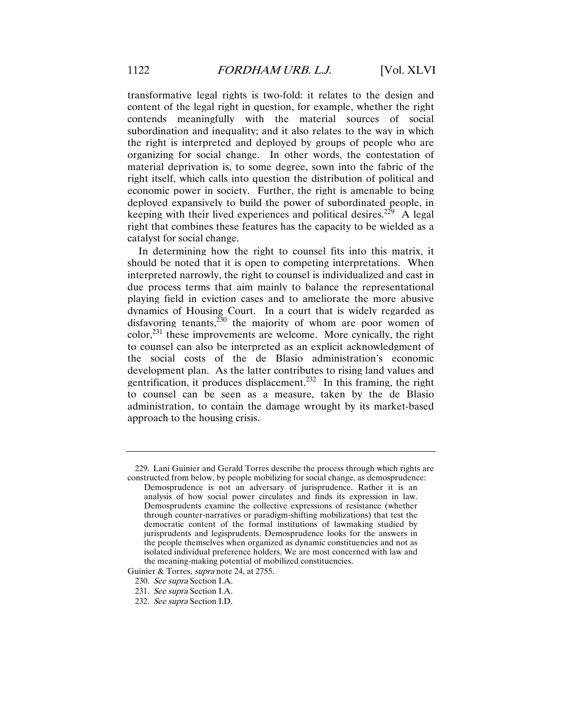transformative legal rights is two-fold: it relates to the design and content of the legal right in question, for example, whether the right contends meaningfully with the material sources of social subordination and inequality; and it also relates to the way in which the right is interpreted and deployed by groups of people who are organizing for social change. In other words, the contestation of material deprivation is, to some degree, sown into the fabric of the right itself, which calls into question the distribution of political and economic power in society. Further, the right is amenable to being deployed expansively to build the power of subordinated people, in keeping with their lived experiences and political desires.[229] A legal right that combines these features has the capacity to be wielded as a catalyst for social change.

In determining how the right to counsel fits into this matrix, it should be noted that it is open to competing interpretations. When interpreted narrowly, the right to counsel is individualized and cast in due process terms that aim mainly to balance the representational playing field in eviction cases and to ameliorate the more abusive dynamics of Housing Court. In a court that is widely regarded as disfavoring tenants,[230] the majority of whom are poor women of color,[231] these improvements are welcome. More cynically, the right to counsel can also be interpreted as an explicit acknowledgment of the social costs of the de Blasio administration's economic development plan. As the latter contributes to rising land values and gentrification, it produces displacement.[232] In this framing, the right to counsel can be seen as a measure, taken by the de Blasio administration, to contain the damage wrought by its market-based approach to the housing crisis.

---

229. Lani Guinier and Gerald Torres describe the process through which rights are constructed from below, by people mobilizing for social change, as demosprudence:

> Demosprudence is not an adversary of jurisprudence. Rather it is an analysis of how social power circulates and finds its expression in law. Demosprudents examine the collective expressions of resistance (whether through counter-narratives or paradigm-shifting mobilizations) that test the democratic content of the formal institutions of lawmaking studied by jurisprudents and legisprudents. Demosprudence looks for the answers in the people themselves when organized as dynamic constituencies and not as isolated individual preference holders. We are most concerned with law and the meaning-making potential of mobilized constituencies.

Guinier & Torres, *supra* note 24, at 2755.

230. *See supra* Section I.A.

231. *See supra* Section I.A.

232. *See supra* Section I.D.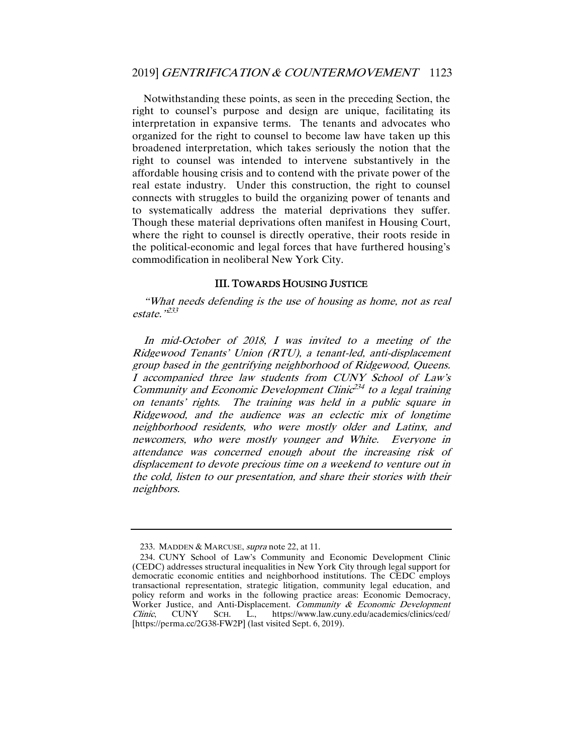Notwithstanding these points, as seen in the preceding Section, the right to counsel's purpose and design are unique, facilitating its interpretation in expansive terms. The tenants and advocates who organized for the right to counsel to become law have taken up this broadened interpretation, which takes seriously the notion that the right to counsel was intended to intervene substantively in the affordable housing crisis and to contend with the private power of the real estate industry. Under this construction, the right to counsel connects with struggles to build the organizing power of tenants and to systematically address the material deprivations they suffer. Though these material deprivations often manifest in Housing Court, where the right to counsel is directly operative, their roots reside in the political-economic and legal forces that have furthered housing's commodification in neoliberal New York City.

## III. TOWARDS HOUSING JUSTICE

*"What needs defending is the use of housing as home, not as real estate."*[233]

*In mid-October of 2018, I was invited to a meeting of the Ridgewood Tenants' Union (RTU), a tenant-led, anti-displacement group based in the gentrifying neighborhood of Ridgewood, Queens. I accompanied three law students from CUNY School of Law's Community and Economic Development Clinic*[234] *to a legal training on tenants' rights. The training was held in a public square in Ridgewood, and the audience was an eclectic mix of longtime neighborhood residents, who were mostly older and Latinx, and newcomers, who were mostly younger and White. Everyone in attendance was concerned enough about the increasing risk of displacement to devote precious time on a weekend to venture out in the cold, listen to our presentation, and share their stories with their neighbors.*

---

233. MADDEN & MARCUSE, *supra* note 22, at 11.

234. CUNY School of Law's Community and Economic Development Clinic (CEDC) addresses structural inequalities in New York City through legal support for democratic economic entities and neighborhood institutions. The CEDC employs transactional representation, strategic litigation, community legal education, and policy reform and works in the following practice areas: Economic Democracy, Worker Justice, and Anti-Displacement. *Community & Economic Development Clinic*, CUNY SCH. L., https://www.law.cuny.edu/academics/clinics/ced/ [https://perma.cc/2G38-FW2P] (last visited Sept. 6, 2019).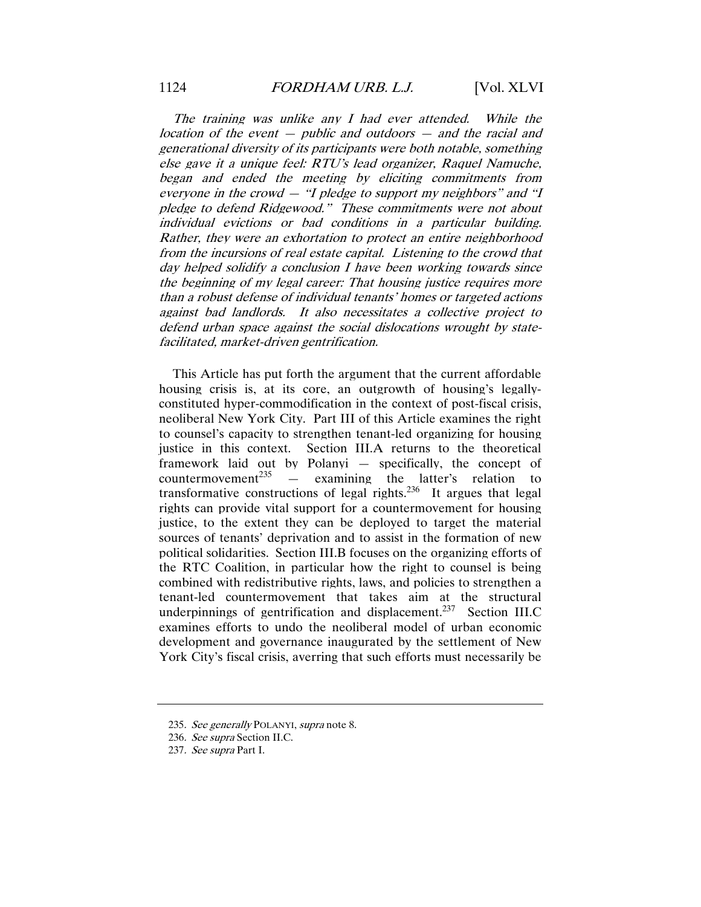*The training was unlike any I had ever attended. While the location of the event — public and outdoors — and the racial and generational diversity of its participants were both notable, something else gave it a unique feel: RTU's lead organizer, Raquel Namuche, began and ended the meeting by eliciting commitments from everyone in the crowd — "I pledge to support my neighbors" and "I pledge to defend Ridgewood." These commitments were not about individual evictions or bad conditions in a particular building. Rather, they were an exhortation to protect an entire neighborhood from the incursions of real estate capital. Listening to the crowd that day helped solidify a conclusion I have been working towards since the beginning of my legal career: That housing justice requires more than a robust defense of individual tenants' homes or targeted actions against bad landlords. It also necessitates a collective project to defend urban space against the social dislocations wrought by state-facilitated, market-driven gentrification.*

This Article has put forth the argument that the current affordable housing crisis is, at its core, an outgrowth of housing's legally-constituted hyper-commodification in the context of post-fiscal crisis, neoliberal New York City. Part III of this Article examines the right to counsel's capacity to strengthen tenant-led organizing for housing justice in this context. Section III.A returns to the theoretical framework laid out by Polanyi — specifically, the concept of countermovement[235] — examining the latter's relation to transformative constructions of legal rights.[236] It argues that legal rights can provide vital support for a countermovement for housing justice, to the extent they can be deployed to target the material sources of tenants' deprivation and to assist in the formation of new political solidarities. Section III.B focuses on the organizing efforts of the RTC Coalition, in particular how the right to counsel is being combined with redistributive rights, laws, and policies to strengthen a tenant-led countermovement that takes aim at the structural underpinnings of gentrification and displacement.[237] Section III.C examines efforts to undo the neoliberal model of urban economic development and governance inaugurated by the settlement of New York City's fiscal crisis, averring that such efforts must necessarily be

---

235. *See generally* POLANYI, *supra* note 8.

236. *See supra* Section II.C.

237. *See supra* Part I.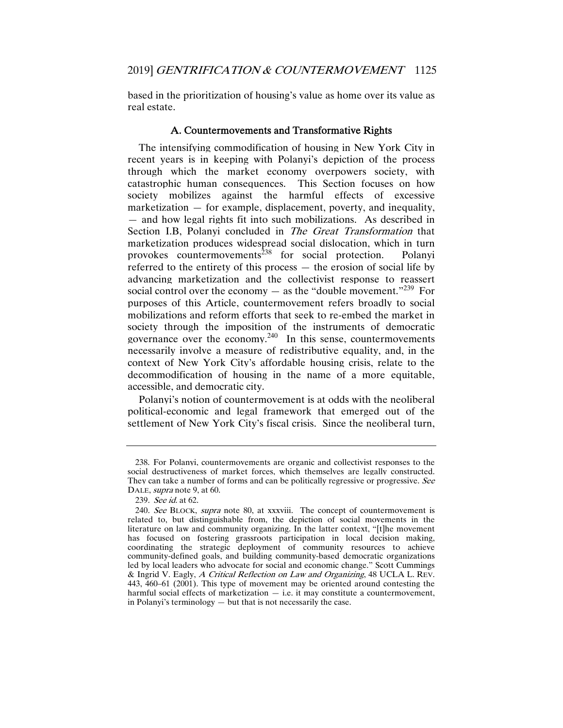based in the prioritization of housing's value as home over its value as real estate.

### A. Countermovements and Transformative Rights

The intensifying commodification of housing in New York City in recent years is in keeping with Polanyi's depiction of the process through which the market economy overpowers society, with catastrophic human consequences. This Section focuses on how society mobilizes against the harmful effects of excessive marketization — for example, displacement, poverty, and inequality, — and how legal rights fit into such mobilizations. As described in Section I.B, Polanyi concluded in *The Great Transformation* that marketization produces widespread social dislocation, which in turn provokes countermovements[238] for social protection. Polanyi referred to the entirety of this process — the erosion of social life by advancing marketization and the collectivist response to reassert social control over the economy — as the "double movement."[239] For purposes of this Article, countermovement refers broadly to social mobilizations and reform efforts that seek to re-embed the market in society through the imposition of the instruments of democratic governance over the economy.[240] In this sense, countermovements necessarily involve a measure of redistributive equality, and, in the context of New York City's affordable housing crisis, relate to the decommodification of housing in the name of a more equitable, accessible, and democratic city.

Polanyi's notion of countermovement is at odds with the neoliberal political-economic and legal framework that emerged out of the settlement of New York City's fiscal crisis. Since the neoliberal turn,

---

238. For Polanyi, countermovements are organic and collectivist responses to the social destructiveness of market forces, which themselves are legally constructed. They can take a number of forms and can be politically regressive or progressive. *See* DALE, *supra* note 9, at 60.

239. *See id.* at 62.

240. *See* BLOCK, *supra* note 80, at xxxviii. The concept of countermovement is related to, but distinguishable from, the depiction of social movements in the literature on law and community organizing. In the latter context, "[t]he movement has focused on fostering grassroots participation in local decision making, coordinating the strategic deployment of community resources to achieve community-defined goals, and building community-based democratic organizations led by local leaders who advocate for social and economic change." Scott Cummings & Ingrid V. Eagly, *A Critical Reflection on Law and Organizing*, 48 UCLA L. REV. 443, 460–61 (2001). This type of movement may be oriented around contesting the harmful social effects of marketization — i.e. it may constitute a countermovement, in Polanyi's terminology — but that is not necessarily the case.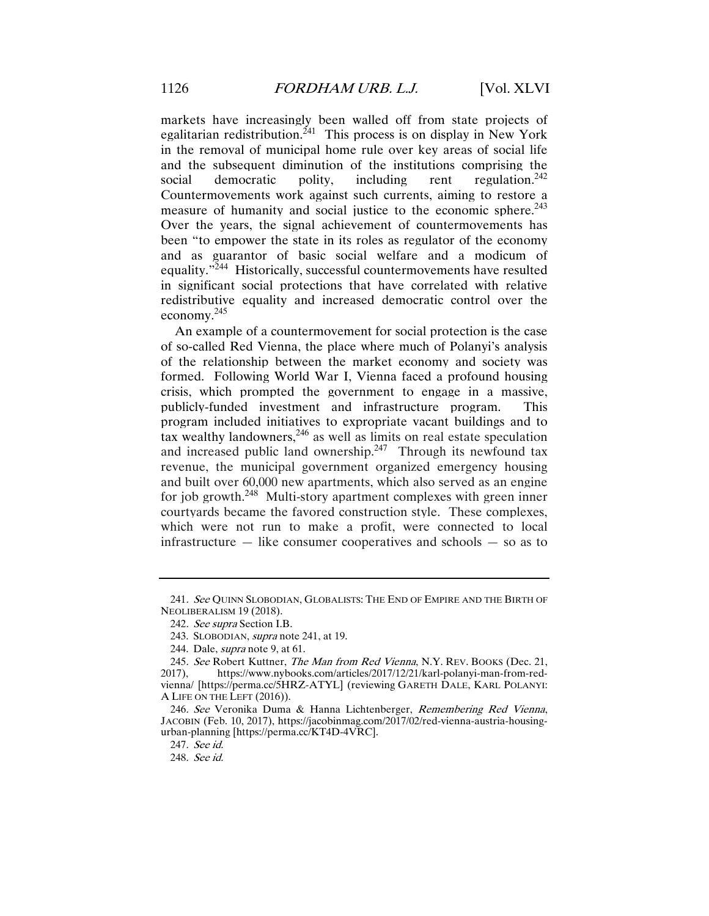markets have increasingly been walled off from state projects of egalitarian redistribution.[241] This process is on display in New York in the removal of municipal home rule over key areas of social life and the subsequent diminution of the institutions comprising the social democratic polity, including rent regulation.[242] Countermovements work against such currents, aiming to restore a measure of humanity and social justice to the economic sphere.[243] Over the years, the signal achievement of countermovements has been "to empower the state in its roles as regulator of the economy and as guarantor of basic social welfare and a modicum of equality."[244] Historically, successful countermovements have resulted in significant social protections that have correlated with relative redistributive equality and increased democratic control over the economy.[245]

An example of a countermovement for social protection is the case of so-called Red Vienna, the place where much of Polanyi's analysis of the relationship between the market economy and society was formed. Following World War I, Vienna faced a profound housing crisis, which prompted the government to engage in a massive, publicly-funded investment and infrastructure program. This program included initiatives to expropriate vacant buildings and to tax wealthy landowners,[246] as well as limits on real estate speculation and increased public land ownership.[247] Through its newfound tax revenue, the municipal government organized emergency housing and built over 60,000 new apartments, which also served as an engine for job growth.[248] Multi-story apartment complexes with green inner courtyards became the favored construction style. These complexes, which were not run to make a profit, were connected to local infrastructure — like consumer cooperatives and schools — so as to

---

241. *See* QUINN SLOBODIAN, GLOBALISTS: THE END OF EMPIRE AND THE BIRTH OF NEOLIBERALISM 19 (2018).

242. *See supra* Section I.B.

243. SLOBODIAN, *supra* note 241, at 19.

244. Dale, *supra* note 9, at 61.

245. *See* Robert Kuttner, *The Man from Red Vienna*, N.Y. REV. BOOKS (Dec. 21, 2017), https://www.nybooks.com/articles/2017/12/21/karl-polanyi-man-from-red-vienna/ [https://perma.cc/5HRZ-ATYL] (reviewing GARETH DALE, KARL POLANYI: A LIFE ON THE LEFT (2016)).

246. *See* Veronika Duma & Hanna Lichtenberger, *Remembering Red Vienna*, JACOBIN (Feb. 10, 2017), https://jacobinmag.com/2017/02/red-vienna-austria-housing-urban-planning [https://perma.cc/KT4D-4VRC].

247. *See id.*

248. *See id.*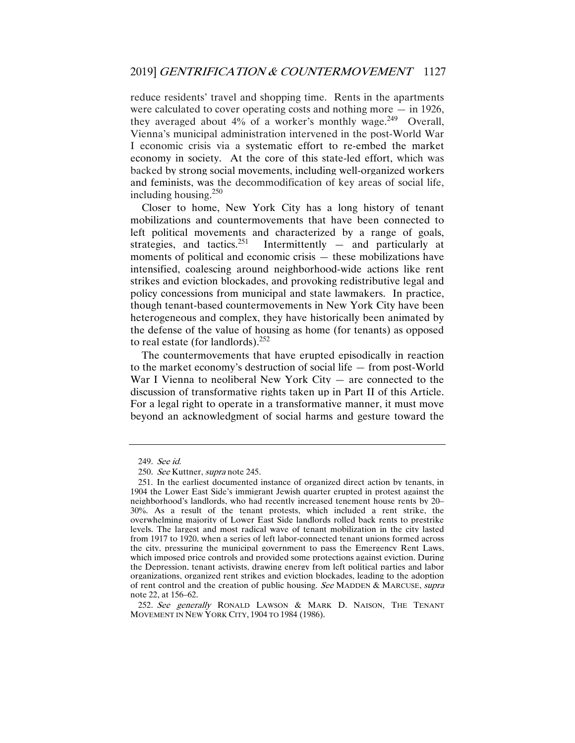reduce residents' travel and shopping time. Rents in the apartments were calculated to cover operating costs and nothing more — in 1926, they averaged about 4% of a worker's monthly wage.[249] Overall, Vienna's municipal administration intervened in the post-World War I economic crisis via a systematic effort to re-embed the market economy in society. At the core of this state-led effort, which was backed by strong social movements, including well-organized workers and feminists, was the decommodification of key areas of social life, including housing.[250]

Closer to home, New York City has a long history of tenant mobilizations and countermovements that have been connected to left political movements and characterized by a range of goals, strategies, and tactics.[251] Intermittently — and particularly at moments of political and economic crisis — these mobilizations have intensified, coalescing around neighborhood-wide actions like rent strikes and eviction blockades, and provoking redistributive legal and policy concessions from municipal and state lawmakers. In practice, though tenant-based countermovements in New York City have been heterogeneous and complex, they have historically been animated by the defense of the value of housing as home (for tenants) as opposed to real estate (for landlords).[252]

The countermovements that have erupted episodically in reaction to the market economy's destruction of social life — from post-World War I Vienna to neoliberal New York City — are connected to the discussion of transformative rights taken up in Part II of this Article. For a legal right to operate in a transformative manner, it must move beyond an acknowledgment of social harms and gesture toward the

---

249. *See id.*

250. *See* Kuttner, *supra* note 245.

251. In the earliest documented instance of organized direct action by tenants, in 1904 the Lower East Side's immigrant Jewish quarter erupted in protest against the neighborhood's landlords, who had recently increased tenement house rents by 20–30%. As a result of the tenant protests, which included a rent strike, the overwhelming majority of Lower East Side landlords rolled back rents to prestrike levels. The largest and most radical wave of tenant mobilization in the city lasted from 1917 to 1920, when a series of left labor-connected tenant unions formed across the city, pressuring the municipal government to pass the Emergency Rent Laws, which imposed price controls and provided some protections against eviction. During the Depression, tenant activists, drawing energy from left political parties and labor organizations, organized rent strikes and eviction blockades, leading to the adoption of rent control and the creation of public housing. *See* MADDEN & MARCUSE, *supra* note 22, at 156–62.

252. *See generally* RONALD LAWSON & MARK D. NAISON, THE TENANT MOVEMENT IN NEW YORK CITY, 1904 TO 1984 (1986).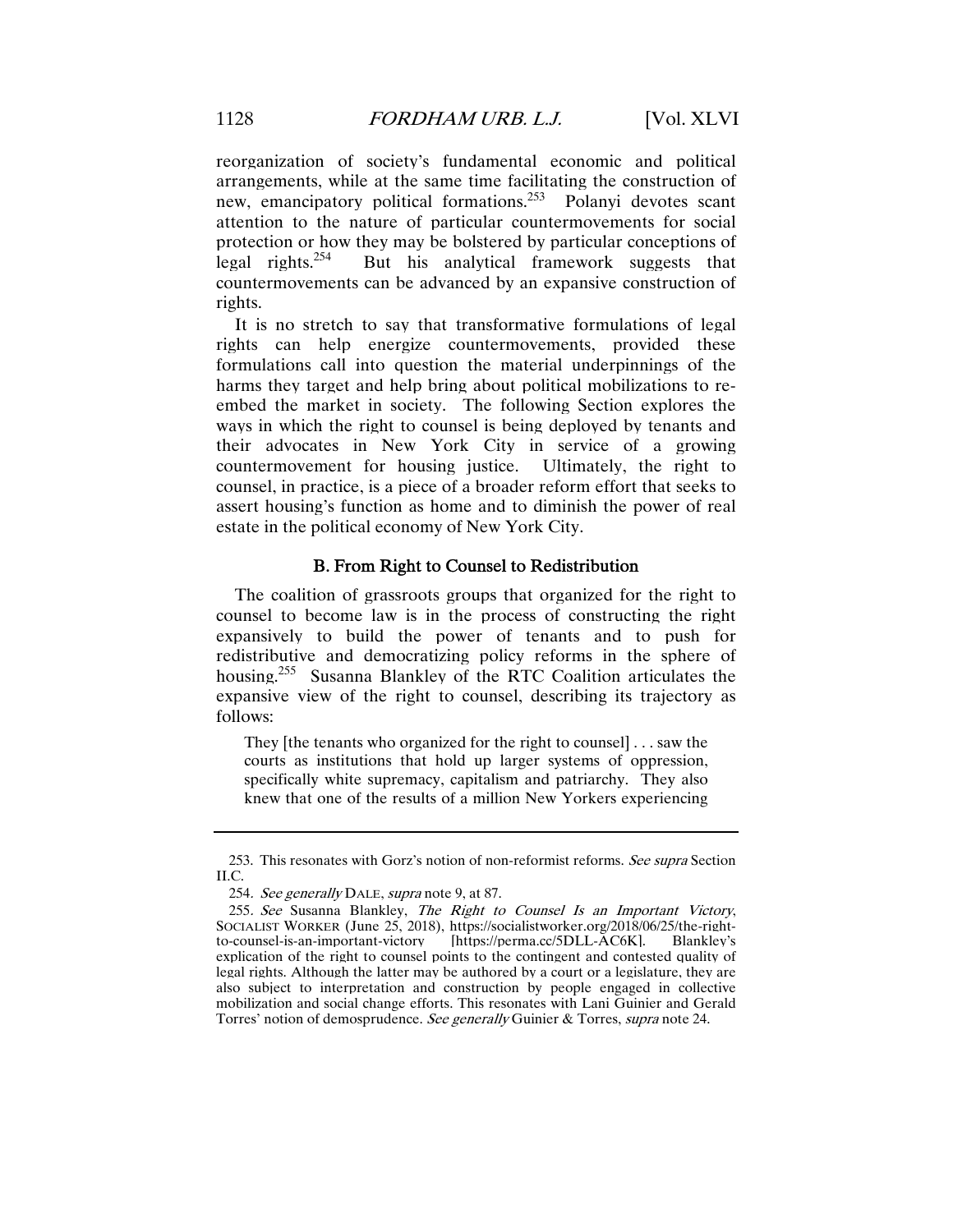reorganization of society's fundamental economic and political arrangements, while at the same time facilitating the construction of new, emancipatory political formations.[253] Polanyi devotes scant attention to the nature of particular countermovements for social protection or how they may be bolstered by particular conceptions of legal rights.[254] But his analytical framework suggests that countermovements can be advanced by an expansive construction of rights.

It is no stretch to say that transformative formulations of legal rights can help energize countermovements, provided these formulations call into question the material underpinnings of the harms they target and help bring about political mobilizations to re-embed the market in society. The following Section explores the ways in which the right to counsel is being deployed by tenants and their advocates in New York City in service of a growing countermovement for housing justice. Ultimately, the right to counsel, in practice, is a piece of a broader reform effort that seeks to assert housing's function as home and to diminish the power of real estate in the political economy of New York City.

### B. From Right to Counsel to Redistribution

The coalition of grassroots groups that organized for the right to counsel to become law is in the process of constructing the right expansively to build the power of tenants and to push for redistributive and democratizing policy reforms in the sphere of housing.[255] Susanna Blankley of the RTC Coalition articulates the expansive view of the right to counsel, describing its trajectory as follows:

> They [the tenants who organized for the right to counsel] . . . saw the courts as institutions that hold up larger systems of oppression, specifically white supremacy, capitalism and patriarchy. They also knew that one of the results of a million New Yorkers experiencing

---

253. This resonates with Gorz's notion of non-reformist reforms. *See supra* Section II.C.

254. *See generally* DALE, *supra* note 9, at 87.

255. *See* Susanna Blankley, *The Right to Counsel Is an Important Victory*, SOCIALIST WORKER (June 25, 2018), https://socialistworker.org/2018/06/25/the-right-to-counsel-is-an-important-victory [https://perma.cc/5DLL-AC6K]. Blankley's explication of the right to counsel points to the contingent and contested quality of legal rights. Although the latter may be authored by a court or a legislature, they are also subject to interpretation and construction by people engaged in collective mobilization and social change efforts. This resonates with Lani Guinier and Gerald Torres' notion of demosprudence. *See generally* Guinier & Torres, *supra* note 24.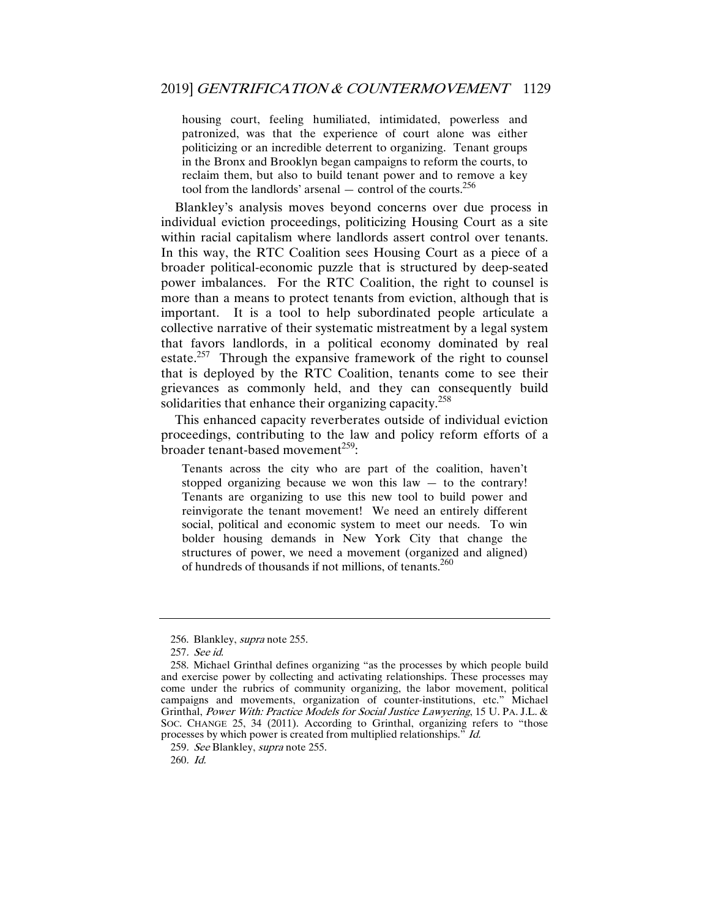> housing court, feeling humiliated, intimidated, powerless and patronized, was that the experience of court alone was either politicizing or an incredible deterrent to organizing. Tenant groups in the Bronx and Brooklyn began campaigns to reform the courts, to reclaim them, but also to build tenant power and to remove a key tool from the landlords' arsenal — control of the courts.[256]

Blankley's analysis moves beyond concerns over due process in individual eviction proceedings, politicizing Housing Court as a site within racial capitalism where landlords assert control over tenants. In this way, the RTC Coalition sees Housing Court as a piece of a broader political-economic puzzle that is structured by deep-seated power imbalances. For the RTC Coalition, the right to counsel is more than a means to protect tenants from eviction, although that is important. It is a tool to help subordinated people articulate a collective narrative of their systematic mistreatment by a legal system that favors landlords, in a political economy dominated by real estate.[257] Through the expansive framework of the right to counsel that is deployed by the RTC Coalition, tenants come to see their grievances as commonly held, and they can consequently build solidarities that enhance their organizing capacity.[258]

This enhanced capacity reverberates outside of individual eviction proceedings, contributing to the law and policy reform efforts of a broader tenant-based movement[259]:

> Tenants across the city who are part of the coalition, haven't stopped organizing because we won this law — to the contrary! Tenants are organizing to use this new tool to build power and reinvigorate the tenant movement! We need an entirely different social, political and economic system to meet our needs. To win bolder housing demands in New York City that change the structures of power, we need a movement (organized and aligned) of hundreds of thousands if not millions, of tenants.[260]

---

256. Blankley, *supra* note 255.

257. *See id.*

258. Michael Grinthal defines organizing "as the processes by which people build and exercise power by collecting and activating relationships. These processes may come under the rubrics of community organizing, the labor movement, political campaigns and movements, organization of counter-institutions, etc." Michael Grinthal, *Power With: Practice Models for Social Justice Lawyering*, 15 U. PA. J.L. & SOC. CHANGE 25, 34 (2011). According to Grinthal, organizing refers to "those processes by which power is created from multiplied relationships." *Id.*

259. *See* Blankley, *supra* note 255.

260. *Id.*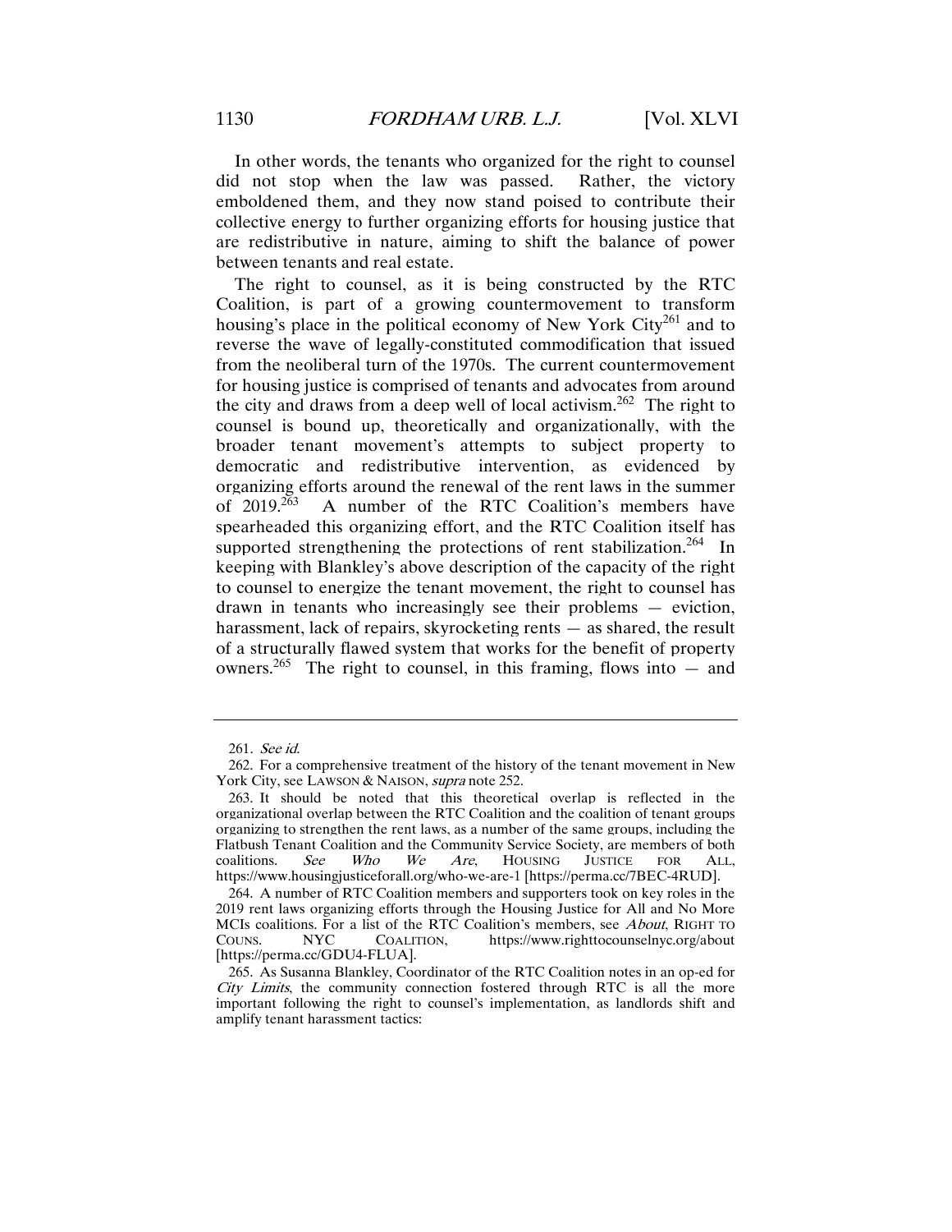In other words, the tenants who organized for the right to counsel did not stop when the law was passed. Rather, the victory emboldened them, and they now stand poised to contribute their collective energy to further organizing efforts for housing justice that are redistributive in nature, aiming to shift the balance of power between tenants and real estate.

The right to counsel, as it is being constructed by the RTC Coalition, is part of a growing countermovement to transform housing's place in the political economy of New York City[261] and to reverse the wave of legally-constituted commodification that issued from the neoliberal turn of the 1970s. The current countermovement for housing justice is comprised of tenants and advocates from around the city and draws from a deep well of local activism.[262] The right to counsel is bound up, theoretically and organizationally, with the broader tenant movement's attempts to subject property to democratic and redistributive intervention, as evidenced by organizing efforts around the renewal of the rent laws in the summer of 2019.[263] A number of the RTC Coalition's members have spearheaded this organizing effort, and the RTC Coalition itself has supported strengthening the protections of rent stabilization.[264] In keeping with Blankley's above description of the capacity of the right to counsel to energize the tenant movement, the right to counsel has drawn in tenants who increasingly see their problems — eviction, harassment, lack of repairs, skyrocketing rents — as shared, the result of a structurally flawed system that works for the benefit of property owners.[265] The right to counsel, in this framing, flows into — and

---

261. *See id.*

262. For a comprehensive treatment of the history of the tenant movement in New York City, see LAWSON & NAISON, *supra* note 252.

263. It should be noted that this theoretical overlap is reflected in the organizational overlap between the RTC Coalition and the coalition of tenant groups organizing to strengthen the rent laws, as a number of the same groups, including the Flatbush Tenant Coalition and the Community Service Society, are members of both coalitions. *See Who We Are*, HOUSING JUSTICE FOR ALL, https://www.housingjusticeforall.org/who-we-are-1 [https://perma.cc/7BEC-4RUD].

264. A number of RTC Coalition members and supporters took on key roles in the 2019 rent laws organizing efforts through the Housing Justice for All and No More MCIs coalitions. For a list of the RTC Coalition's members, see *About*, RIGHT TO COUNS. NYC COALITION, https://www.righttocounselnyc.org/about [https://perma.cc/GDU4-FLUA].

265. As Susanna Blankley, Coordinator of the RTC Coalition notes in an op-ed for *City Limits*, the community connection fostered through RTC is all the more important following the right to counsel's implementation, as landlords shift and amplify tenant harassment tactics: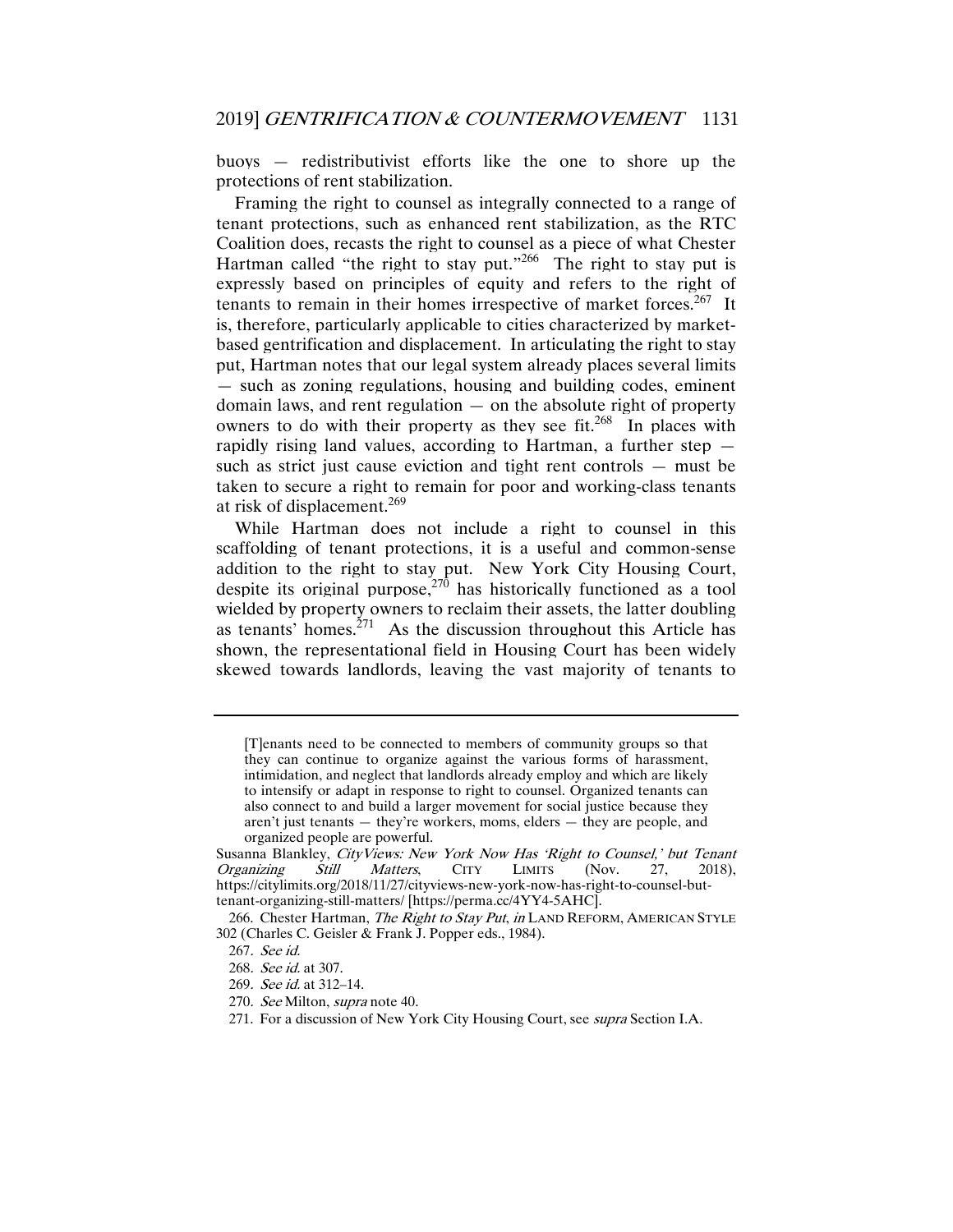buoys — redistributivist efforts like the one to shore up the protections of rent stabilization.

Framing the right to counsel as integrally connected to a range of tenant protections, such as enhanced rent stabilization, as the RTC Coalition does, recasts the right to counsel as a piece of what Chester Hartman called "the right to stay put."[266] The right to stay put is expressly based on principles of equity and refers to the right of tenants to remain in their homes irrespective of market forces.[267] It is, therefore, particularly applicable to cities characterized by market-based gentrification and displacement. In articulating the right to stay put, Hartman notes that our legal system already places several limits — such as zoning regulations, housing and building codes, eminent domain laws, and rent regulation — on the absolute right of property owners to do with their property as they see fit.[268] In places with rapidly rising land values, according to Hartman, a further step — such as strict just cause eviction and tight rent controls — must be taken to secure a right to remain for poor and working-class tenants at risk of displacement.[269]

While Hartman does not include a right to counsel in this scaffolding of tenant protections, it is a useful and common-sense addition to the right to stay put. New York City Housing Court, despite its original purpose,[270] has historically functioned as a tool wielded by property owners to reclaim their assets, the latter doubling as tenants' homes.[271] As the discussion throughout this Article has shown, the representational field in Housing Court has been widely skewed towards landlords, leaving the vast majority of tenants to

---

> [T]enants need to be connected to members of community groups so that they can continue to organize against the various forms of harassment, intimidation, and neglect that landlords already employ and which are likely to intensify or adapt in response to right to counsel. Organized tenants can also connect to and build a larger movement for social justice because they aren't just tenants — they're workers, moms, elders — they are people, and organized people are powerful.

Susanna Blankley, *CityViews: New York Now Has 'Right to Counsel,' but Tenant Organizing Still Matters*, CITY LIMITS (Nov. 27, 2018), https://citylimits.org/2018/11/27/cityviews-new-york-now-has-right-to-counsel-but-tenant-organizing-still-matters/ [https://perma.cc/4YY4-5AHC].

266. Chester Hartman, *The Right to Stay Put*, *in* LAND REFORM, AMERICAN STYLE 302 (Charles C. Geisler & Frank J. Popper eds., 1984).

267. *See id.*

268. *See id.* at 307.

269. *See id.* at 312–14.

270. *See* Milton, *supra* note 40.

271. For a discussion of New York City Housing Court, see *supra* Section I.A.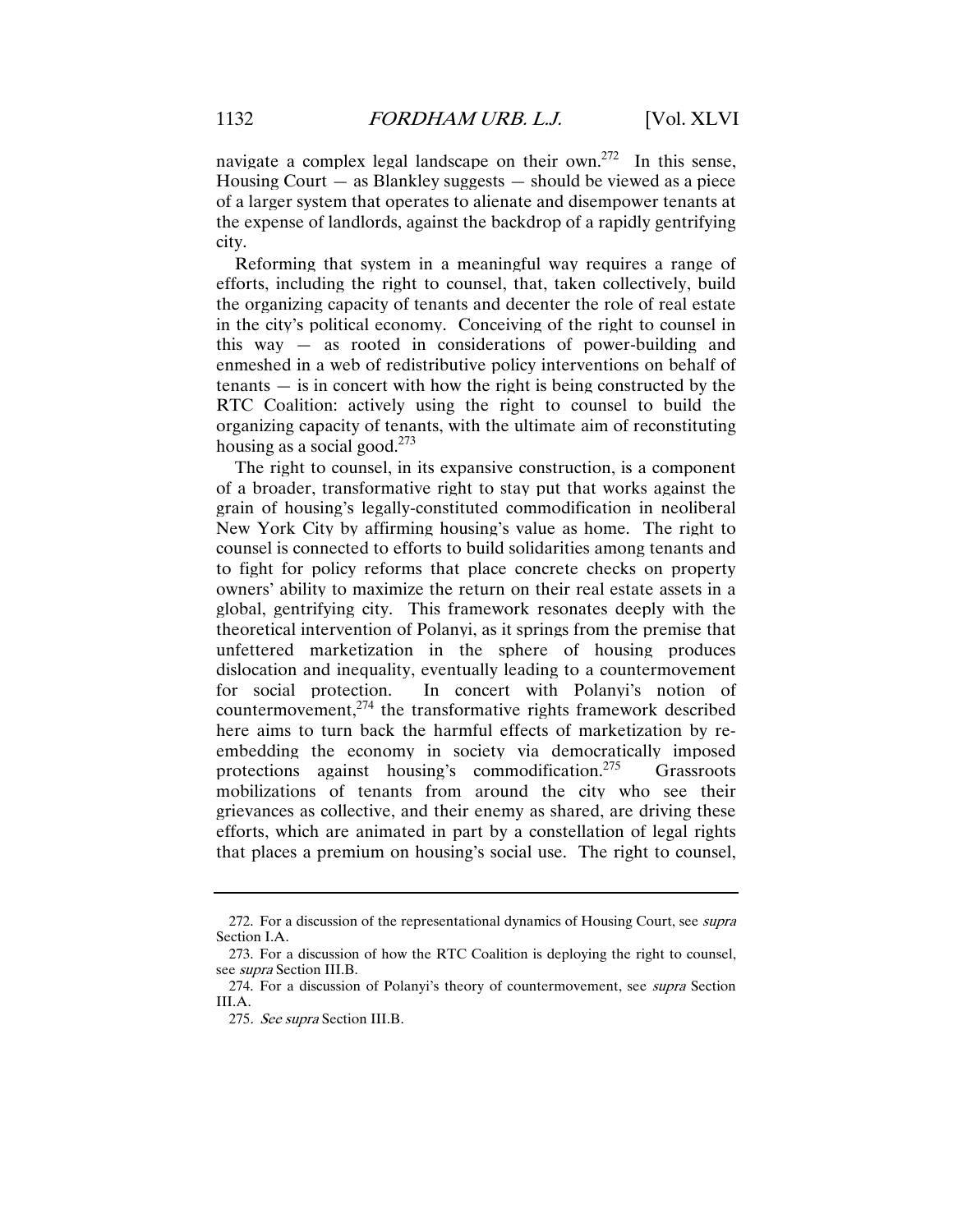navigate a complex legal landscape on their own.[272] In this sense, Housing Court — as Blankley suggests — should be viewed as a piece of a larger system that operates to alienate and disempower tenants at the expense of landlords, against the backdrop of a rapidly gentrifying city.

Reforming that system in a meaningful way requires a range of efforts, including the right to counsel, that, taken collectively, build the organizing capacity of tenants and decenter the role of real estate in the city's political economy. Conceiving of the right to counsel in this way — as rooted in considerations of power-building and enmeshed in a web of redistributive policy interventions on behalf of tenants — is in concert with how the right is being constructed by the RTC Coalition: actively using the right to counsel to build the organizing capacity of tenants, with the ultimate aim of reconstituting housing as a social good.[273]

The right to counsel, in its expansive construction, is a component of a broader, transformative right to stay put that works against the grain of housing's legally-constituted commodification in neoliberal New York City by affirming housing's value as home. The right to counsel is connected to efforts to build solidarities among tenants and to fight for policy reforms that place concrete checks on property owners' ability to maximize the return on their real estate assets in a global, gentrifying city. This framework resonates deeply with the theoretical intervention of Polanyi, as it springs from the premise that unfettered marketization in the sphere of housing produces dislocation and inequality, eventually leading to a countermovement for social protection. In concert with Polanyi's notion of countermovement,[274] the transformative rights framework described here aims to turn back the harmful effects of marketization by re-embedding the economy in society via democratically imposed protections against housing's commodification.[275] Grassroots mobilizations of tenants from around the city who see their grievances as collective, and their enemy as shared, are driving these efforts, which are animated in part by a constellation of legal rights that places a premium on housing's social use. The right to counsel,

---

272. For a discussion of the representational dynamics of Housing Court, see *supra* Section I.A.

273. For a discussion of how the RTC Coalition is deploying the right to counsel, see *supra* Section III.B.

274. For a discussion of Polanyi's theory of countermovement, see *supra* Section III.A.

275. *See supra* Section III.B.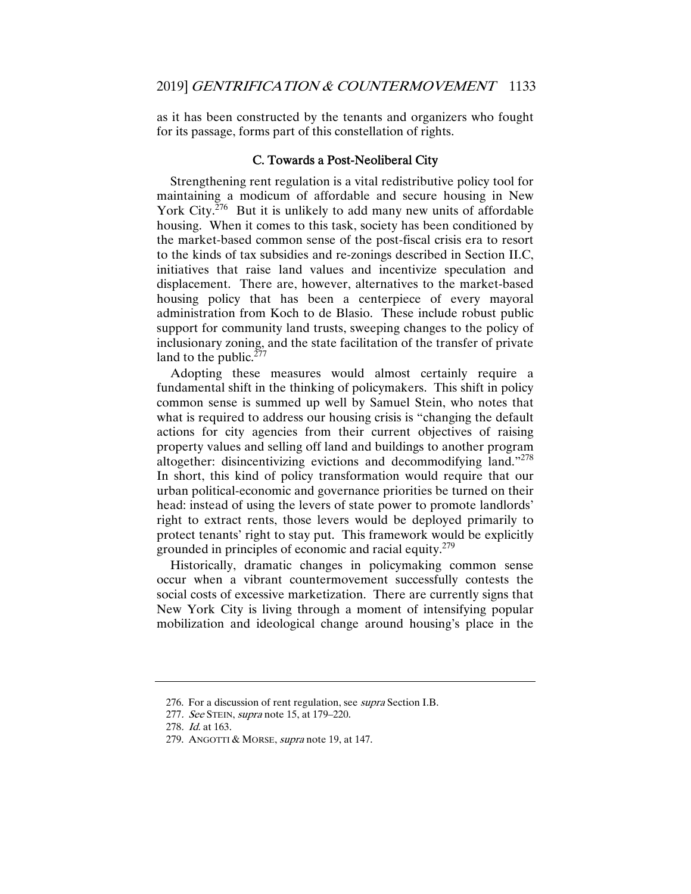as it has been constructed by the tenants and organizers who fought for its passage, forms part of this constellation of rights.

### C. Towards a Post-Neoliberal City

Strengthening rent regulation is a vital redistributive policy tool for maintaining a modicum of affordable and secure housing in New York City.[276] But it is unlikely to add many new units of affordable housing. When it comes to this task, society has been conditioned by the market-based common sense of the post-fiscal crisis era to resort to the kinds of tax subsidies and re-zonings described in Section II.C, initiatives that raise land values and incentivize speculation and displacement. There are, however, alternatives to the market-based housing policy that has been a centerpiece of every mayoral administration from Koch to de Blasio. These include robust public support for community land trusts, sweeping changes to the policy of inclusionary zoning, and the state facilitation of the transfer of private land to the public.[277]

Adopting these measures would almost certainly require a fundamental shift in the thinking of policymakers. This shift in policy common sense is summed up well by Samuel Stein, who notes that what is required to address our housing crisis is "changing the default actions for city agencies from their current objectives of raising property values and selling off land and buildings to another program altogether: disincentivizing evictions and decommodifying land."[278] In short, this kind of policy transformation would require that our urban political-economic and governance priorities be turned on their head: instead of using the levers of state power to promote landlords' right to extract rents, those levers would be deployed primarily to protect tenants' right to stay put. This framework would be explicitly grounded in principles of economic and racial equity.[279]

Historically, dramatic changes in policymaking common sense occur when a vibrant countermovement successfully contests the social costs of excessive marketization. There are currently signs that New York City is living through a moment of intensifying popular mobilization and ideological change around housing's place in the

---

276. For a discussion of rent regulation, see *supra* Section I.B.

277. *See* STEIN, *supra* note 15, at 179–220.

278. *Id.* at 163.

279. ANGOTTI & MORSE, *supra* note 19, at 147.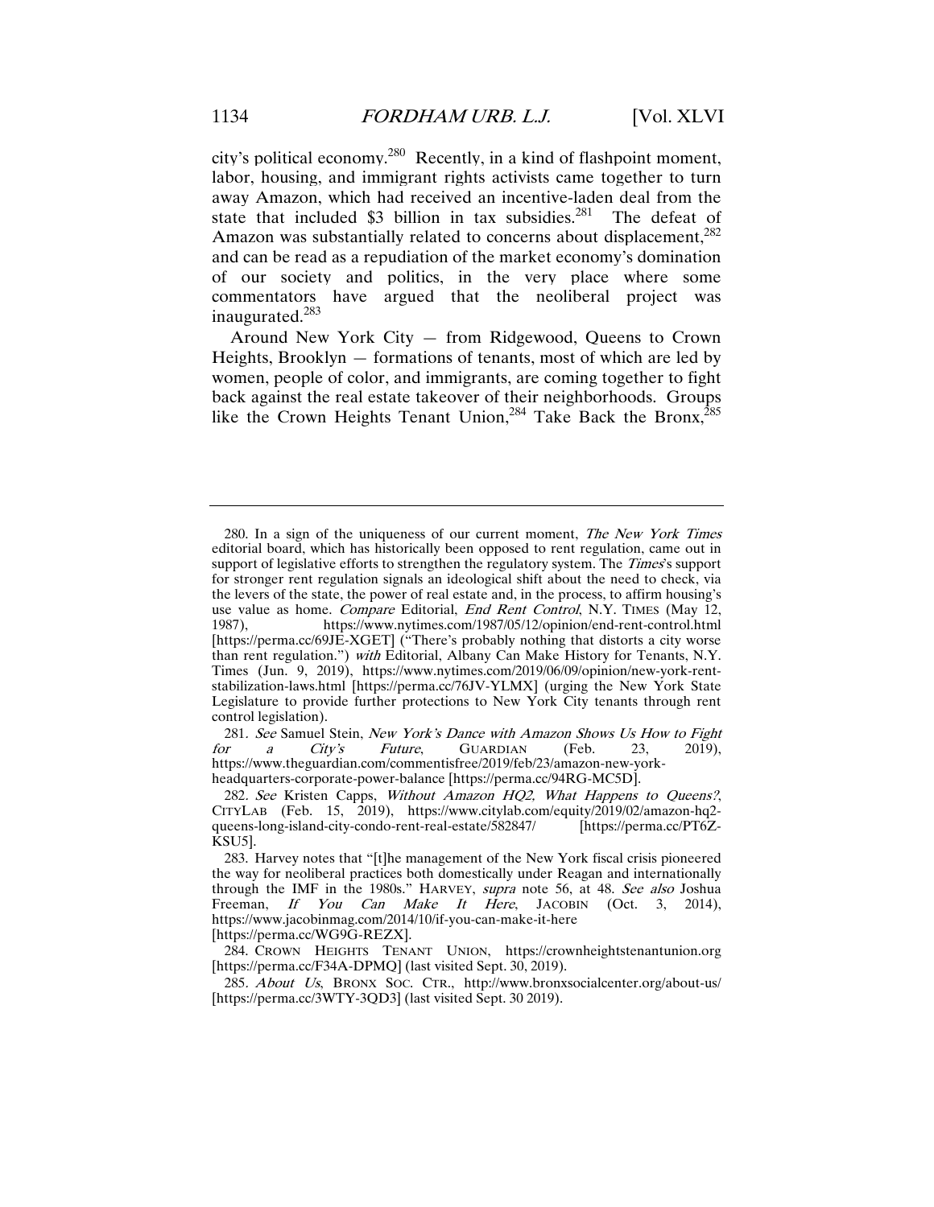city's political economy.[280] Recently, in a kind of flashpoint moment, labor, housing, and immigrant rights activists came together to turn away Amazon, which had received an incentive-laden deal from the state that included $3 billion in tax subsidies.[281] The defeat of Amazon was substantially related to concerns about displacement,[282] and can be read as a repudiation of the market economy's domination of our society and politics, in the very place where some commentators have argued that the neoliberal project was inaugurated.[283]

Around New York City — from Ridgewood, Queens to Crown Heights, Brooklyn — formations of tenants, most of which are led by women, people of color, and immigrants, are coming together to fight back against the real estate takeover of their neighborhoods. Groups like the Crown Heights Tenant Union,[284] Take Back the Bronx,[285]

---

280. In a sign of the uniqueness of our current moment, *The New York Times* editorial board, which has historically been opposed to rent regulation, came out in support of legislative efforts to strengthen the regulatory system. The *Times*'s support for stronger rent regulation signals an ideological shift about the need to check, via the levers of the state, the power of real estate and, in the process, to affirm housing's use value as home. *Compare* Editorial, *End Rent Control*, N.Y. TIMES (May 12, 1987), https://www.nytimes.com/1987/05/12/opinion/end-rent-control.html [https://perma.cc/69JE-XGET] ("There's probably nothing that distorts a city worse than rent regulation.") *with* Editorial, Albany Can Make History for Tenants, N.Y. Times (Jun. 9, 2019), https://www.nytimes.com/2019/06/09/opinion/new-york-rent-stabilization-laws.html [https://perma.cc/76JV-YLMX] (urging the New York State Legislature to provide further protections to New York City tenants through rent control legislation).

281. *See* Samuel Stein, *New York's Dance with Amazon Shows Us How to Fight for a City's Future*, GUARDIAN (Feb. 23, 2019), https://www.theguardian.com/commentisfree/2019/feb/23/amazon-new-york-headquarters-corporate-power-balance [https://perma.cc/94RG-MC5D].

282. *See* Kristen Capps, *Without Amazon HQ2, What Happens to Queens?*, CITYLAB (Feb. 15, 2019), https://www.citylab.com/equity/2019/02/amazon-hq2-queens-long-island-city-condo-rent-real-estate/582847/ [https://perma.cc/PT6Z-KSU5].

283. Harvey notes that "[t]he management of the New York fiscal crisis pioneered the way for neoliberal practices both domestically under Reagan and internationally through the IMF in the 1980s." HARVEY, *supra* note 56, at 48. *See also* Joshua Freeman, *If You Can Make It Here*, JACOBIN (Oct. 3, 2014), https://www.jacobinmag.com/2014/10/if-you-can-make-it-here [https://perma.cc/WG9G-REZX].

284. CROWN HEIGHTS TENANT UNION, https://crownheightstenantunion.org [https://perma.cc/F34A-DPMQ] (last visited Sept. 30, 2019).

285. *About Us*, BRONX SOC. CTR., http://www.bronxsocialcenter.org/about-us/ [https://perma.cc/3WTY-3QD3] (last visited Sept. 30 2019).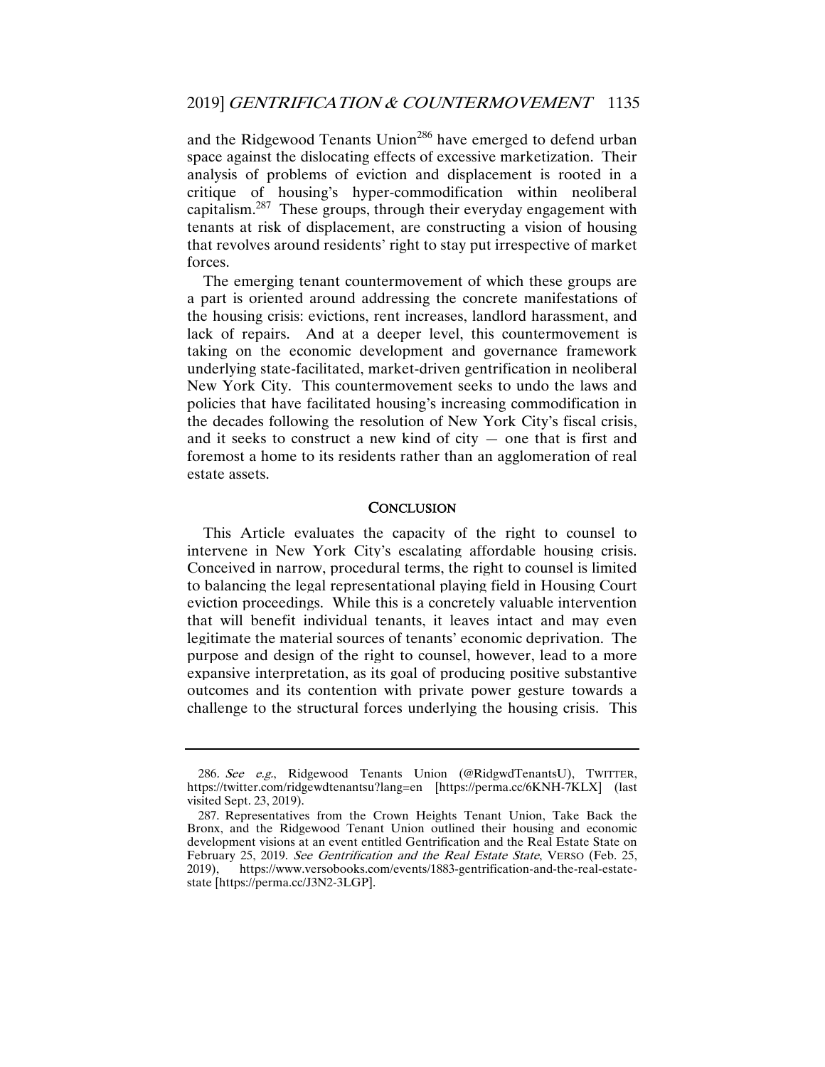and the Ridgewood Tenants Union[286] have emerged to defend urban space against the dislocating effects of excessive marketization. Their analysis of problems of eviction and displacement is rooted in a critique of housing's hyper-commodification within neoliberal capitalism.[287] These groups, through their everyday engagement with tenants at risk of displacement, are constructing a vision of housing that revolves around residents' right to stay put irrespective of market forces.

The emerging tenant countermovement of which these groups are a part is oriented around addressing the concrete manifestations of the housing crisis: evictions, rent increases, landlord harassment, and lack of repairs. And at a deeper level, this countermovement is taking on the economic development and governance framework underlying state-facilitated, market-driven gentrification in neoliberal New York City. This countermovement seeks to undo the laws and policies that have facilitated housing's increasing commodification in the decades following the resolution of New York City's fiscal crisis, and it seeks to construct a new kind of city — one that is first and foremost a home to its residents rather than an agglomeration of real estate assets.

## CONCLUSION

This Article evaluates the capacity of the right to counsel to intervene in New York City's escalating affordable housing crisis. Conceived in narrow, procedural terms, the right to counsel is limited to balancing the legal representational playing field in Housing Court eviction proceedings. While this is a concretely valuable intervention that will benefit individual tenants, it leaves intact and may even legitimate the material sources of tenants' economic deprivation. The purpose and design of the right to counsel, however, lead to a more expansive interpretation, as its goal of producing positive substantive outcomes and its contention with private power gesture towards a challenge to the structural forces underlying the housing crisis. This

---

286. *See e.g.*, Ridgewood Tenants Union (@RidgwdTenantsU), TWITTER, https://twitter.com/ridgewdtenantsu?lang=en [https://perma.cc/6KNH-7KLX] (last visited Sept. 23, 2019).

287. Representatives from the Crown Heights Tenant Union, Take Back the Bronx, and the Ridgewood Tenant Union outlined their housing and economic development visions at an event entitled Gentrification and the Real Estate State on February 25, 2019. *See Gentrification and the Real Estate State*, VERSO (Feb. 25, 2019), https://www.versobooks.com/events/1883-gentrification-and-the-real-estate-state [https://perma.cc/J3N2-3LGP].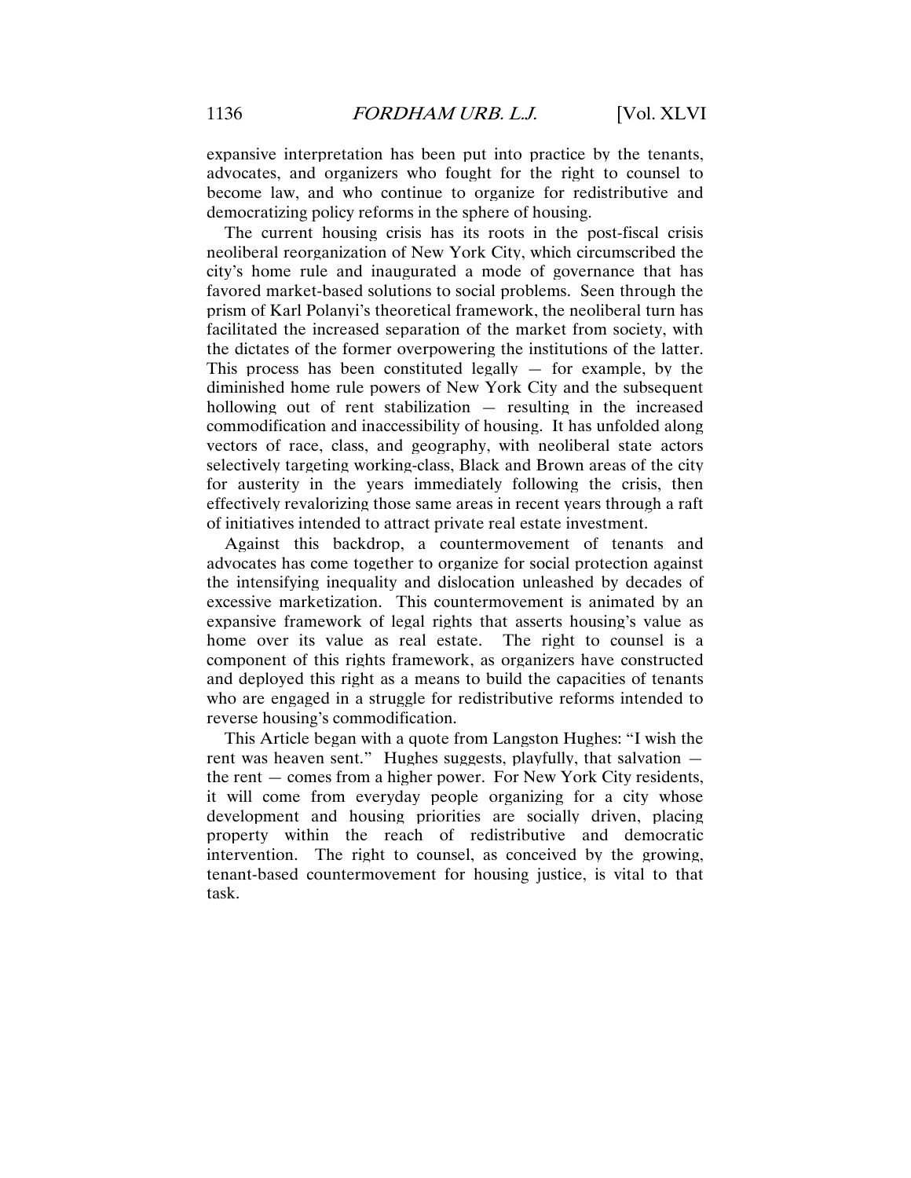expansive interpretation has been put into practice by the tenants, advocates, and organizers who fought for the right to counsel to become law, and who continue to organize for redistributive and democratizing policy reforms in the sphere of housing.

The current housing crisis has its roots in the post-fiscal crisis neoliberal reorganization of New York City, which circumscribed the city's home rule and inaugurated a mode of governance that has favored market-based solutions to social problems. Seen through the prism of Karl Polanyi's theoretical framework, the neoliberal turn has facilitated the increased separation of the market from society, with the dictates of the former overpowering the institutions of the latter. This process has been constituted legally — for example, by the diminished home rule powers of New York City and the subsequent hollowing out of rent stabilization — resulting in the increased commodification and inaccessibility of housing. It has unfolded along vectors of race, class, and geography, with neoliberal state actors selectively targeting working-class, Black and Brown areas of the city for austerity in the years immediately following the crisis, then effectively revalorizing those same areas in recent years through a raft of initiatives intended to attract private real estate investment.

Against this backdrop, a countermovement of tenants and advocates has come together to organize for social protection against the intensifying inequality and dislocation unleashed by decades of excessive marketization. This countermovement is animated by an expansive framework of legal rights that asserts housing's value as home over its value as real estate. The right to counsel is a component of this rights framework, as organizers have constructed and deployed this right as a means to build the capacities of tenants who are engaged in a struggle for redistributive reforms intended to reverse housing's commodification.

This Article began with a quote from Langston Hughes: "I wish the rent was heaven sent." Hughes suggests, playfully, that salvation — the rent — comes from a higher power. For New York City residents, it will come from everyday people organizing for a city whose development and housing priorities are socially driven, placing property within the reach of redistributive and democratic intervention. The right to counsel, as conceived by the growing, tenant-based countermovement for housing justice, is vital to that task.